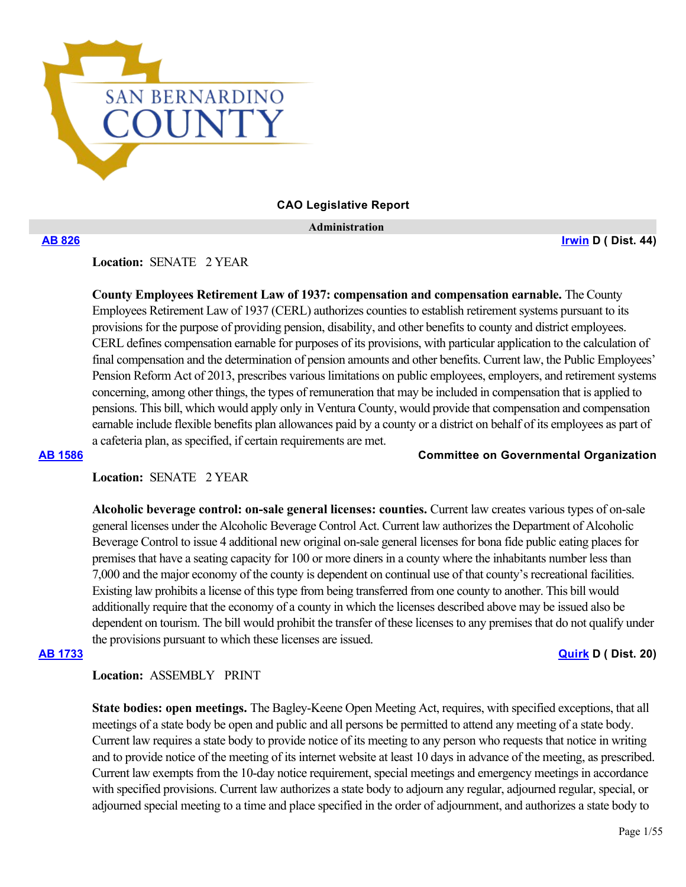# CAO Legislative Report

## Administration

**AB 826** **Irwin D ( Dist. 44)**

**Location:** SENATE 2 YEAR

**County Employees Retirement Law of 1937: compensation and compensation earnable.** The County Employees Retirement Law of 1937 (CERL) authorizes counties to establish retirement systems pursuant to its provisions for the purpose of providing pension, disability, and other benefits to county and district employees. CERL defines compensation earnable for purposes of its provisions, with particular application to the calculation of final compensation and the determination of pension amounts and other benefits. Current law, the Public Employees' Pension Reform Act of 2013, prescribes various limitations on public employees, employers, and retirement systems concerning, among other things, the types of remuneration that may be included in compensation that is applied to pensions. This bill, which would apply only in Ventura County, would provide that compensation and compensation earnable include flexible benefits plan allowances paid by a county or a district on behalf of its employees as part of a cafeteria plan, as specified, if certain requirements are met.

**AB 1586** **Committee on Governmental Organization**

**Location:** SENATE 2 YEAR

**Alcoholic beverage control: on-sale general licenses: counties.** Current law creates various types of on-sale general licenses under the Alcoholic Beverage Control Act. Current law authorizes the Department of Alcoholic Beverage Control to issue 4 additional new original on-sale general licenses for bona fide public eating places for premises that have a seating capacity for 100 or more diners in a county where the inhabitants number less than 7,000 and the major economy of the county is dependent on continual use of that county's recreational facilities. Existing law prohibits a license of this type from being transferred from one county to another. This bill would additionally require that the economy of a county in which the licenses described above may be issued also be dependent on tourism. The bill would prohibit the transfer of these licenses to any premises that do not qualify under the provisions pursuant to which these licenses are issued.

**AB 1733** **Quirk D ( Dist. 20)**

**Location:** ASSEMBLY PRINT

**State bodies: open meetings.** The Bagley-Keene Open Meeting Act, requires, with specified exceptions, that all meetings of a state body be open and public and all persons be permitted to attend any meeting of a state body. Current law requires a state body to provide notice of its meeting to any person who requests that notice in writing and to provide notice of the meeting of its internet website at least 10 days in advance of the meeting, as prescribed. Current law exempts from the 10-day notice requirement, special meetings and emergency meetings in accordance with specified provisions. Current law authorizes a state body to adjourn any regular, adjourned regular, special, or adjourned special meeting to a time and place specified in the order of adjournment, and authorizes a state body to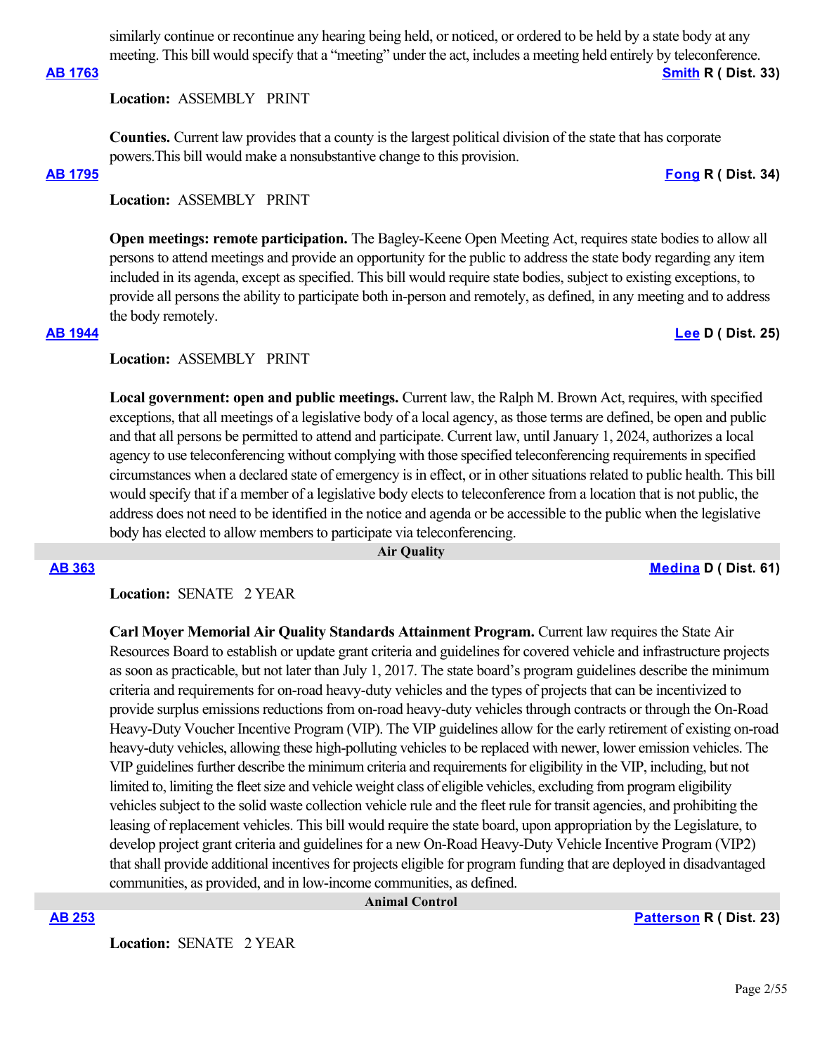similarly continue or recontinue any hearing being held, or noticed, or ordered to be held by a state body at any meeting. This bill would specify that a “meeting” under the act, includes a meeting held entirely by teleconference.

**AB 1763** **Smith R ( Dist. 33)**

**Location:** ASSEMBLY PRINT

**Counties.** Current law provides that a county is the largest political division of the state that has corporate powers.This bill would make a nonsubstantive change to this provision.

**AB 1795** **Fong R ( Dist. 34)**

**Location:** ASSEMBLY PRINT

**Open meetings: remote participation.** The Bagley-Keene Open Meeting Act, requires state bodies to allow all persons to attend meetings and provide an opportunity for the public to address the state body regarding any item included in its agenda, except as specified. This bill would require state bodies, subject to existing exceptions, to provide all persons the ability to participate both in-person and remotely, as defined, in any meeting and to address the body remotely.

**AB 1944** **Lee D ( Dist. 25)**

**Location:** ASSEMBLY PRINT

**Local government: open and public meetings.** Current law, the Ralph M. Brown Act, requires, with specified exceptions, that all meetings of a legislative body of a local agency, as those terms are defined, be open and public and that all persons be permitted to attend and participate. Current law, until January 1, 2024, authorizes a local agency to use teleconferencing without complying with those specified teleconferencing requirements in specified circumstances when a declared state of emergency is in effect, or in other situations related to public health. This bill would specify that if a member of a legislative body elects to teleconference from a location that is not public, the address does not need to be identified in the notice and agenda or be accessible to the public when the legislative body has elected to allow members to participate via teleconferencing.

## Air Quality

**AB 363** **Medina D ( Dist. 61)**

**Location:** SENATE 2 YEAR

**Carl Moyer Memorial Air Quality Standards Attainment Program.** Current law requires the State Air Resources Board to establish or update grant criteria and guidelines for covered vehicle and infrastructure projects as soon as practicable, but not later than July 1, 2017. The state board’s program guidelines describe the minimum criteria and requirements for on-road heavy-duty vehicles and the types of projects that can be incentivized to provide surplus emissions reductions from on-road heavy-duty vehicles through contracts or through the On-Road Heavy-Duty Voucher Incentive Program (VIP). The VIP guidelines allow for the early retirement of existing on-road heavy-duty vehicles, allowing these high-polluting vehicles to be replaced with newer, lower emission vehicles. The VIP guidelines further describe the minimum criteria and requirements for eligibility in the VIP, including, but not limited to, limiting the fleet size and vehicle weight class of eligible vehicles, excluding from program eligibility vehicles subject to the solid waste collection vehicle rule and the fleet rule for transit agencies, and prohibiting the leasing of replacement vehicles. This bill would require the state board, upon appropriation by the Legislature, to develop project grant criteria and guidelines for a new On-Road Heavy-Duty Vehicle Incentive Program (VIP2) that shall provide additional incentives for projects eligible for program funding that are deployed in disadvantaged communities, as provided, and in low-income communities, as defined.

## Animal Control

**AB 253** **Patterson R ( Dist. 23)**

**Location:** SENATE 2 YEAR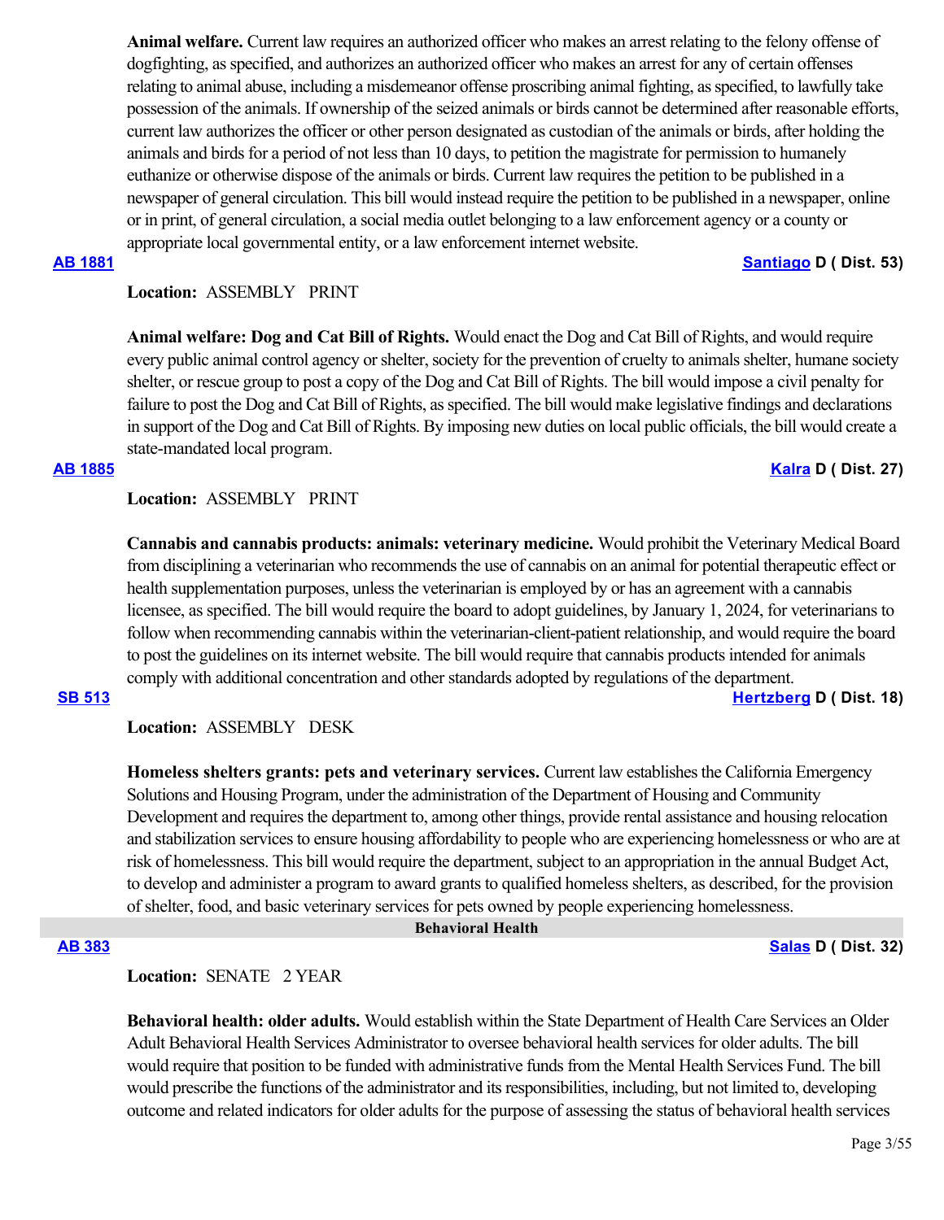**Animal welfare.** Current law requires an authorized officer who makes an arrest relating to the felony offense of dogfighting, as specified, and authorizes an authorized officer who makes an arrest for any of certain offenses relating to animal abuse, including a misdemeanor offense proscribing animal fighting, as specified, to lawfully take possession of the animals. If ownership of the seized animals or birds cannot be determined after reasonable efforts, current law authorizes the officer or other person designated as custodian of the animals or birds, after holding the animals and birds for a period of not less than 10 days, to petition the magistrate for permission to humanely euthanize or otherwise dispose of the animals or birds. Current law requires the petition to be published in a newspaper of general circulation. This bill would instead require the petition to be published in a newspaper, online or in print, of general circulation, a social media outlet belonging to a law enforcement agency or a county or appropriate local governmental entity, or a law enforcement internet website.

**AB 1881** — **Santiago D ( Dist. 53)**

**Location:** ASSEMBLY PRINT

**Animal welfare: Dog and Cat Bill of Rights.** Would enact the Dog and Cat Bill of Rights, and would require every public animal control agency or shelter, society for the prevention of cruelty to animals shelter, humane society shelter, or rescue group to post a copy of the Dog and Cat Bill of Rights. The bill would impose a civil penalty for failure to post the Dog and Cat Bill of Rights, as specified. The bill would make legislative findings and declarations in support of the Dog and Cat Bill of Rights. By imposing new duties on local public officials, the bill would create a state-mandated local program.

**AB 1885** — **Kalra D ( Dist. 27)**

**Location:** ASSEMBLY PRINT

**Cannabis and cannabis products: animals: veterinary medicine.** Would prohibit the Veterinary Medical Board from disciplining a veterinarian who recommends the use of cannabis on an animal for potential therapeutic effect or health supplementation purposes, unless the veterinarian is employed by or has an agreement with a cannabis licensee, as specified. The bill would require the board to adopt guidelines, by January 1, 2024, for veterinarians to follow when recommending cannabis within the veterinarian-client-patient relationship, and would require the board to post the guidelines on its internet website. The bill would require that cannabis products intended for animals comply with additional concentration and other standards adopted by regulations of the department.

**SB 513** — **Hertzberg D ( Dist. 18)**

**Location:** ASSEMBLY DESK

**Homeless shelters grants: pets and veterinary services.** Current law establishes the California Emergency Solutions and Housing Program, under the administration of the Department of Housing and Community Development and requires the department to, among other things, provide rental assistance and housing relocation and stabilization services to ensure housing affordability to people who are experiencing homelessness or who are at risk of homelessness. This bill would require the department, subject to an appropriation in the annual Budget Act, to develop and administer a program to award grants to qualified homeless shelters, as described, for the provision of shelter, food, and basic veterinary services for pets owned by people experiencing homelessness.

## Behavioral Health

**AB 383** — **Salas D ( Dist. 32)**

**Location:** SENATE 2 YEAR

**Behavioral health: older adults.** Would establish within the State Department of Health Care Services an Older Adult Behavioral Health Services Administrator to oversee behavioral health services for older adults. The bill would require that position to be funded with administrative funds from the Mental Health Services Fund. The bill would prescribe the functions of the administrator and its responsibilities, including, but not limited to, developing outcome and related indicators for older adults for the purpose of assessing the status of behavioral health services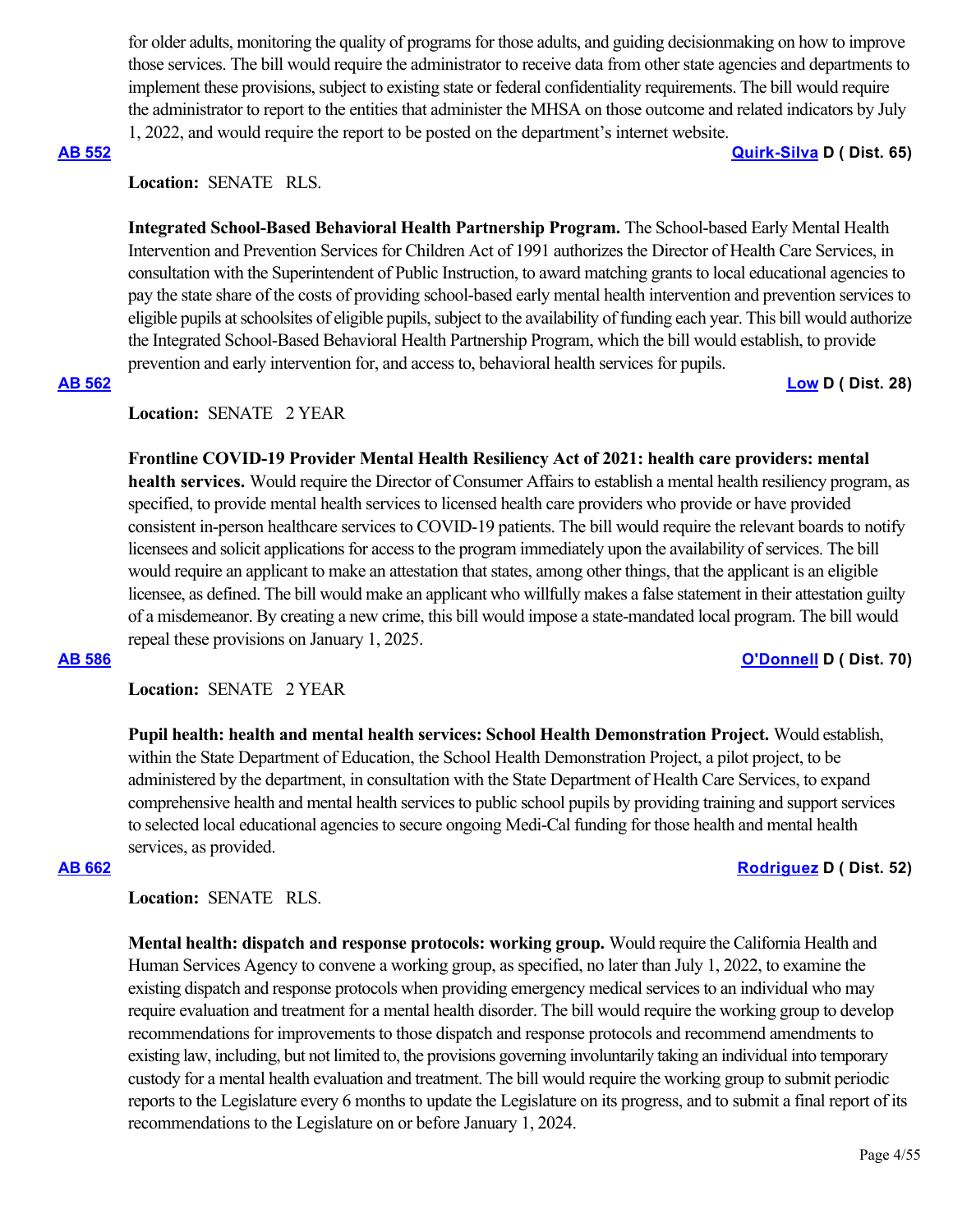for older adults, monitoring the quality of programs for those adults, and guiding decisionmaking on how to improve those services. The bill would require the administrator to receive data from other state agencies and departments to implement these provisions, subject to existing state or federal confidentiality requirements. The bill would require the administrator to report to the entities that administer the MHSA on those outcome and related indicators by July 1, 2022, and would require the report to be posted on the department's internet website.

**AB 552** **Quirk-Silva D ( Dist. 65)**

**Location:** SENATE RLS.

**Integrated School-Based Behavioral Health Partnership Program.** The School-based Early Mental Health Intervention and Prevention Services for Children Act of 1991 authorizes the Director of Health Care Services, in consultation with the Superintendent of Public Instruction, to award matching grants to local educational agencies to pay the state share of the costs of providing school-based early mental health intervention and prevention services to eligible pupils at schoolsites of eligible pupils, subject to the availability of funding each year. This bill would authorize the Integrated School-Based Behavioral Health Partnership Program, which the bill would establish, to provide prevention and early intervention for, and access to, behavioral health services for pupils.

**AB 562** **Low D ( Dist. 28)**

**Location:** SENATE 2 YEAR

**Frontline COVID-19 Provider Mental Health Resiliency Act of 2021: health care providers: mental health services.** Would require the Director of Consumer Affairs to establish a mental health resiliency program, as specified, to provide mental health services to licensed health care providers who provide or have provided consistent in-person healthcare services to COVID-19 patients. The bill would require the relevant boards to notify licensees and solicit applications for access to the program immediately upon the availability of services. The bill would require an applicant to make an attestation that states, among other things, that the applicant is an eligible licensee, as defined. The bill would make an applicant who willfully makes a false statement in their attestation guilty of a misdemeanor. By creating a new crime, this bill would impose a state-mandated local program. The bill would repeal these provisions on January 1, 2025.

**AB 586** **O'Donnell D ( Dist. 70)**

**Location:** SENATE 2 YEAR

**Pupil health: health and mental health services: School Health Demonstration Project.** Would establish, within the State Department of Education, the School Health Demonstration Project, a pilot project, to be administered by the department, in consultation with the State Department of Health Care Services, to expand comprehensive health and mental health services to public school pupils by providing training and support services to selected local educational agencies to secure ongoing Medi-Cal funding for those health and mental health services, as provided.

**AB 662** **Rodriguez D ( Dist. 52)**

**Location:** SENATE RLS.

**Mental health: dispatch and response protocols: working group.** Would require the California Health and Human Services Agency to convene a working group, as specified, no later than July 1, 2022, to examine the existing dispatch and response protocols when providing emergency medical services to an individual who may require evaluation and treatment for a mental health disorder. The bill would require the working group to develop recommendations for improvements to those dispatch and response protocols and recommend amendments to existing law, including, but not limited to, the provisions governing involuntarily taking an individual into temporary custody for a mental health evaluation and treatment. The bill would require the working group to submit periodic reports to the Legislature every 6 months to update the Legislature on its progress, and to submit a final report of its recommendations to the Legislature on or before January 1, 2024.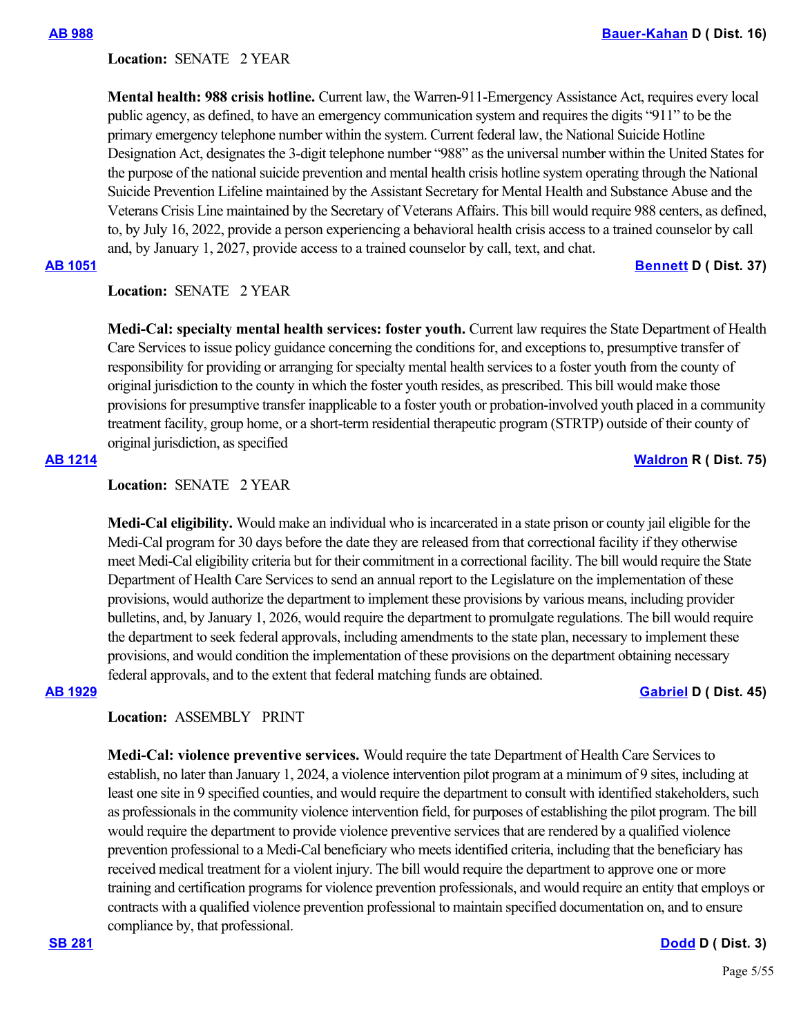**AB 988** **Bauer-Kahan D ( Dist. 16)**

**Location:** SENATE 2 YEAR

**Mental health: 988 crisis hotline.** Current law, the Warren-911-Emergency Assistance Act, requires every local public agency, as defined, to have an emergency communication system and requires the digits "911" to be the primary emergency telephone number within the system. Current federal law, the National Suicide Hotline Designation Act, designates the 3-digit telephone number "988" as the universal number within the United States for the purpose of the national suicide prevention and mental health crisis hotline system operating through the National Suicide Prevention Lifeline maintained by the Assistant Secretary for Mental Health and Substance Abuse and the Veterans Crisis Line maintained by the Secretary of Veterans Affairs. This bill would require 988 centers, as defined, to, by July 16, 2022, provide a person experiencing a behavioral health crisis access to a trained counselor by call and, by January 1, 2027, provide access to a trained counselor by call, text, and chat.

**AB 1051** **Bennett D ( Dist. 37)**

**Location:** SENATE 2 YEAR

**Medi-Cal: specialty mental health services: foster youth.** Current law requires the State Department of Health Care Services to issue policy guidance concerning the conditions for, and exceptions to, presumptive transfer of responsibility for providing or arranging for specialty mental health services to a foster youth from the county of original jurisdiction to the county in which the foster youth resides, as prescribed. This bill would make those provisions for presumptive transfer inapplicable to a foster youth or probation-involved youth placed in a community treatment facility, group home, or a short-term residential therapeutic program (STRTP) outside of their county of original jurisdiction, as specified

**AB 1214** **Waldron R ( Dist. 75)**

**Location:** SENATE 2 YEAR

**Medi-Cal eligibility.** Would make an individual who is incarcerated in a state prison or county jail eligible for the Medi-Cal program for 30 days before the date they are released from that correctional facility if they otherwise meet Medi-Cal eligibility criteria but for their commitment in a correctional facility. The bill would require the State Department of Health Care Services to send an annual report to the Legislature on the implementation of these provisions, would authorize the department to implement these provisions by various means, including provider bulletins, and, by January 1, 2026, would require the department to promulgate regulations. The bill would require the department to seek federal approvals, including amendments to the state plan, necessary to implement these provisions, and would condition the implementation of these provisions on the department obtaining necessary federal approvals, and to the extent that federal matching funds are obtained.

**AB 1929** **Gabriel D ( Dist. 45)**

**Location:** ASSEMBLY PRINT

**Medi-Cal: violence preventive services.** Would require the tate Department of Health Care Services to establish, no later than January 1, 2024, a violence intervention pilot program at a minimum of 9 sites, including at least one site in 9 specified counties, and would require the department to consult with identified stakeholders, such as professionals in the community violence intervention field, for purposes of establishing the pilot program. The bill would require the department to provide violence preventive services that are rendered by a qualified violence prevention professional to a Medi-Cal beneficiary who meets identified criteria, including that the beneficiary has received medical treatment for a violent injury. The bill would require the department to approve one or more training and certification programs for violence prevention professionals, and would require an entity that employs or contracts with a qualified violence prevention professional to maintain specified documentation on, and to ensure compliance by, that professional.

**SB 281** **Dodd D ( Dist. 3)**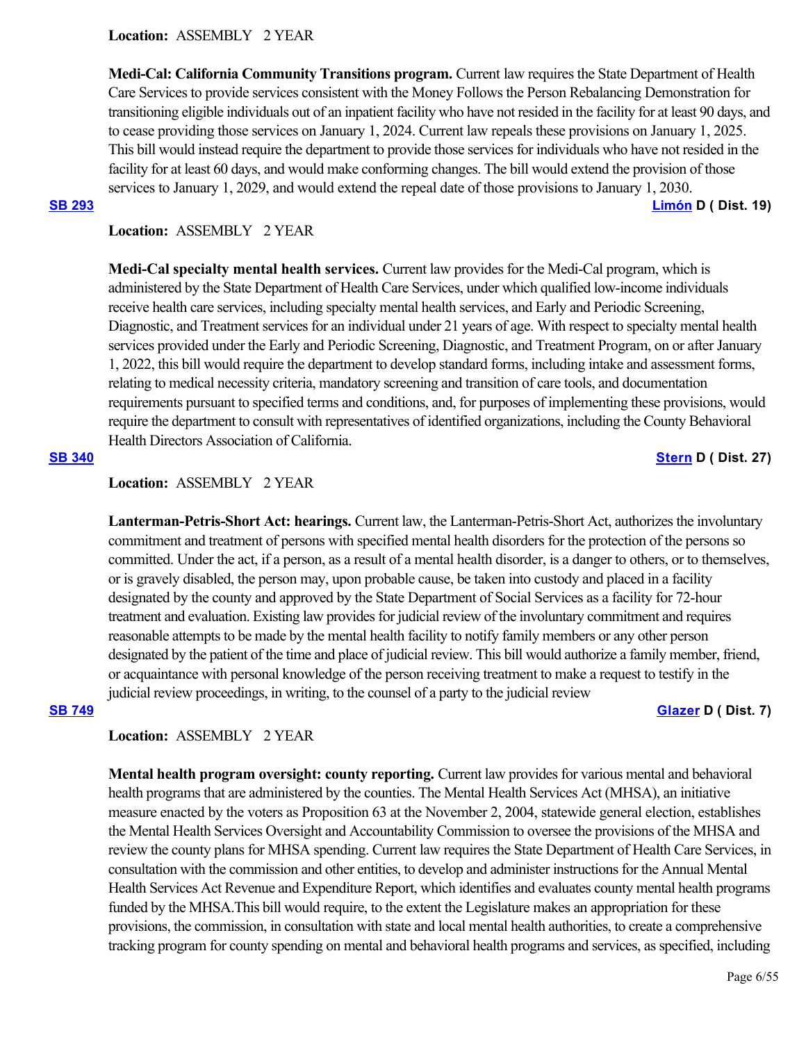**Location:** ASSEMBLY 2 YEAR

**Medi-Cal: California Community Transitions program.** Current law requires the State Department of Health Care Services to provide services consistent with the Money Follows the Person Rebalancing Demonstration for transitioning eligible individuals out of an inpatient facility who have not resided in the facility for at least 90 days, and to cease providing those services on January 1, 2024. Current law repeals these provisions on January 1, 2025. This bill would instead require the department to provide those services for individuals who have not resided in the facility for at least 60 days, and would make conforming changes. The bill would extend the provision of those services to January 1, 2029, and would extend the repeal date of those provisions to January 1, 2030.

**[SB 293](#)** **[Limón](#) D ( Dist. 19)**

**Location:** ASSEMBLY 2 YEAR

**Medi-Cal specialty mental health services.** Current law provides for the Medi-Cal program, which is administered by the State Department of Health Care Services, under which qualified low-income individuals receive health care services, including specialty mental health services, and Early and Periodic Screening, Diagnostic, and Treatment services for an individual under 21 years of age. With respect to specialty mental health services provided under the Early and Periodic Screening, Diagnostic, and Treatment Program, on or after January 1, 2022, this bill would require the department to develop standard forms, including intake and assessment forms, relating to medical necessity criteria, mandatory screening and transition of care tools, and documentation requirements pursuant to specified terms and conditions, and, for purposes of implementing these provisions, would require the department to consult with representatives of identified organizations, including the County Behavioral Health Directors Association of California.

**[SB 340](#)** **[Stern](#) D ( Dist. 27)**

**Location:** ASSEMBLY 2 YEAR

**Lanterman-Petris-Short Act: hearings.** Current law, the Lanterman-Petris-Short Act, authorizes the involuntary commitment and treatment of persons with specified mental health disorders for the protection of the persons so committed. Under the act, if a person, as a result of a mental health disorder, is a danger to others, or to themselves, or is gravely disabled, the person may, upon probable cause, be taken into custody and placed in a facility designated by the county and approved by the State Department of Social Services as a facility for 72-hour treatment and evaluation. Existing law provides for judicial review of the involuntary commitment and requires reasonable attempts to be made by the mental health facility to notify family members or any other person designated by the patient of the time and place of judicial review. This bill would authorize a family member, friend, or acquaintance with personal knowledge of the person receiving treatment to make a request to testify in the judicial review proceedings, in writing, to the counsel of a party to the judicial review

**[SB 749](#)** **[Glazer](#) D ( Dist. 7)**

**Location:** ASSEMBLY 2 YEAR

**Mental health program oversight: county reporting.** Current law provides for various mental and behavioral health programs that are administered by the counties. The Mental Health Services Act (MHSA), an initiative measure enacted by the voters as Proposition 63 at the November 2, 2004, statewide general election, establishes the Mental Health Services Oversight and Accountability Commission to oversee the provisions of the MHSA and review the county plans for MHSA spending. Current law requires the State Department of Health Care Services, in consultation with the commission and other entities, to develop and administer instructions for the Annual Mental Health Services Act Revenue and Expenditure Report, which identifies and evaluates county mental health programs funded by the MHSA.This bill would require, to the extent the Legislature makes an appropriation for these provisions, the commission, in consultation with state and local mental health authorities, to create a comprehensive tracking program for county spending on mental and behavioral health programs and services, as specified, including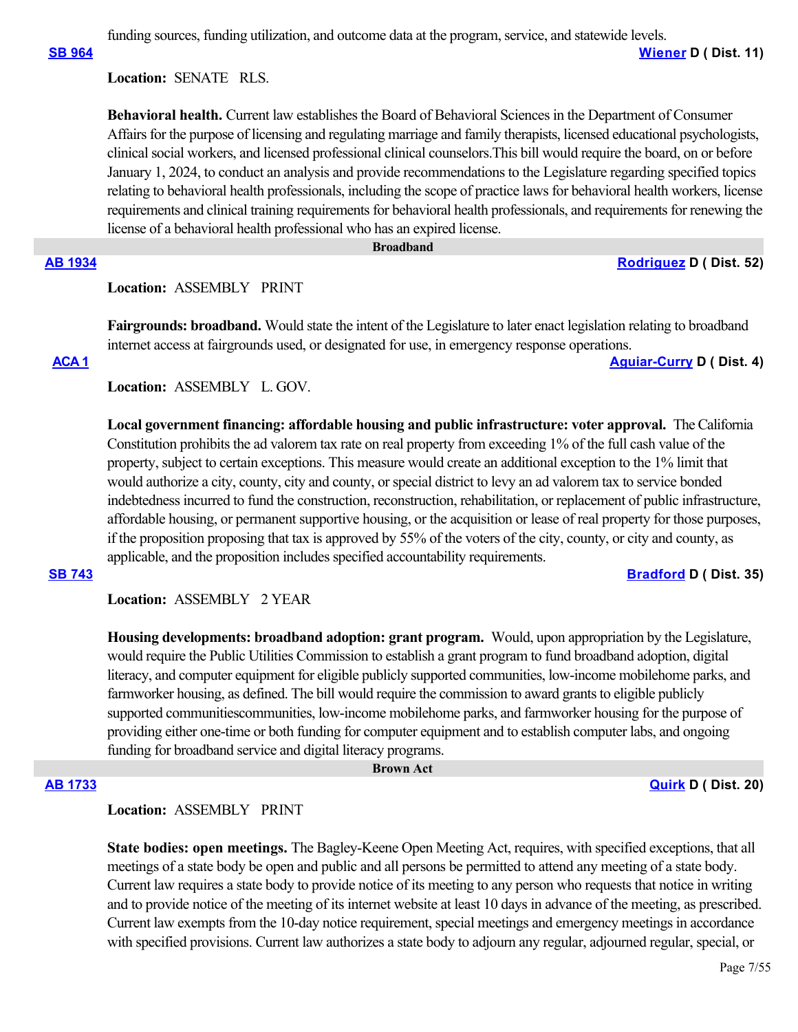funding sources, funding utilization, and outcome data at the program, service, and statewide levels.

**SB 964** **Wiener D ( Dist. 11)**

**Location:** SENATE RLS.

**Behavioral health.** Current law establishes the Board of Behavioral Sciences in the Department of Consumer Affairs for the purpose of licensing and regulating marriage and family therapists, licensed educational psychologists, clinical social workers, and licensed professional clinical counselors.This bill would require the board, on or before January 1, 2024, to conduct an analysis and provide recommendations to the Legislature regarding specified topics relating to behavioral health professionals, including the scope of practice laws for behavioral health workers, license requirements and clinical training requirements for behavioral health professionals, and requirements for renewing the license of a behavioral health professional who has an expired license.

## Broadband

**AB 1934** **Rodriguez D ( Dist. 52)**

**Location:** ASSEMBLY PRINT

**Fairgrounds: broadband.** Would state the intent of the Legislature to later enact legislation relating to broadband internet access at fairgrounds used, or designated for use, in emergency response operations.

**ACA 1** **Aguiar-Curry D ( Dist. 4)**

**Location:** ASSEMBLY L. GOV.

**Local government financing: affordable housing and public infrastructure: voter approval.** The California Constitution prohibits the ad valorem tax rate on real property from exceeding 1% of the full cash value of the property, subject to certain exceptions. This measure would create an additional exception to the 1% limit that would authorize a city, county, city and county, or special district to levy an ad valorem tax to service bonded indebtedness incurred to fund the construction, reconstruction, rehabilitation, or replacement of public infrastructure, affordable housing, or permanent supportive housing, or the acquisition or lease of real property for those purposes, if the proposition proposing that tax is approved by 55% of the voters of the city, county, or city and county, as applicable, and the proposition includes specified accountability requirements.

**SB 743** **Bradford D ( Dist. 35)**

**Location:** ASSEMBLY 2 YEAR

**Housing developments: broadband adoption: grant program.** Would, upon appropriation by the Legislature, would require the Public Utilities Commission to establish a grant program to fund broadband adoption, digital literacy, and computer equipment for eligible publicly supported communities, low-income mobilehome parks, and farmworker housing, as defined. The bill would require the commission to award grants to eligible publicly supported communitiescommunities, low-income mobilehome parks, and farmworker housing for the purpose of providing either one-time or both funding for computer equipment and to establish computer labs, and ongoing funding for broadband service and digital literacy programs.

## Brown Act

**AB 1733** **Quirk D ( Dist. 20)**

**Location:** ASSEMBLY PRINT

**State bodies: open meetings.** The Bagley-Keene Open Meeting Act, requires, with specified exceptions, that all meetings of a state body be open and public and all persons be permitted to attend any meeting of a state body. Current law requires a state body to provide notice of its meeting to any person who requests that notice in writing and to provide notice of the meeting of its internet website at least 10 days in advance of the meeting, as prescribed. Current law exempts from the 10-day notice requirement, special meetings and emergency meetings in accordance with specified provisions. Current law authorizes a state body to adjourn any regular, adjourned regular, special, or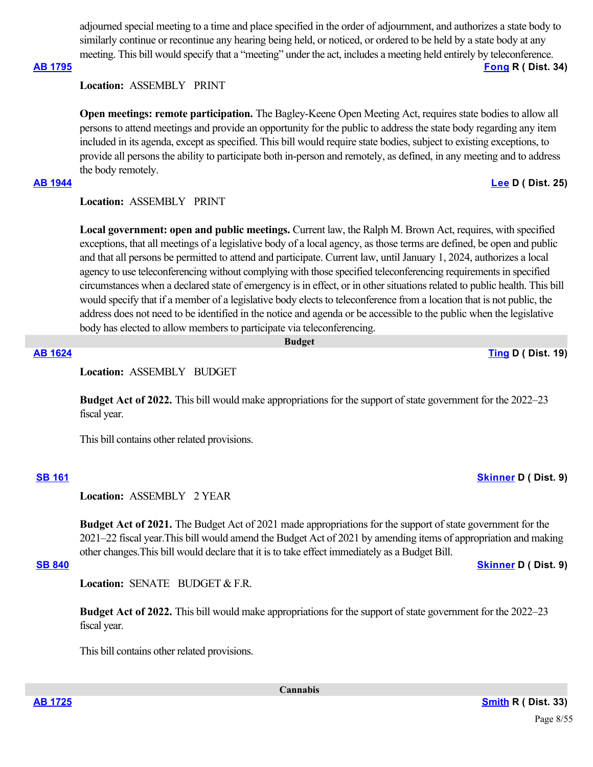adjourned special meeting to a time and place specified in the order of adjournment, and authorizes a state body to similarly continue or recontinue any hearing being held, or noticed, or ordered to be held by a state body at any meeting. This bill would specify that a "meeting" under the act, includes a meeting held entirely by teleconference.

**AB 1795** — **Fong R ( Dist. 34)**

**Location:** ASSEMBLY PRINT

**Open meetings: remote participation.** The Bagley-Keene Open Meeting Act, requires state bodies to allow all persons to attend meetings and provide an opportunity for the public to address the state body regarding any item included in its agenda, except as specified. This bill would require state bodies, subject to existing exceptions, to provide all persons the ability to participate both in-person and remotely, as defined, in any meeting and to address the body remotely.

**AB 1944** — **Lee D ( Dist. 25)**

**Location:** ASSEMBLY PRINT

**Local government: open and public meetings.** Current law, the Ralph M. Brown Act, requires, with specified exceptions, that all meetings of a legislative body of a local agency, as those terms are defined, be open and public and that all persons be permitted to attend and participate. Current law, until January 1, 2024, authorizes a local agency to use teleconferencing without complying with those specified teleconferencing requirements in specified circumstances when a declared state of emergency is in effect, or in other situations related to public health. This bill would specify that if a member of a legislative body elects to teleconference from a location that is not public, the address does not need to be identified in the notice and agenda or be accessible to the public when the legislative body has elected to allow members to participate via teleconferencing.

## Budget

**AB 1624** — **Ting D ( Dist. 19)**

**Location:** ASSEMBLY BUDGET

**Budget Act of 2022.** This bill would make appropriations for the support of state government for the 2022–23 fiscal year.

This bill contains other related provisions.

**SB 161** — **Skinner D ( Dist. 9)**

**Location:** ASSEMBLY 2 YEAR

**Budget Act of 2021.** The Budget Act of 2021 made appropriations for the support of state government for the 2021–22 fiscal year.This bill would amend the Budget Act of 2021 by amending items of appropriation and making other changes.This bill would declare that it is to take effect immediately as a Budget Bill.

**SB 840** — **Skinner D ( Dist. 9)**

**Location:** SENATE BUDGET & F.R.

**Budget Act of 2022.** This bill would make appropriations for the support of state government for the 2022–23 fiscal year.

This bill contains other related provisions.

## Cannabis

**AB 1725** — **Smith R ( Dist. 33)**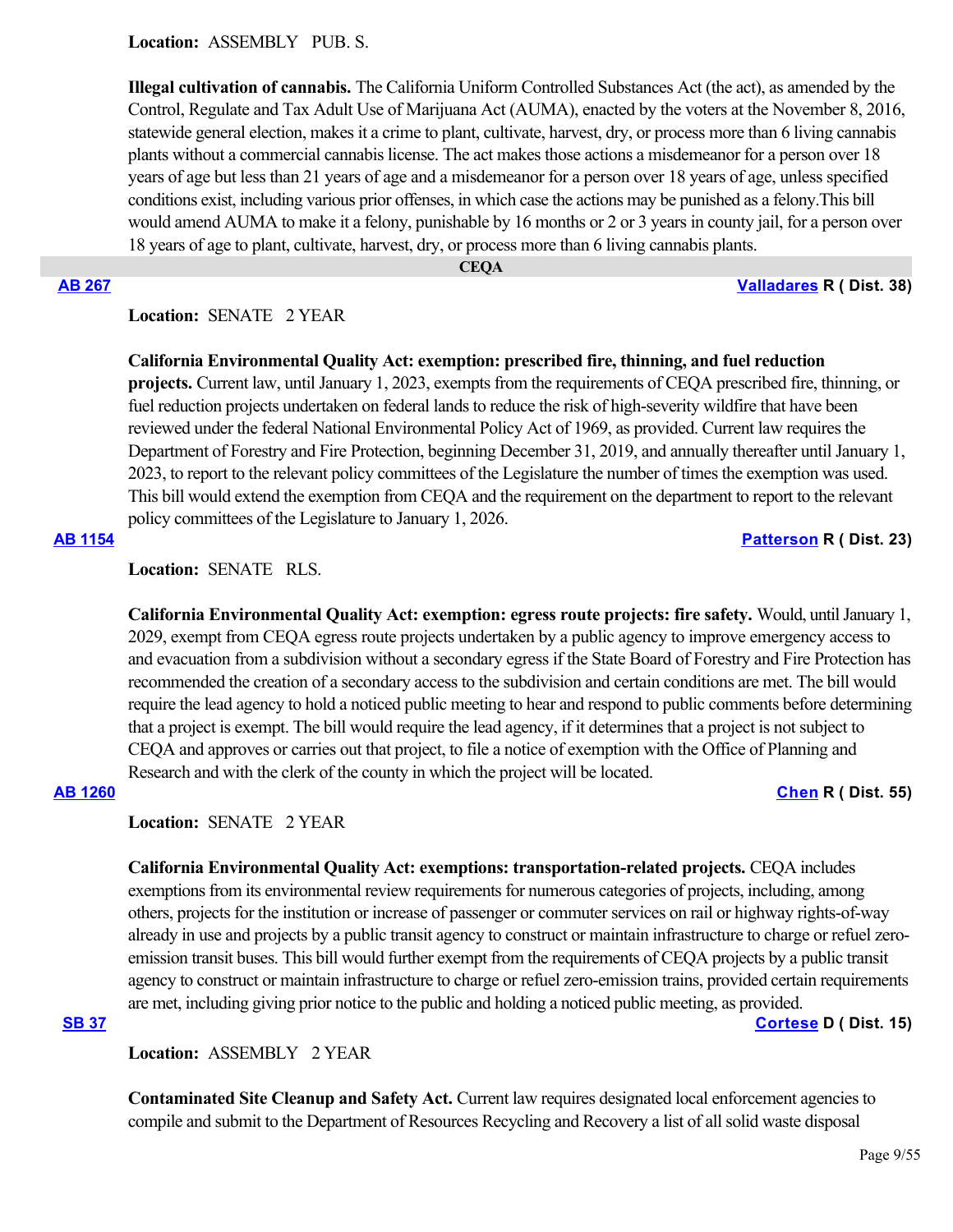**Location:** ASSEMBLY PUB. S.

**Illegal cultivation of cannabis.** The California Uniform Controlled Substances Act (the act), as amended by the Control, Regulate and Tax Adult Use of Marijuana Act (AUMA), enacted by the voters at the November 8, 2016, statewide general election, makes it a crime to plant, cultivate, harvest, dry, or process more than 6 living cannabis plants without a commercial cannabis license. The act makes those actions a misdemeanor for a person over 18 years of age but less than 21 years of age and a misdemeanor for a person over 18 years of age, unless specified conditions exist, including various prior offenses, in which case the actions may be punished as a felony.This bill would amend AUMA to make it a felony, punishable by 16 months or 2 or 3 years in county jail, for a person over 18 years of age to plant, cultivate, harvest, dry, or process more than 6 living cannabis plants.

## CEQA

**AB 267** — **Valladares R ( Dist. 38)**

**Location:** SENATE 2 YEAR

**California Environmental Quality Act: exemption: prescribed fire, thinning, and fuel reduction projects.** Current law, until January 1, 2023, exempts from the requirements of CEQA prescribed fire, thinning, or fuel reduction projects undertaken on federal lands to reduce the risk of high-severity wildfire that have been reviewed under the federal National Environmental Policy Act of 1969, as provided. Current law requires the Department of Forestry and Fire Protection, beginning December 31, 2019, and annually thereafter until January 1, 2023, to report to the relevant policy committees of the Legislature the number of times the exemption was used. This bill would extend the exemption from CEQA and the requirement on the department to report to the relevant policy committees of the Legislature to January 1, 2026.

**AB 1154** — **Patterson R ( Dist. 23)**

**Location:** SENATE RLS.

**California Environmental Quality Act: exemption: egress route projects: fire safety.** Would, until January 1, 2029, exempt from CEQA egress route projects undertaken by a public agency to improve emergency access to and evacuation from a subdivision without a secondary egress if the State Board of Forestry and Fire Protection has recommended the creation of a secondary access to the subdivision and certain conditions are met. The bill would require the lead agency to hold a noticed public meeting to hear and respond to public comments before determining that a project is exempt. The bill would require the lead agency, if it determines that a project is not subject to CEQA and approves or carries out that project, to file a notice of exemption with the Office of Planning and Research and with the clerk of the county in which the project will be located.

**AB 1260** — **Chen R ( Dist. 55)**

**Location:** SENATE 2 YEAR

**California Environmental Quality Act: exemptions: transportation-related projects.** CEQA includes exemptions from its environmental review requirements for numerous categories of projects, including, among others, projects for the institution or increase of passenger or commuter services on rail or highway rights-of-way already in use and projects by a public transit agency to construct or maintain infrastructure to charge or refuel zero-emission transit buses. This bill would further exempt from the requirements of CEQA projects by a public transit agency to construct or maintain infrastructure to charge or refuel zero-emission trains, provided certain requirements are met, including giving prior notice to the public and holding a noticed public meeting, as provided.

**SB 37** — **Cortese D ( Dist. 15)**

**Location:** ASSEMBLY 2 YEAR

**Contaminated Site Cleanup and Safety Act.** Current law requires designated local enforcement agencies to compile and submit to the Department of Resources Recycling and Recovery a list of all solid waste disposal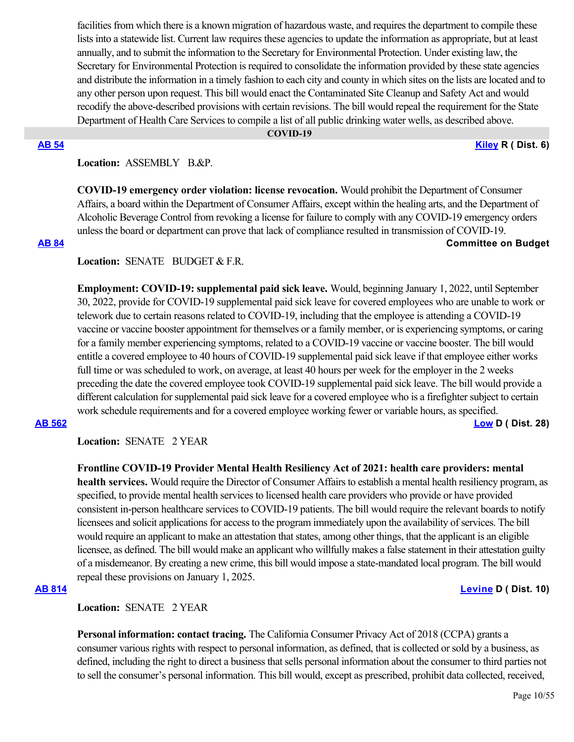facilities from which there is a known migration of hazardous waste, and requires the department to compile these lists into a statewide list. Current law requires these agencies to update the information as appropriate, but at least annually, and to submit the information to the Secretary for Environmental Protection. Under existing law, the Secretary for Environmental Protection is required to consolidate the information provided by these state agencies and distribute the information in a timely fashion to each city and county in which sites on the lists are located and to any other person upon request. This bill would enact the Contaminated Site Cleanup and Safety Act and would recodify the above-described provisions with certain revisions. The bill would repeal the requirement for the State Department of Health Care Services to compile a list of all public drinking water wells, as described above.

## COVID-19

**AB 54** — **Kiley R ( Dist. 6)**

**Location:** ASSEMBLY B.&P.

**COVID-19 emergency order violation: license revocation.** Would prohibit the Department of Consumer Affairs, a board within the Department of Consumer Affairs, except within the healing arts, and the Department of Alcoholic Beverage Control from revoking a license for failure to comply with any COVID-19 emergency orders unless the board or department can prove that lack of compliance resulted in transmission of COVID-19.

**AB 84** — **Committee on Budget**

**Location:** SENATE BUDGET & F.R.

**Employment: COVID-19: supplemental paid sick leave.** Would, beginning January 1, 2022, until September 30, 2022, provide for COVID-19 supplemental paid sick leave for covered employees who are unable to work or telework due to certain reasons related to COVID-19, including that the employee is attending a COVID-19 vaccine or vaccine booster appointment for themselves or a family member, or is experiencing symptoms, or caring for a family member experiencing symptoms, related to a COVID-19 vaccine or vaccine booster. The bill would entitle a covered employee to 40 hours of COVID-19 supplemental paid sick leave if that employee either works full time or was scheduled to work, on average, at least 40 hours per week for the employer in the 2 weeks preceding the date the covered employee took COVID-19 supplemental paid sick leave. The bill would provide a different calculation for supplemental paid sick leave for a covered employee who is a firefighter subject to certain work schedule requirements and for a covered employee working fewer or variable hours, as specified.

**AB 562** — **Low D ( Dist. 28)**

**Location:** SENATE 2 YEAR

**Frontline COVID-19 Provider Mental Health Resiliency Act of 2021: health care providers: mental health services.** Would require the Director of Consumer Affairs to establish a mental health resiliency program, as specified, to provide mental health services to licensed health care providers who provide or have provided consistent in-person healthcare services to COVID-19 patients. The bill would require the relevant boards to notify licensees and solicit applications for access to the program immediately upon the availability of services. The bill would require an applicant to make an attestation that states, among other things, that the applicant is an eligible licensee, as defined. The bill would make an applicant who willfully makes a false statement in their attestation guilty of a misdemeanor. By creating a new crime, this bill would impose a state-mandated local program. The bill would repeal these provisions on January 1, 2025.

**AB 814** — **Levine D ( Dist. 10)**

**Location:** SENATE 2 YEAR

**Personal information: contact tracing.** The California Consumer Privacy Act of 2018 (CCPA) grants a consumer various rights with respect to personal information, as defined, that is collected or sold by a business, as defined, including the right to direct a business that sells personal information about the consumer to third parties not to sell the consumer's personal information. This bill would, except as prescribed, prohibit data collected, received,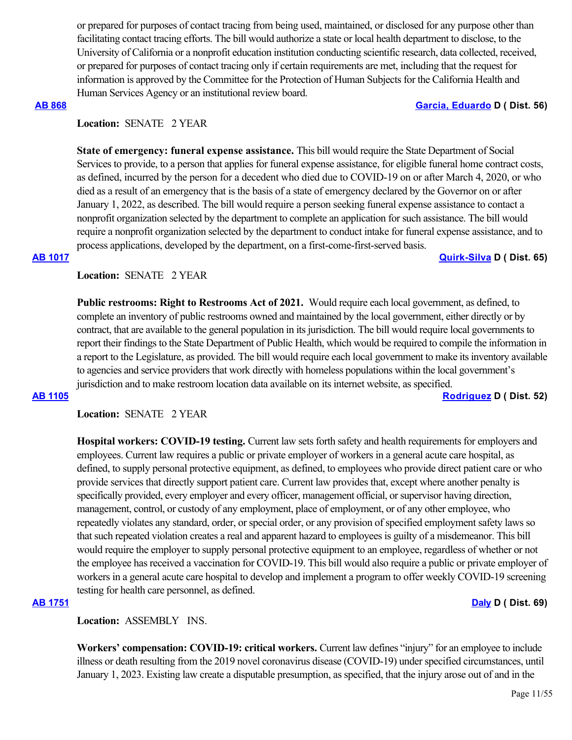or prepared for purposes of contact tracing from being used, maintained, or disclosed for any purpose other than facilitating contact tracing efforts. The bill would authorize a state or local health department to disclose, to the University of California or a nonprofit education institution conducting scientific research, data collected, received, or prepared for purposes of contact tracing only if certain requirements are met, including that the request for information is approved by the Committee for the Protection of Human Subjects for the California Health and Human Services Agency or an institutional review board.

**AB 868** **Garcia, Eduardo D ( Dist. 56)**

**Location:** SENATE 2 YEAR

**State of emergency: funeral expense assistance.** This bill would require the State Department of Social Services to provide, to a person that applies for funeral expense assistance, for eligible funeral home contract costs, as defined, incurred by the person for a decedent who died due to COVID-19 on or after March 4, 2020, or who died as a result of an emergency that is the basis of a state of emergency declared by the Governor on or after January 1, 2022, as described. The bill would require a person seeking funeral expense assistance to contact a nonprofit organization selected by the department to complete an application for such assistance. The bill would require a nonprofit organization selected by the department to conduct intake for funeral expense assistance, and to process applications, developed by the department, on a first-come-first-served basis.

**AB 1017** **Quirk-Silva D ( Dist. 65)**

**Location:** SENATE 2 YEAR

**Public restrooms: Right to Restrooms Act of 2021.** Would require each local government, as defined, to complete an inventory of public restrooms owned and maintained by the local government, either directly or by contract, that are available to the general population in its jurisdiction. The bill would require local governments to report their findings to the State Department of Public Health, which would be required to compile the information in a report to the Legislature, as provided. The bill would require each local government to make its inventory available to agencies and service providers that work directly with homeless populations within the local government's jurisdiction and to make restroom location data available on its internet website, as specified.

**AB 1105** **Rodriguez D ( Dist. 52)**

**Location:** SENATE 2 YEAR

**Hospital workers: COVID-19 testing.** Current law sets forth safety and health requirements for employers and employees. Current law requires a public or private employer of workers in a general acute care hospital, as defined, to supply personal protective equipment, as defined, to employees who provide direct patient care or who provide services that directly support patient care. Current law provides that, except where another penalty is specifically provided, every employer and every officer, management official, or supervisor having direction, management, control, or custody of any employment, place of employment, or of any other employee, who repeatedly violates any standard, order, or special order, or any provision of specified employment safety laws so that such repeated violation creates a real and apparent hazard to employees is guilty of a misdemeanor. This bill would require the employer to supply personal protective equipment to an employee, regardless of whether or not the employee has received a vaccination for COVID-19. This bill would also require a public or private employer of workers in a general acute care hospital to develop and implement a program to offer weekly COVID-19 screening testing for health care personnel, as defined.

**AB 1751** **Daly D ( Dist. 69)**

**Location:** ASSEMBLY INS.

**Workers' compensation: COVID-19: critical workers.** Current law defines "injury" for an employee to include illness or death resulting from the 2019 novel coronavirus disease (COVID-19) under specified circumstances, until January 1, 2023. Existing law create a disputable presumption, as specified, that the injury arose out of and in the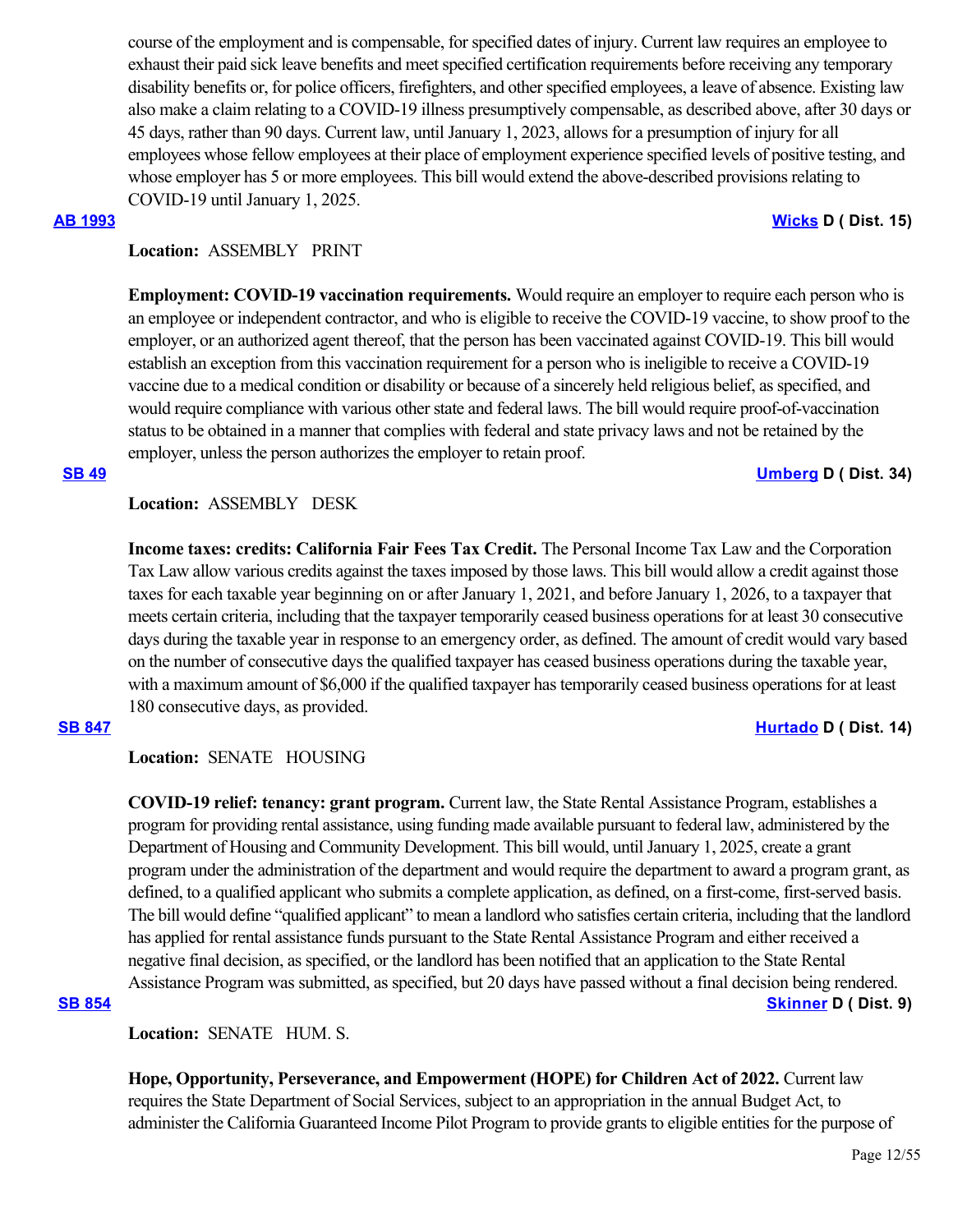course of the employment and is compensable, for specified dates of injury. Current law requires an employee to exhaust their paid sick leave benefits and meet specified certification requirements before receiving any temporary disability benefits or, for police officers, firefighters, and other specified employees, a leave of absence. Existing law also make a claim relating to a COVID-19 illness presumptively compensable, as described above, after 30 days or 45 days, rather than 90 days. Current law, until January 1, 2023, allows for a presumption of injury for all employees whose fellow employees at their place of employment experience specified levels of positive testing, and whose employer has 5 or more employees. This bill would extend the above-described provisions relating to COVID-19 until January 1, 2025.

**AB 1993** **Wicks D ( Dist. 15)**

**Location:** ASSEMBLY PRINT

**Employment: COVID-19 vaccination requirements.** Would require an employer to require each person who is an employee or independent contractor, and who is eligible to receive the COVID-19 vaccine, to show proof to the employer, or an authorized agent thereof, that the person has been vaccinated against COVID-19. This bill would establish an exception from this vaccination requirement for a person who is ineligible to receive a COVID-19 vaccine due to a medical condition or disability or because of a sincerely held religious belief, as specified, and would require compliance with various other state and federal laws. The bill would require proof-of-vaccination status to be obtained in a manner that complies with federal and state privacy laws and not be retained by the employer, unless the person authorizes the employer to retain proof.

**SB 49** **Umberg D ( Dist. 34)**

**Location:** ASSEMBLY DESK

**Income taxes: credits: California Fair Fees Tax Credit.** The Personal Income Tax Law and the Corporation Tax Law allow various credits against the taxes imposed by those laws. This bill would allow a credit against those taxes for each taxable year beginning on or after January 1, 2021, and before January 1, 2026, to a taxpayer that meets certain criteria, including that the taxpayer temporarily ceased business operations for at least 30 consecutive days during the taxable year in response to an emergency order, as defined. The amount of credit would vary based on the number of consecutive days the qualified taxpayer has ceased business operations during the taxable year, with a maximum amount of $6,000 if the qualified taxpayer has temporarily ceased business operations for at least 180 consecutive days, as provided.

**SB 847** **Hurtado D ( Dist. 14)**

**Location:** SENATE HOUSING

**COVID-19 relief: tenancy: grant program.** Current law, the State Rental Assistance Program, establishes a program for providing rental assistance, using funding made available pursuant to federal law, administered by the Department of Housing and Community Development. This bill would, until January 1, 2025, create a grant program under the administration of the department and would require the department to award a program grant, as defined, to a qualified applicant who submits a complete application, as defined, on a first-come, first-served basis. The bill would define "qualified applicant" to mean a landlord who satisfies certain criteria, including that the landlord has applied for rental assistance funds pursuant to the State Rental Assistance Program and either received a negative final decision, as specified, or the landlord has been notified that an application to the State Rental Assistance Program was submitted, as specified, but 20 days have passed without a final decision being rendered.

**SB 854** **Skinner D ( Dist. 9)**

**Location:** SENATE HUM. S.

**Hope, Opportunity, Perseverance, and Empowerment (HOPE) for Children Act of 2022.** Current law requires the State Department of Social Services, subject to an appropriation in the annual Budget Act, to administer the California Guaranteed Income Pilot Program to provide grants to eligible entities for the purpose of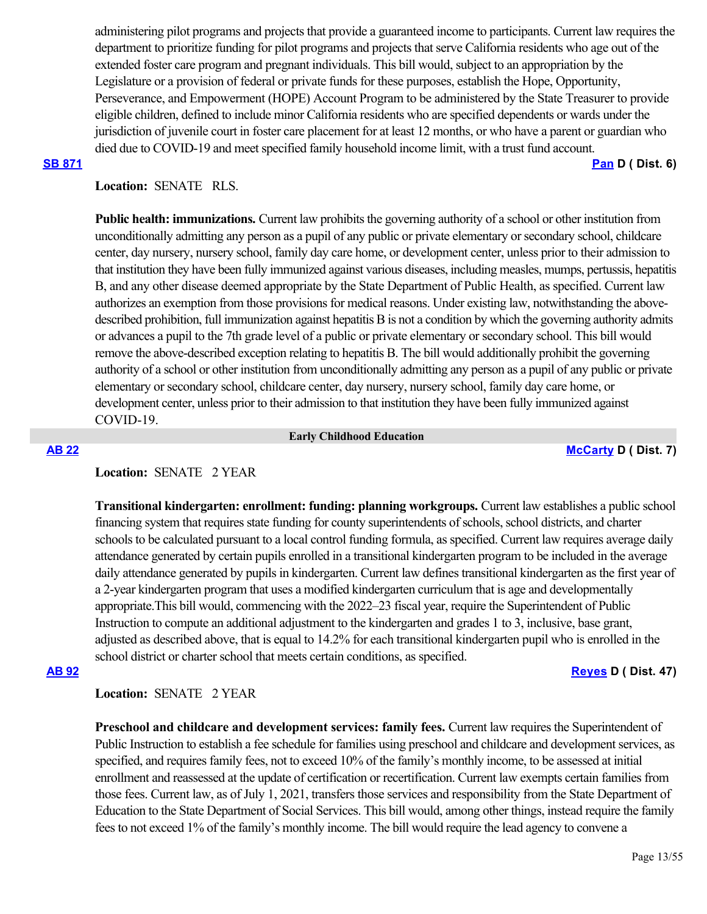administering pilot programs and projects that provide a guaranteed income to participants. Current law requires the department to prioritize funding for pilot programs and projects that serve California residents who age out of the extended foster care program and pregnant individuals. This bill would, subject to an appropriation by the Legislature or a provision of federal or private funds for these purposes, establish the Hope, Opportunity, Perseverance, and Empowerment (HOPE) Account Program to be administered by the State Treasurer to provide eligible children, defined to include minor California residents who are specified dependents or wards under the jurisdiction of juvenile court in foster care placement for at least 12 months, or who have a parent or guardian who died due to COVID-19 and meet specified family household income limit, with a trust fund account.

**SB 871** **Pan D ( Dist. 6)**

**Location:** SENATE RLS.

**Public health: immunizations.** Current law prohibits the governing authority of a school or other institution from unconditionally admitting any person as a pupil of any public or private elementary or secondary school, childcare center, day nursery, nursery school, family day care home, or development center, unless prior to their admission to that institution they have been fully immunized against various diseases, including measles, mumps, pertussis, hepatitis B, and any other disease deemed appropriate by the State Department of Public Health, as specified. Current law authorizes an exemption from those provisions for medical reasons. Under existing law, notwithstanding the above-described prohibition, full immunization against hepatitis B is not a condition by which the governing authority admits or advances a pupil to the 7th grade level of a public or private elementary or secondary school. This bill would remove the above-described exception relating to hepatitis B. The bill would additionally prohibit the governing authority of a school or other institution from unconditionally admitting any person as a pupil of any public or private elementary or secondary school, childcare center, day nursery, nursery school, family day care home, or development center, unless prior to their admission to that institution they have been fully immunized against COVID-19.

## Early Childhood Education

**AB 22** **McCarty D ( Dist. 7)**

**Location:** SENATE 2 YEAR

**Transitional kindergarten: enrollment: funding: planning workgroups.** Current law establishes a public school financing system that requires state funding for county superintendents of schools, school districts, and charter schools to be calculated pursuant to a local control funding formula, as specified. Current law requires average daily attendance generated by certain pupils enrolled in a transitional kindergarten program to be included in the average daily attendance generated by pupils in kindergarten. Current law defines transitional kindergarten as the first year of a 2-year kindergarten program that uses a modified kindergarten curriculum that is age and developmentally appropriate.This bill would, commencing with the 2022–23 fiscal year, require the Superintendent of Public Instruction to compute an additional adjustment to the kindergarten and grades 1 to 3, inclusive, base grant, adjusted as described above, that is equal to 14.2% for each transitional kindergarten pupil who is enrolled in the school district or charter school that meets certain conditions, as specified.

**AB 92** **Reyes D ( Dist. 47)**

**Location:** SENATE 2 YEAR

**Preschool and childcare and development services: family fees.** Current law requires the Superintendent of Public Instruction to establish a fee schedule for families using preschool and childcare and development services, as specified, and requires family fees, not to exceed 10% of the family's monthly income, to be assessed at initial enrollment and reassessed at the update of certification or recertification. Current law exempts certain families from those fees. Current law, as of July 1, 2021, transfers those services and responsibility from the State Department of Education to the State Department of Social Services. This bill would, among other things, instead require the family fees to not exceed 1% of the family's monthly income. The bill would require the lead agency to convene a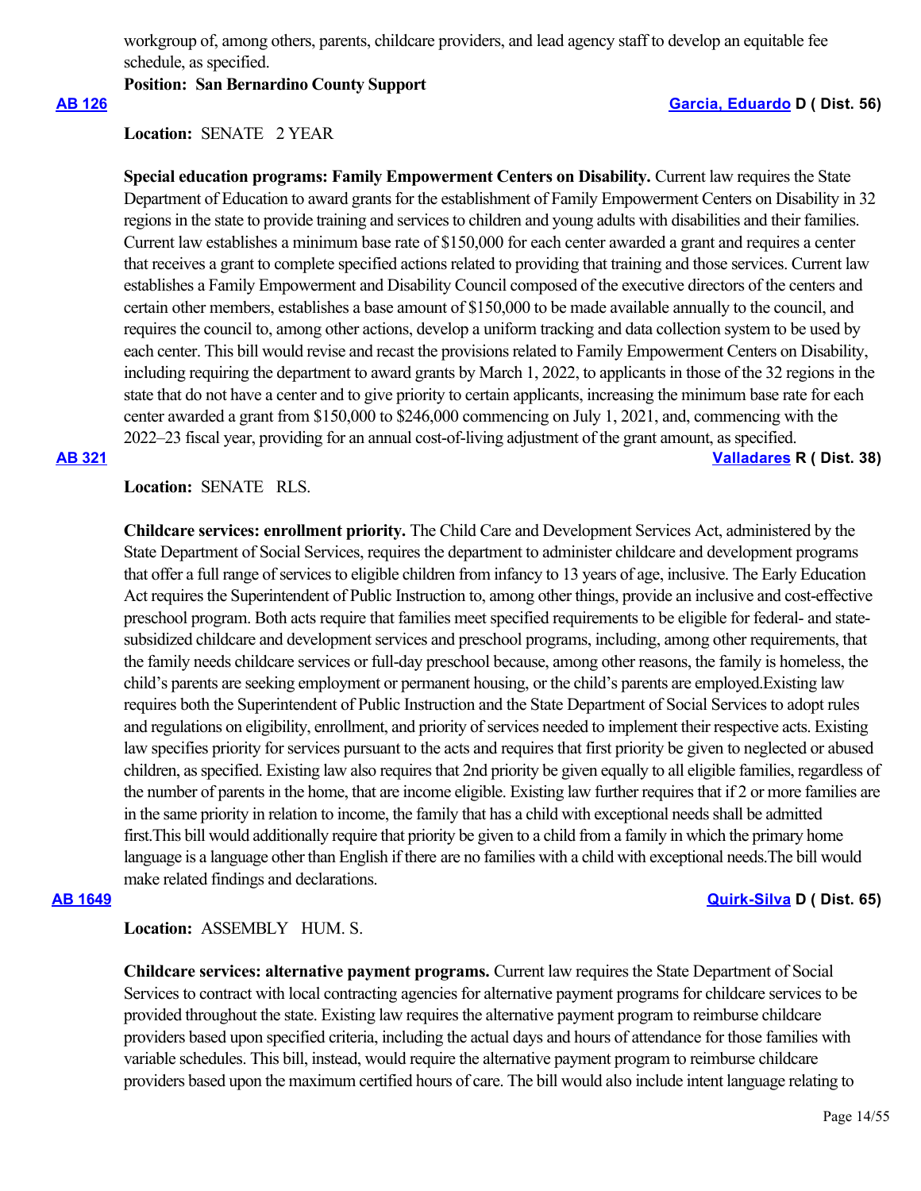workgroup of, among others, parents, childcare providers, and lead agency staff to develop an equitable fee schedule, as specified.

**Position: San Bernardino County Support**

**AB 126** **Garcia, Eduardo D ( Dist. 56)**

**Location:** SENATE 2 YEAR

**Special education programs: Family Empowerment Centers on Disability.** Current law requires the State Department of Education to award grants for the establishment of Family Empowerment Centers on Disability in 32 regions in the state to provide training and services to children and young adults with disabilities and their families. Current law establishes a minimum base rate of $150,000 for each center awarded a grant and requires a center that receives a grant to complete specified actions related to providing that training and those services. Current law establishes a Family Empowerment and Disability Council composed of the executive directors of the centers and certain other members, establishes a base amount of $150,000 to be made available annually to the council, and requires the council to, among other actions, develop a uniform tracking and data collection system to be used by each center. This bill would revise and recast the provisions related to Family Empowerment Centers on Disability, including requiring the department to award grants by March 1, 2022, to applicants in those of the 32 regions in the state that do not have a center and to give priority to certain applicants, increasing the minimum base rate for each center awarded a grant from $150,000 to $246,000 commencing on July 1, 2021, and, commencing with the 2022–23 fiscal year, providing for an annual cost-of-living adjustment of the grant amount, as specified.

**AB 321** **Valladares R ( Dist. 38)**

**Location:** SENATE RLS.

**Childcare services: enrollment priority.** The Child Care and Development Services Act, administered by the State Department of Social Services, requires the department to administer childcare and development programs that offer a full range of services to eligible children from infancy to 13 years of age, inclusive. The Early Education Act requires the Superintendent of Public Instruction to, among other things, provide an inclusive and cost-effective preschool program. Both acts require that families meet specified requirements to be eligible for federal- and state-subsidized childcare and development services and preschool programs, including, among other requirements, that the family needs childcare services or full-day preschool because, among other reasons, the family is homeless, the child's parents are seeking employment or permanent housing, or the child's parents are employed.Existing law requires both the Superintendent of Public Instruction and the State Department of Social Services to adopt rules and regulations on eligibility, enrollment, and priority of services needed to implement their respective acts. Existing law specifies priority for services pursuant to the acts and requires that first priority be given to neglected or abused children, as specified. Existing law also requires that 2nd priority be given equally to all eligible families, regardless of the number of parents in the home, that are income eligible. Existing law further requires that if 2 or more families are in the same priority in relation to income, the family that has a child with exceptional needs shall be admitted first.This bill would additionally require that priority be given to a child from a family in which the primary home language is a language other than English if there are no families with a child with exceptional needs.The bill would make related findings and declarations.

**AB 1649** **Quirk-Silva D ( Dist. 65)**

**Location:** ASSEMBLY HUM. S.

**Childcare services: alternative payment programs.** Current law requires the State Department of Social Services to contract with local contracting agencies for alternative payment programs for childcare services to be provided throughout the state. Existing law requires the alternative payment program to reimburse childcare providers based upon specified criteria, including the actual days and hours of attendance for those families with variable schedules. This bill, instead, would require the alternative payment program to reimburse childcare providers based upon the maximum certified hours of care. The bill would also include intent language relating to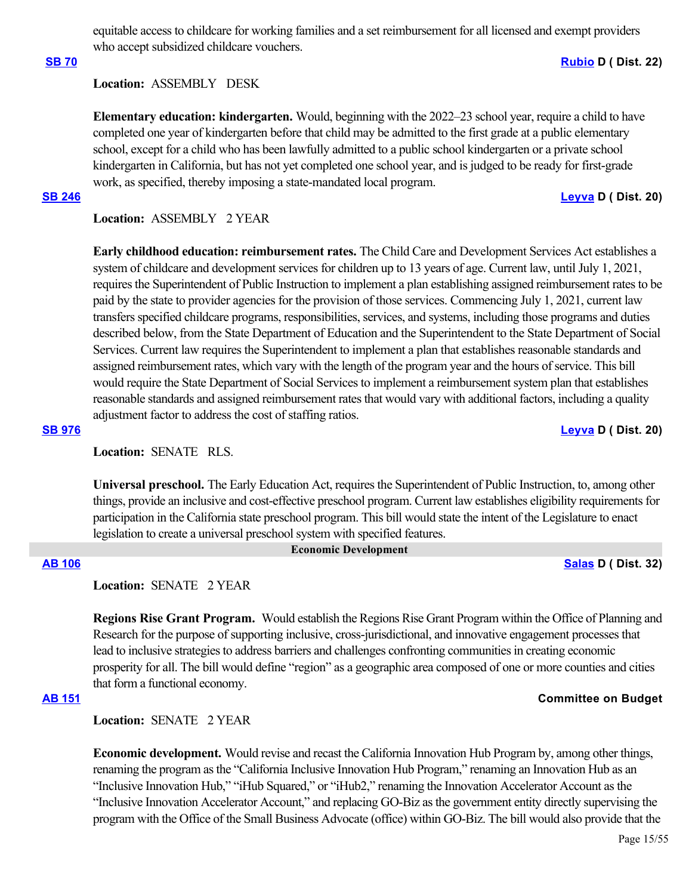equitable access to childcare for working families and a set reimbursement for all licensed and exempt providers who accept subsidized childcare vouchers.

**SB 70** **Rubio D ( Dist. 22)**

**Location:** ASSEMBLY DESK

**Elementary education: kindergarten.** Would, beginning with the 2022–23 school year, require a child to have completed one year of kindergarten before that child may be admitted to the first grade at a public elementary school, except for a child who has been lawfully admitted to a public school kindergarten or a private school kindergarten in California, but has not yet completed one school year, and is judged to be ready for first-grade work, as specified, thereby imposing a state-mandated local program.

**SB 246** **Leyva D ( Dist. 20)**

**Location:** ASSEMBLY 2 YEAR

**Early childhood education: reimbursement rates.** The Child Care and Development Services Act establishes a system of childcare and development services for children up to 13 years of age. Current law, until July 1, 2021, requires the Superintendent of Public Instruction to implement a plan establishing assigned reimbursement rates to be paid by the state to provider agencies for the provision of those services. Commencing July 1, 2021, current law transfers specified childcare programs, responsibilities, services, and systems, including those programs and duties described below, from the State Department of Education and the Superintendent to the State Department of Social Services. Current law requires the Superintendent to implement a plan that establishes reasonable standards and assigned reimbursement rates, which vary with the length of the program year and the hours of service. This bill would require the State Department of Social Services to implement a reimbursement system plan that establishes reasonable standards and assigned reimbursement rates that would vary with additional factors, including a quality adjustment factor to address the cost of staffing ratios.

**SB 976** **Leyva D ( Dist. 20)**

**Location:** SENATE RLS.

**Universal preschool.** The Early Education Act, requires the Superintendent of Public Instruction, to, among other things, provide an inclusive and cost-effective preschool program. Current law establishes eligibility requirements for participation in the California state preschool program. This bill would state the intent of the Legislature to enact legislation to create a universal preschool system with specified features.

## Economic Development

**AB 106** **Salas D ( Dist. 32)**

**Location:** SENATE 2 YEAR

**Regions Rise Grant Program.** Would establish the Regions Rise Grant Program within the Office of Planning and Research for the purpose of supporting inclusive, cross-jurisdictional, and innovative engagement processes that lead to inclusive strategies to address barriers and challenges confronting communities in creating economic prosperity for all. The bill would define “region” as a geographic area composed of one or more counties and cities that form a functional economy.

**AB 151** **Committee on Budget**

**Location:** SENATE 2 YEAR

**Economic development.** Would revise and recast the California Innovation Hub Program by, among other things, renaming the program as the “California Inclusive Innovation Hub Program,” renaming an Innovation Hub as an “Inclusive Innovation Hub,” “iHub Squared,” or “iHub2,” renaming the Innovation Accelerator Account as the “Inclusive Innovation Accelerator Account,” and replacing GO-Biz as the government entity directly supervising the program with the Office of the Small Business Advocate (office) within GO-Biz. The bill would also provide that the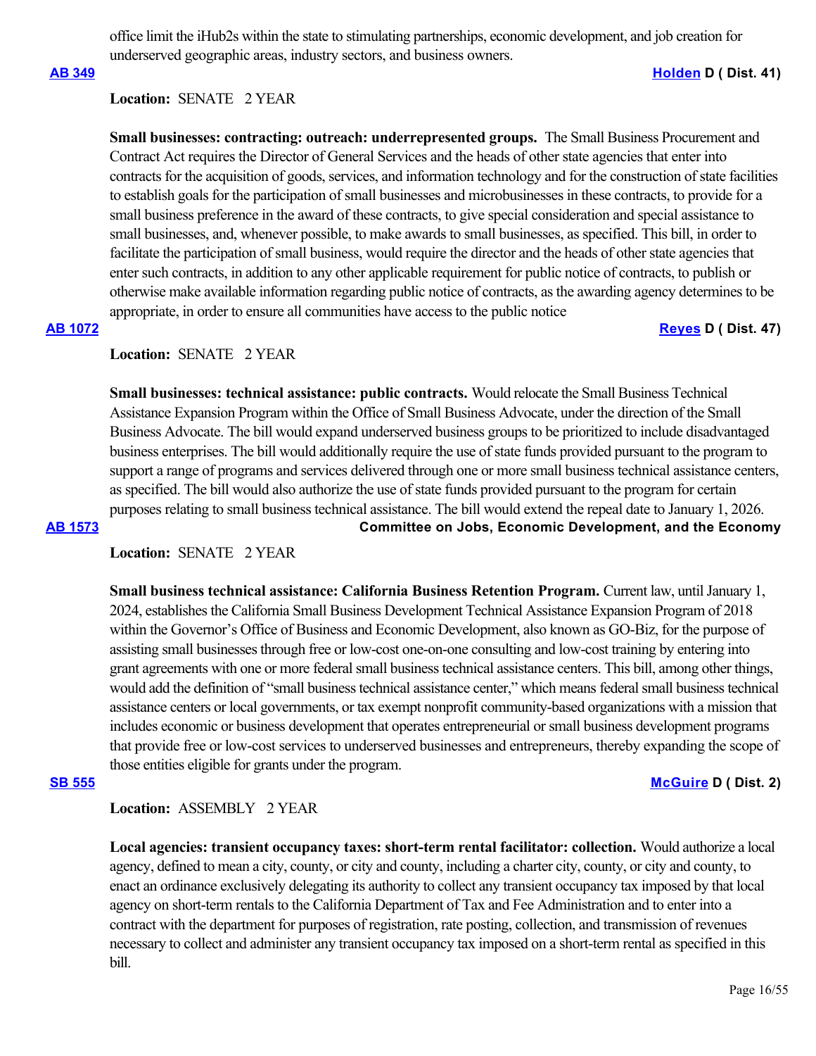office limit the iHub2s within the state to stimulating partnerships, economic development, and job creation for underserved geographic areas, industry sectors, and business owners.

**AB 349** **Holden D ( Dist. 41)**

**Location:** SENATE 2 YEAR

**Small businesses: contracting: outreach: underrepresented groups.** The Small Business Procurement and Contract Act requires the Director of General Services and the heads of other state agencies that enter into contracts for the acquisition of goods, services, and information technology and for the construction of state facilities to establish goals for the participation of small businesses and microbusinesses in these contracts, to provide for a small business preference in the award of these contracts, to give special consideration and special assistance to small businesses, and, whenever possible, to make awards to small businesses, as specified. This bill, in order to facilitate the participation of small business, would require the director and the heads of other state agencies that enter such contracts, in addition to any other applicable requirement for public notice of contracts, to publish or otherwise make available information regarding public notice of contracts, as the awarding agency determines to be appropriate, in order to ensure all communities have access to the public notice

**AB 1072** **Reyes D ( Dist. 47)**

**Location:** SENATE 2 YEAR

**Small businesses: technical assistance: public contracts.** Would relocate the Small Business Technical Assistance Expansion Program within the Office of Small Business Advocate, under the direction of the Small Business Advocate. The bill would expand underserved business groups to be prioritized to include disadvantaged business enterprises. The bill would additionally require the use of state funds provided pursuant to the program to support a range of programs and services delivered through one or more small business technical assistance centers, as specified. The bill would also authorize the use of state funds provided pursuant to the program for certain purposes relating to small business technical assistance. The bill would extend the repeal date to January 1, 2026.

**AB 1573** **Committee on Jobs, Economic Development, and the Economy**

**Location:** SENATE 2 YEAR

**Small business technical assistance: California Business Retention Program.** Current law, until January 1, 2024, establishes the California Small Business Development Technical Assistance Expansion Program of 2018 within the Governor's Office of Business and Economic Development, also known as GO-Biz, for the purpose of assisting small businesses through free or low-cost one-on-one consulting and low-cost training by entering into grant agreements with one or more federal small business technical assistance centers. This bill, among other things, would add the definition of "small business technical assistance center," which means federal small business technical assistance centers or local governments, or tax exempt nonprofit community-based organizations with a mission that includes economic or business development that operates entrepreneurial or small business development programs that provide free or low-cost services to underserved businesses and entrepreneurs, thereby expanding the scope of those entities eligible for grants under the program.

**SB 555** **McGuire D ( Dist. 2)**

**Location:** ASSEMBLY 2 YEAR

**Local agencies: transient occupancy taxes: short-term rental facilitator: collection.** Would authorize a local agency, defined to mean a city, county, or city and county, including a charter city, county, or city and county, to enact an ordinance exclusively delegating its authority to collect any transient occupancy tax imposed by that local agency on short-term rentals to the California Department of Tax and Fee Administration and to enter into a contract with the department for purposes of registration, rate posting, collection, and transmission of revenues necessary to collect and administer any transient occupancy tax imposed on a short-term rental as specified in this bill.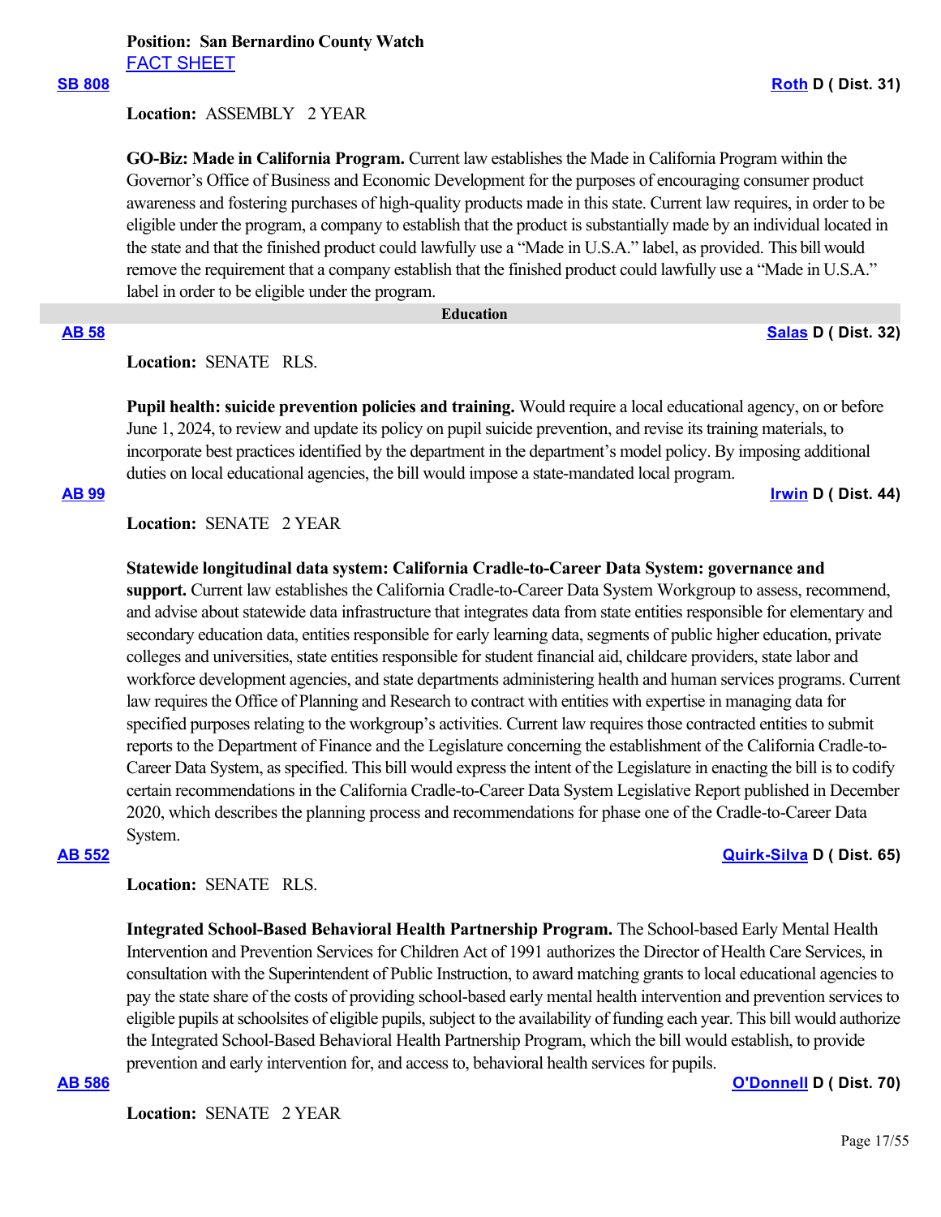**Position:** San Bernardino County Watch
FACT SHEET

**SB 808** **Roth** D ( Dist. 31)

**Location:** ASSEMBLY 2 YEAR

**GO-Biz: Made in California Program.** Current law establishes the Made in California Program within the Governor's Office of Business and Economic Development for the purposes of encouraging consumer product awareness and fostering purchases of high-quality products made in this state. Current law requires, in order to be eligible under the program, a company to establish that the product is substantially made by an individual located in the state and that the finished product could lawfully use a "Made in U.S.A." label, as provided. This bill would remove the requirement that a company establish that the finished product could lawfully use a "Made in U.S.A." label in order to be eligible under the program.

## Education

**AB 58** **Salas** D ( Dist. 32)

**Location:** SENATE RLS.

**Pupil health: suicide prevention policies and training.** Would require a local educational agency, on or before June 1, 2024, to review and update its policy on pupil suicide prevention, and revise its training materials, to incorporate best practices identified by the department in the department's model policy. By imposing additional duties on local educational agencies, the bill would impose a state-mandated local program.

**AB 99** **Irwin** D ( Dist. 44)

**Location:** SENATE 2 YEAR

**Statewide longitudinal data system: California Cradle-to-Career Data System: governance and support.** Current law establishes the California Cradle-to-Career Data System Workgroup to assess, recommend, and advise about statewide data infrastructure that integrates data from state entities responsible for elementary and secondary education data, entities responsible for early learning data, segments of public higher education, private colleges and universities, state entities responsible for student financial aid, childcare providers, state labor and workforce development agencies, and state departments administering health and human services programs. Current law requires the Office of Planning and Research to contract with entities with expertise in managing data for specified purposes relating to the workgroup's activities. Current law requires those contracted entities to submit reports to the Department of Finance and the Legislature concerning the establishment of the California Cradle-to-Career Data System, as specified. This bill would express the intent of the Legislature in enacting the bill is to codify certain recommendations in the California Cradle-to-Career Data System Legislative Report published in December 2020, which describes the planning process and recommendations for phase one of the Cradle-to-Career Data System.

**AB 552** **Quirk-Silva** D ( Dist. 65)

**Location:** SENATE RLS.

**Integrated School-Based Behavioral Health Partnership Program.** The School-based Early Mental Health Intervention and Prevention Services for Children Act of 1991 authorizes the Director of Health Care Services, in consultation with the Superintendent of Public Instruction, to award matching grants to local educational agencies to pay the state share of the costs of providing school-based early mental health intervention and prevention services to eligible pupils at schoolsites of eligible pupils, subject to the availability of funding each year. This bill would authorize the Integrated School-Based Behavioral Health Partnership Program, which the bill would establish, to provide prevention and early intervention for, and access to, behavioral health services for pupils.

**AB 586** **O'Donnell** D ( Dist. 70)

**Location:** SENATE 2 YEAR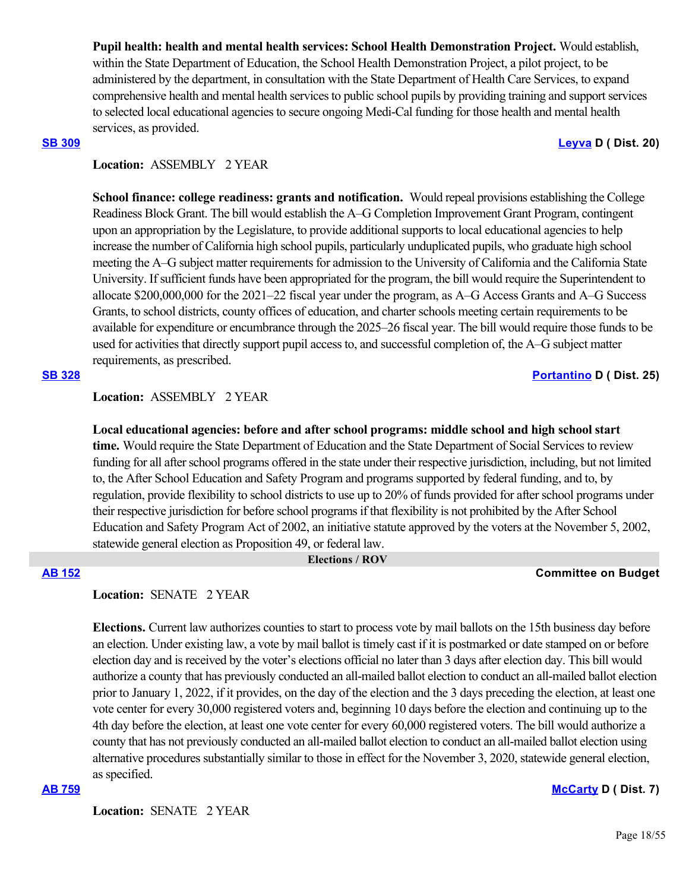**Pupil health: health and mental health services: School Health Demonstration Project.** Would establish, within the State Department of Education, the School Health Demonstration Project, a pilot project, to be administered by the department, in consultation with the State Department of Health Care Services, to expand comprehensive health and mental health services to public school pupils by providing training and support services to selected local educational agencies to secure ongoing Medi-Cal funding for those health and mental health services, as provided.

**SB 309** **Leyva D ( Dist. 20)**

**Location:** ASSEMBLY 2 YEAR

**School finance: college readiness: grants and notification.** Would repeal provisions establishing the College Readiness Block Grant. The bill would establish the A–G Completion Improvement Grant Program, contingent upon an appropriation by the Legislature, to provide additional supports to local educational agencies to help increase the number of California high school pupils, particularly unduplicated pupils, who graduate high school meeting the A–G subject matter requirements for admission to the University of California and the California State University. If sufficient funds have been appropriated for the program, the bill would require the Superintendent to allocate $200,000,000 for the 2021–22 fiscal year under the program, as A–G Access Grants and A–G Success Grants, to school districts, county offices of education, and charter schools meeting certain requirements to be available for expenditure or encumbrance through the 2025–26 fiscal year. The bill would require those funds to be used for activities that directly support pupil access to, and successful completion of, the A–G subject matter requirements, as prescribed.

**SB 328** **Portantino D ( Dist. 25)**

**Location:** ASSEMBLY 2 YEAR

**Local educational agencies: before and after school programs: middle school and high school start time.** Would require the State Department of Education and the State Department of Social Services to review funding for all after school programs offered in the state under their respective jurisdiction, including, but not limited to, the After School Education and Safety Program and programs supported by federal funding, and to, by regulation, provide flexibility to school districts to use up to 20% of funds provided for after school programs under their respective jurisdiction for before school programs if that flexibility is not prohibited by the After School Education and Safety Program Act of 2002, an initiative statute approved by the voters at the November 5, 2002, statewide general election as Proposition 49, or federal law.

## Elections / ROV

**AB 152** **Committee on Budget**

**Location:** SENATE 2 YEAR

**Elections.** Current law authorizes counties to start to process vote by mail ballots on the 15th business day before an election. Under existing law, a vote by mail ballot is timely cast if it is postmarked or date stamped on or before election day and is received by the voter's elections official no later than 3 days after election day. This bill would authorize a county that has previously conducted an all-mailed ballot election to conduct an all-mailed ballot election prior to January 1, 2022, if it provides, on the day of the election and the 3 days preceding the election, at least one vote center for every 30,000 registered voters and, beginning 10 days before the election and continuing up to the 4th day before the election, at least one vote center for every 60,000 registered voters. The bill would authorize a county that has not previously conducted an all-mailed ballot election to conduct an all-mailed ballot election using alternative procedures substantially similar to those in effect for the November 3, 2020, statewide general election, as specified.

**AB 759** **McCarty D ( Dist. 7)**

**Location:** SENATE 2 YEAR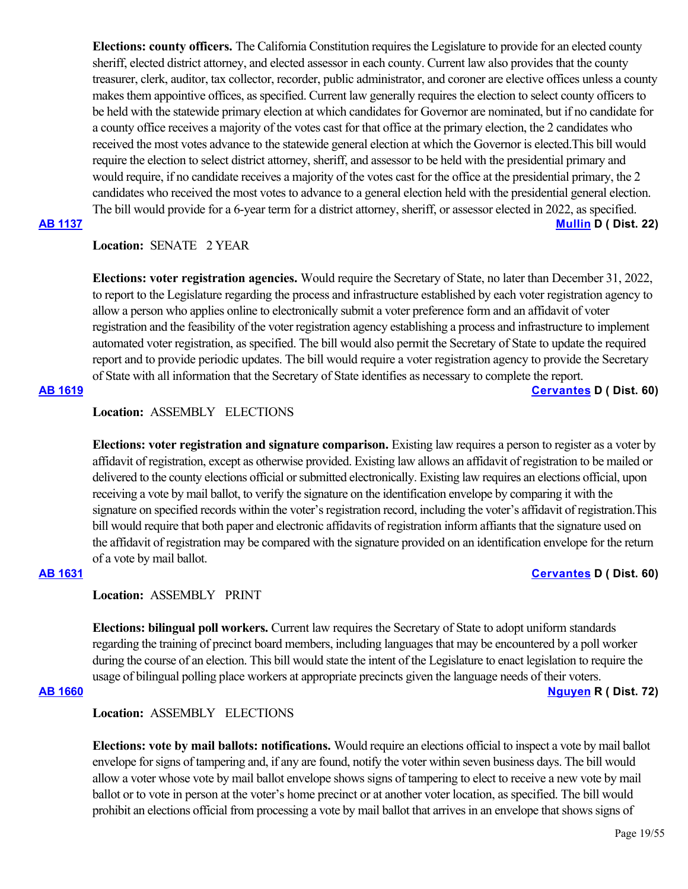**Elections: county officers.** The California Constitution requires the Legislature to provide for an elected county sheriff, elected district attorney, and elected assessor in each county. Current law also provides that the county treasurer, clerk, auditor, tax collector, recorder, public administrator, and coroner are elective offices unless a county makes them appointive offices, as specified. Current law generally requires the election to select county officers to be held with the statewide primary election at which candidates for Governor are nominated, but if no candidate for a county office receives a majority of the votes cast for that office at the primary election, the 2 candidates who received the most votes advance to the statewide general election at which the Governor is elected.This bill would require the election to select district attorney, sheriff, and assessor to be held with the presidential primary and would require, if no candidate receives a majority of the votes cast for the office at the presidential primary, the 2 candidates who received the most votes to advance to a general election held with the presidential general election. The bill would provide for a 6-year term for a district attorney, sheriff, or assessor elected in 2022, as specified.

**AB 1137** **Mullin D ( Dist. 22)**

**Location:** SENATE 2 YEAR

**Elections: voter registration agencies.** Would require the Secretary of State, no later than December 31, 2022, to report to the Legislature regarding the process and infrastructure established by each voter registration agency to allow a person who applies online to electronically submit a voter preference form and an affidavit of voter registration and the feasibility of the voter registration agency establishing a process and infrastructure to implement automated voter registration, as specified. The bill would also permit the Secretary of State to update the required report and to provide periodic updates. The bill would require a voter registration agency to provide the Secretary of State with all information that the Secretary of State identifies as necessary to complete the report.

**AB 1619** **Cervantes D ( Dist. 60)**

**Location:** ASSEMBLY ELECTIONS

**Elections: voter registration and signature comparison.** Existing law requires a person to register as a voter by affidavit of registration, except as otherwise provided. Existing law allows an affidavit of registration to be mailed or delivered to the county elections official or submitted electronically. Existing law requires an elections official, upon receiving a vote by mail ballot, to verify the signature on the identification envelope by comparing it with the signature on specified records within the voter's registration record, including the voter's affidavit of registration.This bill would require that both paper and electronic affidavits of registration inform affiants that the signature used on the affidavit of registration may be compared with the signature provided on an identification envelope for the return of a vote by mail ballot.

**AB 1631** **Cervantes D ( Dist. 60)**

**Location:** ASSEMBLY PRINT

**Elections: bilingual poll workers.** Current law requires the Secretary of State to adopt uniform standards regarding the training of precinct board members, including languages that may be encountered by a poll worker during the course of an election. This bill would state the intent of the Legislature to enact legislation to require the usage of bilingual polling place workers at appropriate precincts given the language needs of their voters.

**AB 1660** **Nguyen R ( Dist. 72)**

**Location:** ASSEMBLY ELECTIONS

**Elections: vote by mail ballots: notifications.** Would require an elections official to inspect a vote by mail ballot envelope for signs of tampering and, if any are found, notify the voter within seven business days. The bill would allow a voter whose vote by mail ballot envelope shows signs of tampering to elect to receive a new vote by mail ballot or to vote in person at the voter's home precinct or at another voter location, as specified. The bill would prohibit an elections official from processing a vote by mail ballot that arrives in an envelope that shows signs of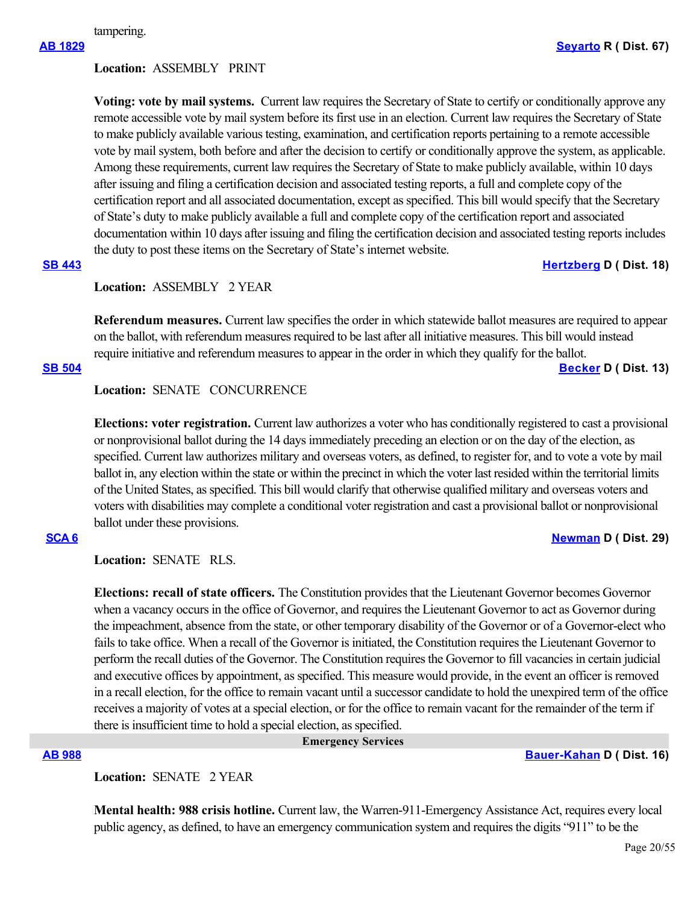tampering.

**AB 1829** **Seyarto** **R ( Dist. 67)**

**Location:** ASSEMBLY PRINT

**Voting: vote by mail systems.** Current law requires the Secretary of State to certify or conditionally approve any remote accessible vote by mail system before its first use in an election. Current law requires the Secretary of State to make publicly available various testing, examination, and certification reports pertaining to a remote accessible vote by mail system, both before and after the decision to certify or conditionally approve the system, as applicable. Among these requirements, current law requires the Secretary of State to make publicly available, within 10 days after issuing and filing a certification decision and associated testing reports, a full and complete copy of the certification report and all associated documentation, except as specified. This bill would specify that the Secretary of State's duty to make publicly available a full and complete copy of the certification report and associated documentation within 10 days after issuing and filing the certification decision and associated testing reports includes the duty to post these items on the Secretary of State's internet website.

**SB 443** **Hertzberg** **D ( Dist. 18)**

**Location:** ASSEMBLY 2 YEAR

**Referendum measures.** Current law specifies the order in which statewide ballot measures are required to appear on the ballot, with referendum measures required to be last after all initiative measures. This bill would instead require initiative and referendum measures to appear in the order in which they qualify for the ballot.

**SB 504** **Becker** **D ( Dist. 13)**

**Location:** SENATE CONCURRENCE

**Elections: voter registration.** Current law authorizes a voter who has conditionally registered to cast a provisional or nonprovisional ballot during the 14 days immediately preceding an election or on the day of the election, as specified. Current law authorizes military and overseas voters, as defined, to register for, and to vote a vote by mail ballot in, any election within the state or within the precinct in which the voter last resided within the territorial limits of the United States, as specified. This bill would clarify that otherwise qualified military and overseas voters and voters with disabilities may complete a conditional voter registration and cast a provisional ballot or nonprovisional ballot under these provisions.

**SCA 6** **Newman** **D ( Dist. 29)**

**Location:** SENATE RLS.

**Elections: recall of state officers.** The Constitution provides that the Lieutenant Governor becomes Governor when a vacancy occurs in the office of Governor, and requires the Lieutenant Governor to act as Governor during the impeachment, absence from the state, or other temporary disability of the Governor or of a Governor-elect who fails to take office. When a recall of the Governor is initiated, the Constitution requires the Lieutenant Governor to perform the recall duties of the Governor. The Constitution requires the Governor to fill vacancies in certain judicial and executive offices by appointment, as specified. This measure would provide, in the event an officer is removed in a recall election, for the office to remain vacant until a successor candidate to hold the unexpired term of the office receives a majority of votes at a special election, or for the office to remain vacant for the remainder of the term if there is insufficient time to hold a special election, as specified.

## Emergency Services

**AB 988** **Bauer-Kahan** **D ( Dist. 16)**

**Location:** SENATE 2 YEAR

**Mental health: 988 crisis hotline.** Current law, the Warren-911-Emergency Assistance Act, requires every local public agency, as defined, to have an emergency communication system and requires the digits "911" to be the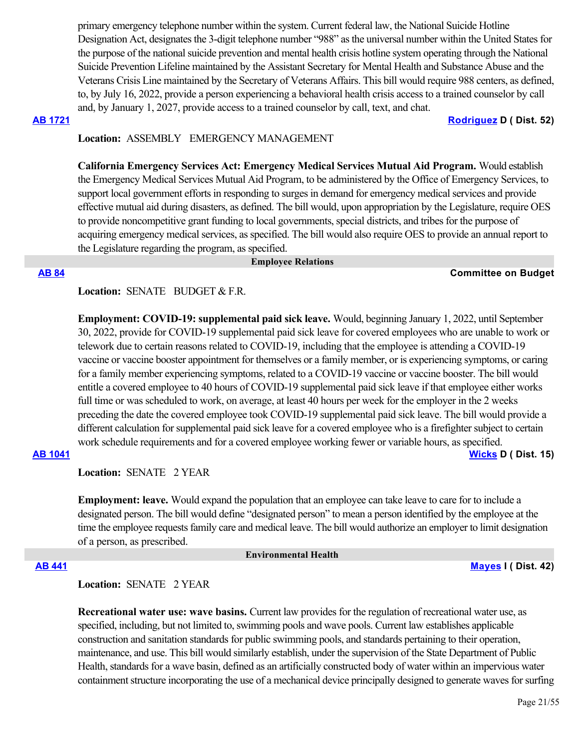primary emergency telephone number within the system. Current federal law, the National Suicide Hotline Designation Act, designates the 3-digit telephone number "988" as the universal number within the United States for the purpose of the national suicide prevention and mental health crisis hotline system operating through the National Suicide Prevention Lifeline maintained by the Assistant Secretary for Mental Health and Substance Abuse and the Veterans Crisis Line maintained by the Secretary of Veterans Affairs. This bill would require 988 centers, as defined, to, by July 16, 2022, provide a person experiencing a behavioral health crisis access to a trained counselor by call and, by January 1, 2027, provide access to a trained counselor by call, text, and chat.

**AB 1721** — **Rodriguez D ( Dist. 52)**

**Location:** ASSEMBLY EMERGENCY MANAGEMENT

**California Emergency Services Act: Emergency Medical Services Mutual Aid Program.** Would establish the Emergency Medical Services Mutual Aid Program, to be administered by the Office of Emergency Services, to support local government efforts in responding to surges in demand for emergency medical services and provide effective mutual aid during disasters, as defined. The bill would, upon appropriation by the Legislature, require OES to provide noncompetitive grant funding to local governments, special districts, and tribes for the purpose of acquiring emergency medical services, as specified. The bill would also require OES to provide an annual report to the Legislature regarding the program, as specified.

## Employee Relations

**AB 84** — **Committee on Budget**

**Location:** SENATE BUDGET & F.R.

**Employment: COVID-19: supplemental paid sick leave.** Would, beginning January 1, 2022, until September 30, 2022, provide for COVID-19 supplemental paid sick leave for covered employees who are unable to work or telework due to certain reasons related to COVID-19, including that the employee is attending a COVID-19 vaccine or vaccine booster appointment for themselves or a family member, or is experiencing symptoms, or caring for a family member experiencing symptoms, related to a COVID-19 vaccine or vaccine booster. The bill would entitle a covered employee to 40 hours of COVID-19 supplemental paid sick leave if that employee either works full time or was scheduled to work, on average, at least 40 hours per week for the employer in the 2 weeks preceding the date the covered employee took COVID-19 supplemental paid sick leave. The bill would provide a different calculation for supplemental paid sick leave for a covered employee who is a firefighter subject to certain work schedule requirements and for a covered employee working fewer or variable hours, as specified.

**AB 1041** — **Wicks D ( Dist. 15)**

**Location:** SENATE 2 YEAR

**Employment: leave.** Would expand the population that an employee can take leave to care for to include a designated person. The bill would define "designated person" to mean a person identified by the employee at the time the employee requests family care and medical leave. The bill would authorize an employer to limit designation of a person, as prescribed.

## Environmental Health

**AB 441** — **Mayes I ( Dist. 42)**

**Location:** SENATE 2 YEAR

**Recreational water use: wave basins.** Current law provides for the regulation of recreational water use, as specified, including, but not limited to, swimming pools and wave pools. Current law establishes applicable construction and sanitation standards for public swimming pools, and standards pertaining to their operation, maintenance, and use. This bill would similarly establish, under the supervision of the State Department of Public Health, standards for a wave basin, defined as an artificially constructed body of water within an impervious water containment structure incorporating the use of a mechanical device principally designed to generate waves for surfing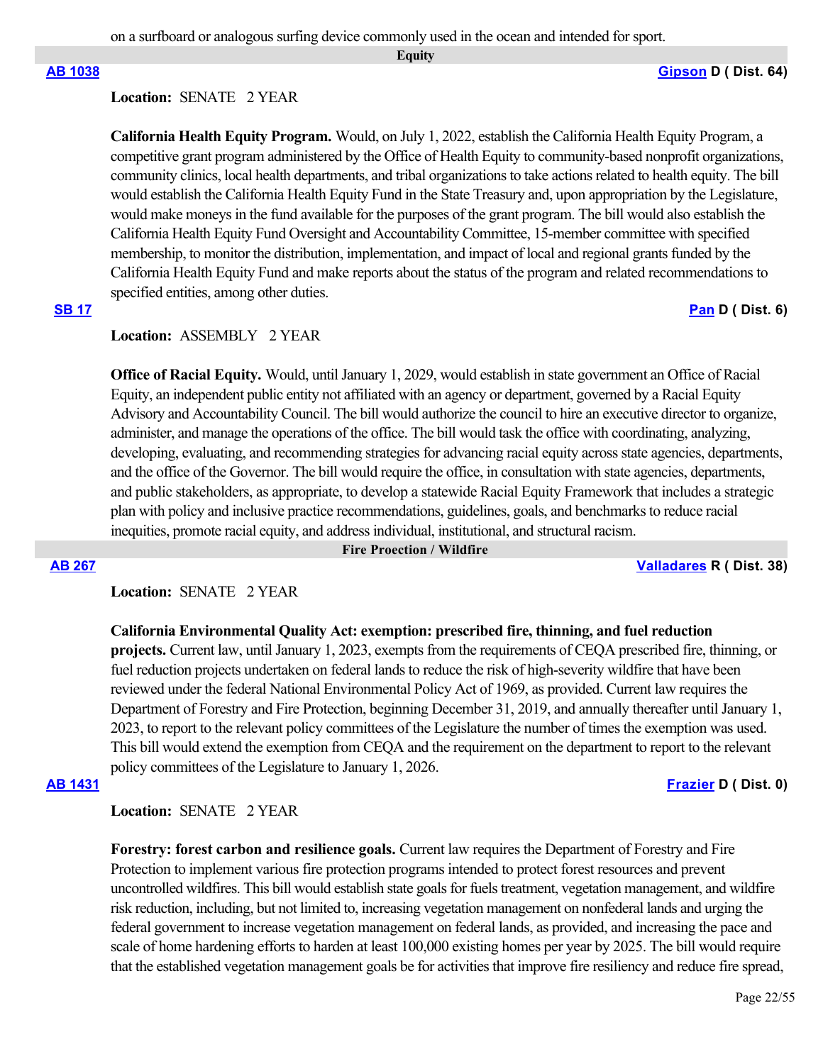on a surfboard or analogous surfing device commonly used in the ocean and intended for sport.

## Equity

**AB 1038** **Gipson D ( Dist. 64)**

**Location:** SENATE 2 YEAR

**California Health Equity Program.** Would, on July 1, 2022, establish the California Health Equity Program, a competitive grant program administered by the Office of Health Equity to community-based nonprofit organizations, community clinics, local health departments, and tribal organizations to take actions related to health equity. The bill would establish the California Health Equity Fund in the State Treasury and, upon appropriation by the Legislature, would make moneys in the fund available for the purposes of the grant program. The bill would also establish the California Health Equity Fund Oversight and Accountability Committee, 15-member committee with specified membership, to monitor the distribution, implementation, and impact of local and regional grants funded by the California Health Equity Fund and make reports about the status of the program and related recommendations to specified entities, among other duties.

**SB 17** **Pan D ( Dist. 6)**

**Location:** ASSEMBLY 2 YEAR

**Office of Racial Equity.** Would, until January 1, 2029, would establish in state government an Office of Racial Equity, an independent public entity not affiliated with an agency or department, governed by a Racial Equity Advisory and Accountability Council. The bill would authorize the council to hire an executive director to organize, administer, and manage the operations of the office. The bill would task the office with coordinating, analyzing, developing, evaluating, and recommending strategies for advancing racial equity across state agencies, departments, and the office of the Governor. The bill would require the office, in consultation with state agencies, departments, and public stakeholders, as appropriate, to develop a statewide Racial Equity Framework that includes a strategic plan with policy and inclusive practice recommendations, guidelines, goals, and benchmarks to reduce racial inequities, promote racial equity, and address individual, institutional, and structural racism.

## Fire Proection / Wildfire

**AB 267** **Valladares R ( Dist. 38)**

**Location:** SENATE 2 YEAR

**California Environmental Quality Act: exemption: prescribed fire, thinning, and fuel reduction projects.** Current law, until January 1, 2023, exempts from the requirements of CEQA prescribed fire, thinning, or fuel reduction projects undertaken on federal lands to reduce the risk of high-severity wildfire that have been reviewed under the federal National Environmental Policy Act of 1969, as provided. Current law requires the Department of Forestry and Fire Protection, beginning December 31, 2019, and annually thereafter until January 1, 2023, to report to the relevant policy committees of the Legislature the number of times the exemption was used. This bill would extend the exemption from CEQA and the requirement on the department to report to the relevant policy committees of the Legislature to January 1, 2026.

**AB 1431** **Frazier D ( Dist. 0)**

**Location:** SENATE 2 YEAR

**Forestry: forest carbon and resilience goals.** Current law requires the Department of Forestry and Fire Protection to implement various fire protection programs intended to protect forest resources and prevent uncontrolled wildfires. This bill would establish state goals for fuels treatment, vegetation management, and wildfire risk reduction, including, but not limited to, increasing vegetation management on nonfederal lands and urging the federal government to increase vegetation management on federal lands, as provided, and increasing the pace and scale of home hardening efforts to harden at least 100,000 existing homes per year by 2025. The bill would require that the established vegetation management goals be for activities that improve fire resiliency and reduce fire spread,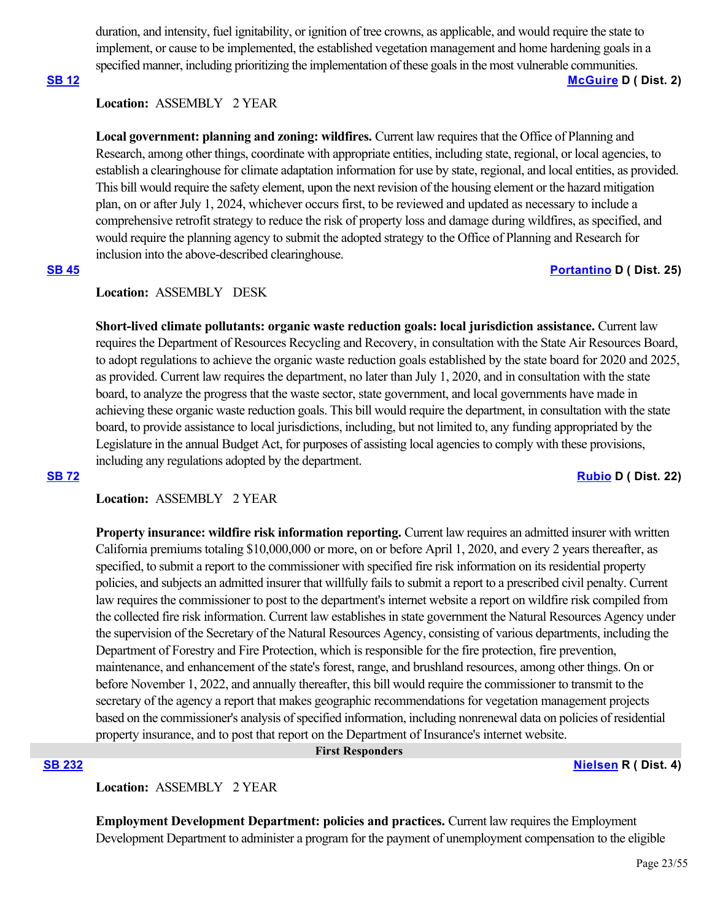duration, and intensity, fuel ignitability, or ignition of tree crowns, as applicable, and would require the state to implement, or cause to be implemented, the established vegetation management and home hardening goals in a specified manner, including prioritizing the implementation of these goals in the most vulnerable communities.

**SB 12** **McGuire D ( Dist. 2)**

**Location:** ASSEMBLY 2 YEAR

**Local government: planning and zoning: wildfires.** Current law requires that the Office of Planning and Research, among other things, coordinate with appropriate entities, including state, regional, or local agencies, to establish a clearinghouse for climate adaptation information for use by state, regional, and local entities, as provided. This bill would require the safety element, upon the next revision of the housing element or the hazard mitigation plan, on or after July 1, 2024, whichever occurs first, to be reviewed and updated as necessary to include a comprehensive retrofit strategy to reduce the risk of property loss and damage during wildfires, as specified, and would require the planning agency to submit the adopted strategy to the Office of Planning and Research for inclusion into the above-described clearinghouse.

**SB 45** **Portantino D ( Dist. 25)**

**Location:** ASSEMBLY DESK

**Short-lived climate pollutants: organic waste reduction goals: local jurisdiction assistance.** Current law requires the Department of Resources Recycling and Recovery, in consultation with the State Air Resources Board, to adopt regulations to achieve the organic waste reduction goals established by the state board for 2020 and 2025, as provided. Current law requires the department, no later than July 1, 2020, and in consultation with the state board, to analyze the progress that the waste sector, state government, and local governments have made in achieving these organic waste reduction goals. This bill would require the department, in consultation with the state board, to provide assistance to local jurisdictions, including, but not limited to, any funding appropriated by the Legislature in the annual Budget Act, for purposes of assisting local agencies to comply with these provisions, including any regulations adopted by the department.

**SB 72** **Rubio D ( Dist. 22)**

**Location:** ASSEMBLY 2 YEAR

**Property insurance: wildfire risk information reporting.** Current law requires an admitted insurer with written California premiums totaling $10,000,000 or more, on or before April 1, 2020, and every 2 years thereafter, as specified, to submit a report to the commissioner with specified fire risk information on its residential property policies, and subjects an admitted insurer that willfully fails to submit a report to a prescribed civil penalty. Current law requires the commissioner to post to the department's internet website a report on wildfire risk compiled from the collected fire risk information. Current law establishes in state government the Natural Resources Agency under the supervision of the Secretary of the Natural Resources Agency, consisting of various departments, including the Department of Forestry and Fire Protection, which is responsible for the fire protection, fire prevention, maintenance, and enhancement of the state's forest, range, and brushland resources, among other things. On or before November 1, 2022, and annually thereafter, this bill would require the commissioner to transmit to the secretary of the agency a report that makes geographic recommendations for vegetation management projects based on the commissioner's analysis of specified information, including nonrenewal data on policies of residential property insurance, and to post that report on the Department of Insurance's internet website.

## First Responders

**SB 232** **Nielsen R ( Dist. 4)**

**Location:** ASSEMBLY 2 YEAR

**Employment Development Department: policies and practices.** Current law requires the Employment Development Department to administer a program for the payment of unemployment compensation to the eligible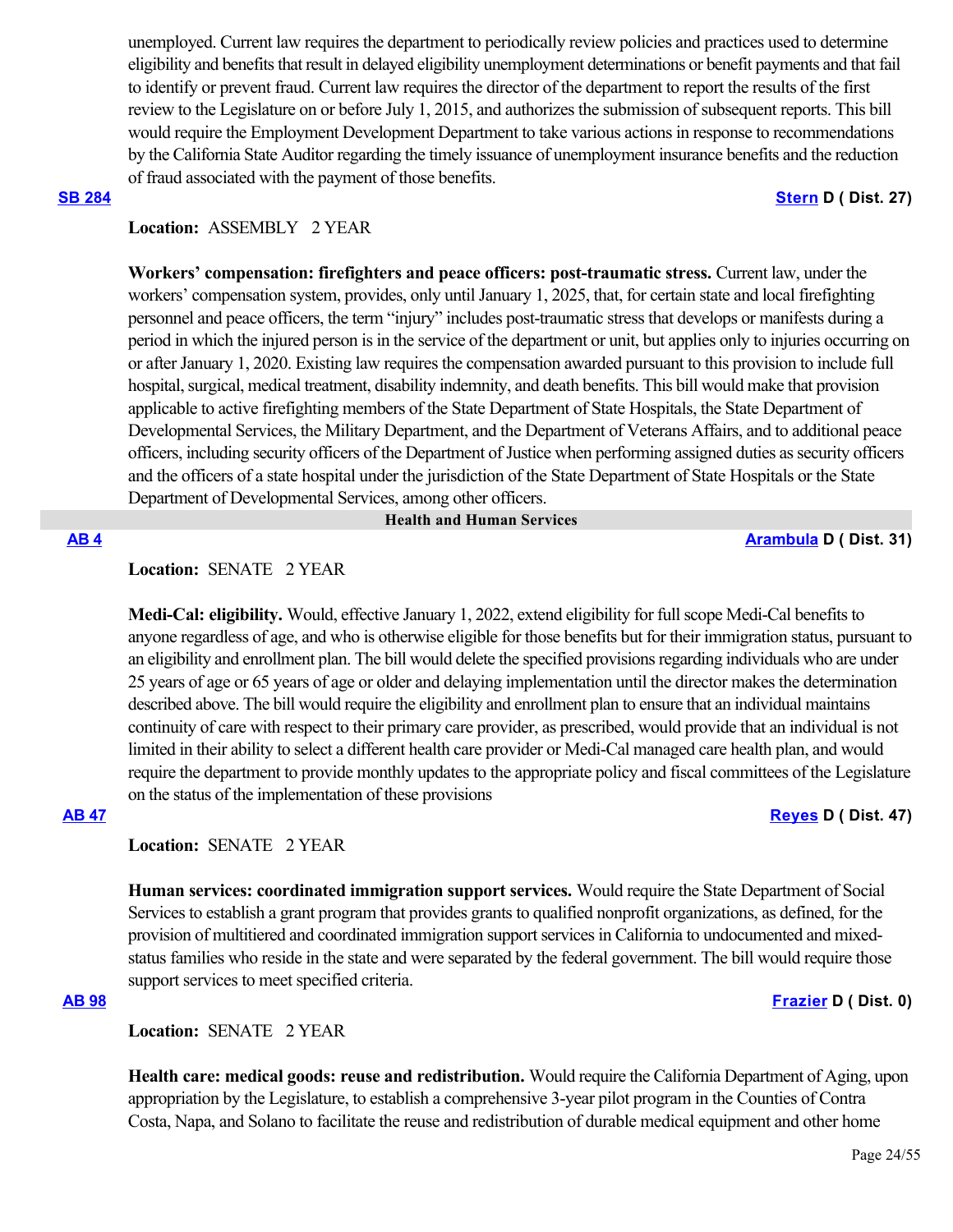unemployed. Current law requires the department to periodically review policies and practices used to determine eligibility and benefits that result in delayed eligibility unemployment determinations or benefit payments and that fail to identify or prevent fraud. Current law requires the director of the department to report the results of the first review to the Legislature on or before July 1, 2015, and authorizes the submission of subsequent reports. This bill would require the Employment Development Department to take various actions in response to recommendations by the California State Auditor regarding the timely issuance of unemployment insurance benefits and the reduction of fraud associated with the payment of those benefits.

**SB 284** **Stern D ( Dist. 27)**

**Location:** ASSEMBLY 2 YEAR

**Workers' compensation: firefighters and peace officers: post-traumatic stress.** Current law, under the workers' compensation system, provides, only until January 1, 2025, that, for certain state and local firefighting personnel and peace officers, the term "injury" includes post-traumatic stress that develops or manifests during a period in which the injured person is in the service of the department or unit, but applies only to injuries occurring on or after January 1, 2020. Existing law requires the compensation awarded pursuant to this provision to include full hospital, surgical, medical treatment, disability indemnity, and death benefits. This bill would make that provision applicable to active firefighting members of the State Department of State Hospitals, the State Department of Developmental Services, the Military Department, and the Department of Veterans Affairs, and to additional peace officers, including security officers of the Department of Justice when performing assigned duties as security officers and the officers of a state hospital under the jurisdiction of the State Department of State Hospitals or the State Department of Developmental Services, among other officers.

## Health and Human Services

**AB 4** **Arambula D ( Dist. 31)**

**Location:** SENATE 2 YEAR

**Medi-Cal: eligibility.** Would, effective January 1, 2022, extend eligibility for full scope Medi-Cal benefits to anyone regardless of age, and who is otherwise eligible for those benefits but for their immigration status, pursuant to an eligibility and enrollment plan. The bill would delete the specified provisions regarding individuals who are under 25 years of age or 65 years of age or older and delaying implementation until the director makes the determination described above. The bill would require the eligibility and enrollment plan to ensure that an individual maintains continuity of care with respect to their primary care provider, as prescribed, would provide that an individual is not limited in their ability to select a different health care provider or Medi-Cal managed care health plan, and would require the department to provide monthly updates to the appropriate policy and fiscal committees of the Legislature on the status of the implementation of these provisions

**AB 47** **Reyes D ( Dist. 47)**

**Location:** SENATE 2 YEAR

**Human services: coordinated immigration support services.** Would require the State Department of Social Services to establish a grant program that provides grants to qualified nonprofit organizations, as defined, for the provision of multitiered and coordinated immigration support services in California to undocumented and mixed-status families who reside in the state and were separated by the federal government. The bill would require those support services to meet specified criteria.

**AB 98** **Frazier D ( Dist. 0)**

**Location:** SENATE 2 YEAR

**Health care: medical goods: reuse and redistribution.** Would require the California Department of Aging, upon appropriation by the Legislature, to establish a comprehensive 3-year pilot program in the Counties of Contra Costa, Napa, and Solano to facilitate the reuse and redistribution of durable medical equipment and other home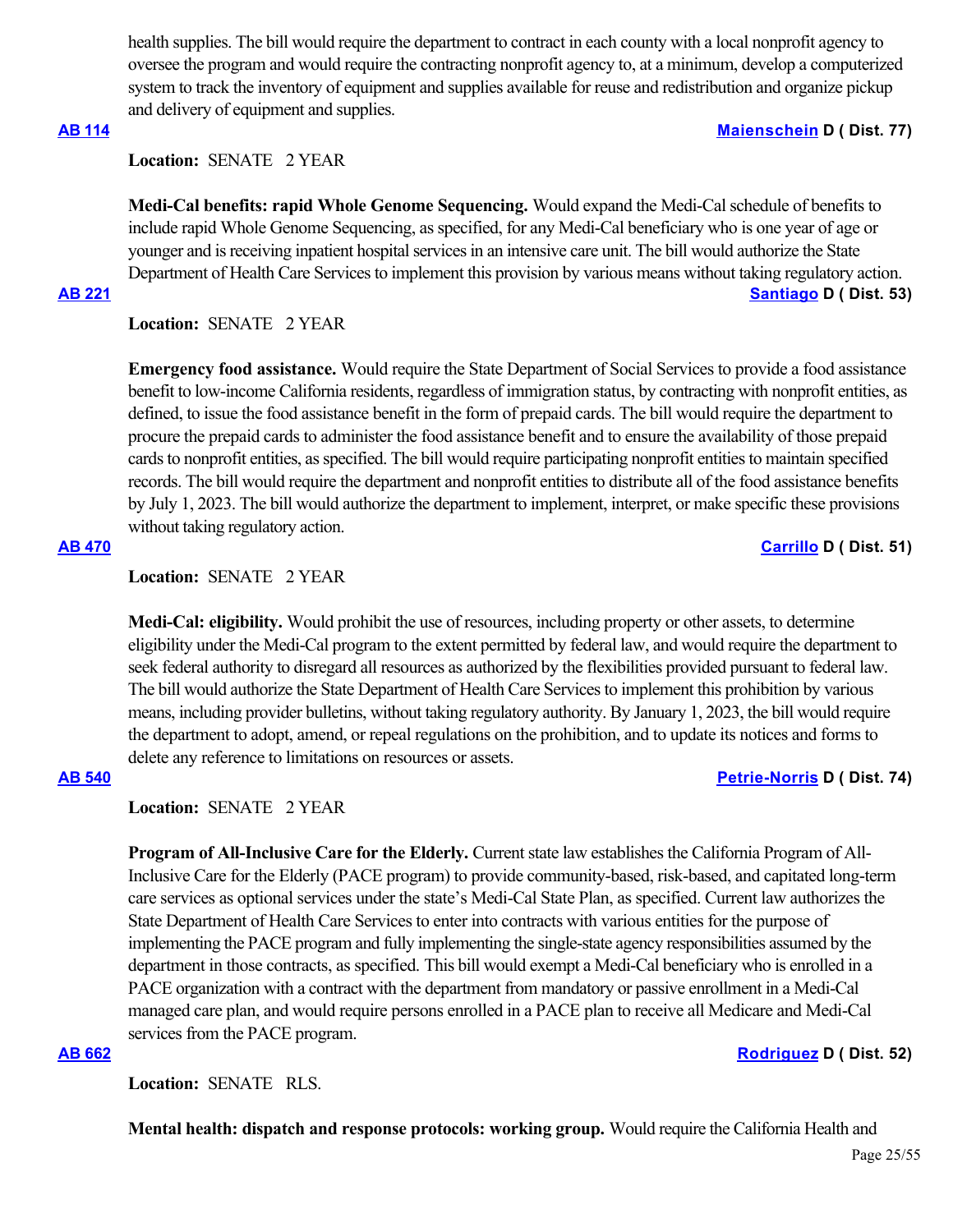health supplies. The bill would require the department to contract in each county with a local nonprofit agency to oversee the program and would require the contracting nonprofit agency to, at a minimum, develop a computerized system to track the inventory of equipment and supplies available for reuse and redistribution and organize pickup and delivery of equipment and supplies.

**AB 114** **Maienschein D ( Dist. 77)**

**Location:** SENATE 2 YEAR

**Medi-Cal benefits: rapid Whole Genome Sequencing.** Would expand the Medi-Cal schedule of benefits to include rapid Whole Genome Sequencing, as specified, for any Medi-Cal beneficiary who is one year of age or younger and is receiving inpatient hospital services in an intensive care unit. The bill would authorize the State Department of Health Care Services to implement this provision by various means without taking regulatory action.

**AB 221** **Santiago D ( Dist. 53)**

**Location:** SENATE 2 YEAR

**Emergency food assistance.** Would require the State Department of Social Services to provide a food assistance benefit to low-income California residents, regardless of immigration status, by contracting with nonprofit entities, as defined, to issue the food assistance benefit in the form of prepaid cards. The bill would require the department to procure the prepaid cards to administer the food assistance benefit and to ensure the availability of those prepaid cards to nonprofit entities, as specified. The bill would require participating nonprofit entities to maintain specified records. The bill would require the department and nonprofit entities to distribute all of the food assistance benefits by July 1, 2023. The bill would authorize the department to implement, interpret, or make specific these provisions without taking regulatory action.

**AB 470** **Carrillo D ( Dist. 51)**

**Location:** SENATE 2 YEAR

**Medi-Cal: eligibility.** Would prohibit the use of resources, including property or other assets, to determine eligibility under the Medi-Cal program to the extent permitted by federal law, and would require the department to seek federal authority to disregard all resources as authorized by the flexibilities provided pursuant to federal law. The bill would authorize the State Department of Health Care Services to implement this prohibition by various means, including provider bulletins, without taking regulatory authority. By January 1, 2023, the bill would require the department to adopt, amend, or repeal regulations on the prohibition, and to update its notices and forms to delete any reference to limitations on resources or assets.

**AB 540** **Petrie-Norris D ( Dist. 74)**

**Location:** SENATE 2 YEAR

**Program of All-Inclusive Care for the Elderly.** Current state law establishes the California Program of All-Inclusive Care for the Elderly (PACE program) to provide community-based, risk-based, and capitated long-term care services as optional services under the state's Medi-Cal State Plan, as specified. Current law authorizes the State Department of Health Care Services to enter into contracts with various entities for the purpose of implementing the PACE program and fully implementing the single-state agency responsibilities assumed by the department in those contracts, as specified. This bill would exempt a Medi-Cal beneficiary who is enrolled in a PACE organization with a contract with the department from mandatory or passive enrollment in a Medi-Cal managed care plan, and would require persons enrolled in a PACE plan to receive all Medicare and Medi-Cal services from the PACE program.

**AB 662** **Rodriguez D ( Dist. 52)**

**Location:** SENATE RLS.

**Mental health: dispatch and response protocols: working group.** Would require the California Health and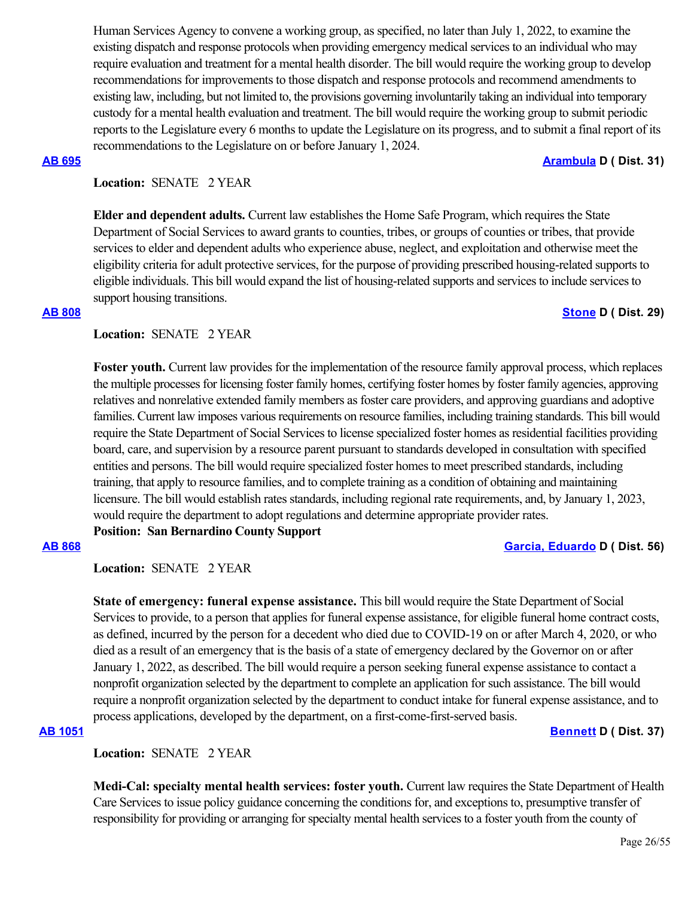Human Services Agency to convene a working group, as specified, no later than July 1, 2022, to examine the existing dispatch and response protocols when providing emergency medical services to an individual who may require evaluation and treatment for a mental health disorder. The bill would require the working group to develop recommendations for improvements to those dispatch and response protocols and recommend amendments to existing law, including, but not limited to, the provisions governing involuntarily taking an individual into temporary custody for a mental health evaluation and treatment. The bill would require the working group to submit periodic reports to the Legislature every 6 months to update the Legislature on its progress, and to submit a final report of its recommendations to the Legislature on or before January 1, 2024.

**AB 695** **Arambula D ( Dist. 31)**

**Location:** SENATE 2 YEAR

**Elder and dependent adults.** Current law establishes the Home Safe Program, which requires the State Department of Social Services to award grants to counties, tribes, or groups of counties or tribes, that provide services to elder and dependent adults who experience abuse, neglect, and exploitation and otherwise meet the eligibility criteria for adult protective services, for the purpose of providing prescribed housing-related supports to eligible individuals. This bill would expand the list of housing-related supports and services to include services to support housing transitions.

**AB 808** **Stone D ( Dist. 29)**

**Location:** SENATE 2 YEAR

**Foster youth.** Current law provides for the implementation of the resource family approval process, which replaces the multiple processes for licensing foster family homes, certifying foster homes by foster family agencies, approving relatives and nonrelative extended family members as foster care providers, and approving guardians and adoptive families. Current law imposes various requirements on resource families, including training standards. This bill would require the State Department of Social Services to license specialized foster homes as residential facilities providing board, care, and supervision by a resource parent pursuant to standards developed in consultation with specified entities and persons. The bill would require specialized foster homes to meet prescribed standards, including training, that apply to resource families, and to complete training as a condition of obtaining and maintaining licensure. The bill would establish rates standards, including regional rate requirements, and, by January 1, 2023, would require the department to adopt regulations and determine appropriate provider rates.

**Position: San Bernardino County Support**

**AB 868** **Garcia, Eduardo D ( Dist. 56)**

**Location:** SENATE 2 YEAR

**State of emergency: funeral expense assistance.** This bill would require the State Department of Social Services to provide, to a person that applies for funeral expense assistance, for eligible funeral home contract costs, as defined, incurred by the person for a decedent who died due to COVID-19 on or after March 4, 2020, or who died as a result of an emergency that is the basis of a state of emergency declared by the Governor on or after January 1, 2022, as described. The bill would require a person seeking funeral expense assistance to contact a nonprofit organization selected by the department to complete an application for such assistance. The bill would require a nonprofit organization selected by the department to conduct intake for funeral expense assistance, and to process applications, developed by the department, on a first-come-first-served basis.

**AB 1051** **Bennett D ( Dist. 37)**

**Location:** SENATE 2 YEAR

**Medi-Cal: specialty mental health services: foster youth.** Current law requires the State Department of Health Care Services to issue policy guidance concerning the conditions for, and exceptions to, presumptive transfer of responsibility for providing or arranging for specialty mental health services to a foster youth from the county of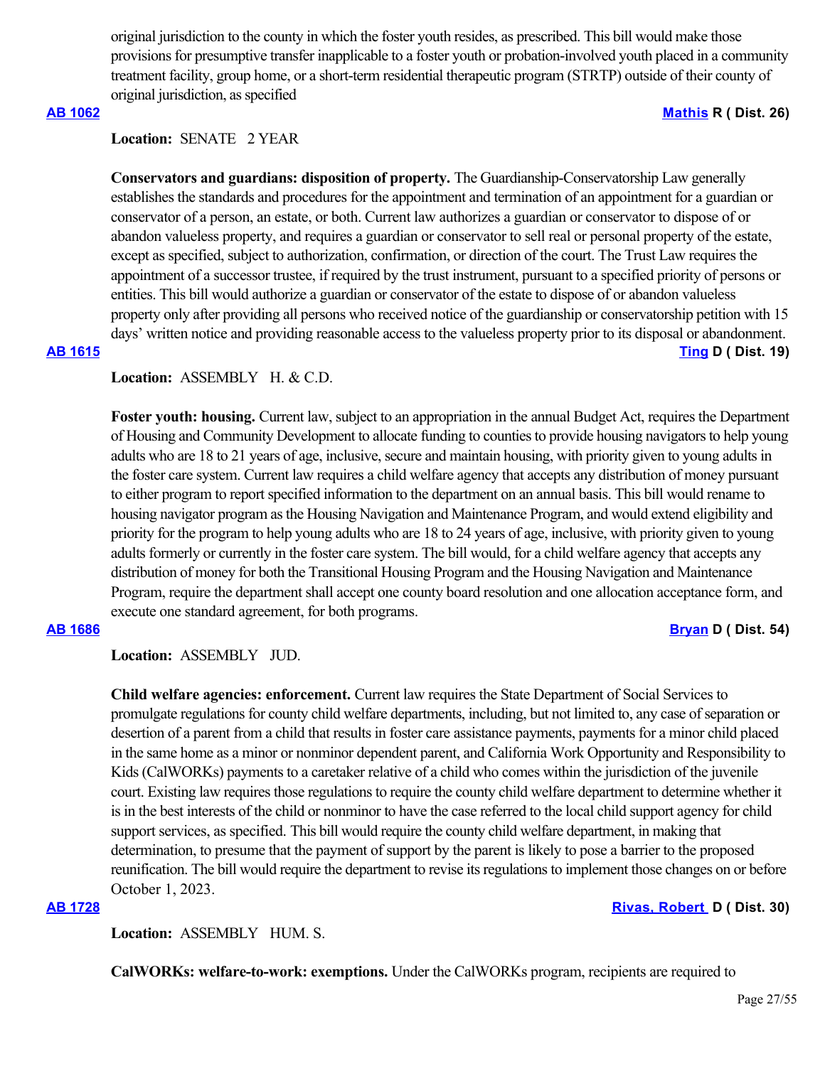original jurisdiction to the county in which the foster youth resides, as prescribed. This bill would make those provisions for presumptive transfer inapplicable to a foster youth or probation-involved youth placed in a community treatment facility, group home, or a short-term residential therapeutic program (STRTP) outside of their county of original jurisdiction, as specified

**AB 1062** **Mathis R ( Dist. 26)**

**Location:** SENATE 2 YEAR

**Conservators and guardians: disposition of property.** The Guardianship-Conservatorship Law generally establishes the standards and procedures for the appointment and termination of an appointment for a guardian or conservator of a person, an estate, or both. Current law authorizes a guardian or conservator to dispose of or abandon valueless property, and requires a guardian or conservator to sell real or personal property of the estate, except as specified, subject to authorization, confirmation, or direction of the court. The Trust Law requires the appointment of a successor trustee, if required by the trust instrument, pursuant to a specified priority of persons or entities. This bill would authorize a guardian or conservator of the estate to dispose of or abandon valueless property only after providing all persons who received notice of the guardianship or conservatorship petition with 15 days' written notice and providing reasonable access to the valueless property prior to its disposal or abandonment.

**AB 1615** **Ting D ( Dist. 19)**

**Location:** ASSEMBLY H. & C.D.

**Foster youth: housing.** Current law, subject to an appropriation in the annual Budget Act, requires the Department of Housing and Community Development to allocate funding to counties to provide housing navigators to help young adults who are 18 to 21 years of age, inclusive, secure and maintain housing, with priority given to young adults in the foster care system. Current law requires a child welfare agency that accepts any distribution of money pursuant to either program to report specified information to the department on an annual basis. This bill would rename to housing navigator program as the Housing Navigation and Maintenance Program, and would extend eligibility and priority for the program to help young adults who are 18 to 24 years of age, inclusive, with priority given to young adults formerly or currently in the foster care system. The bill would, for a child welfare agency that accepts any distribution of money for both the Transitional Housing Program and the Housing Navigation and Maintenance Program, require the department shall accept one county board resolution and one allocation acceptance form, and execute one standard agreement, for both programs.

**AB 1686** **Bryan D ( Dist. 54)**

**Location:** ASSEMBLY JUD.

**Child welfare agencies: enforcement.** Current law requires the State Department of Social Services to promulgate regulations for county child welfare departments, including, but not limited to, any case of separation or desertion of a parent from a child that results in foster care assistance payments, payments for a minor child placed in the same home as a minor or nonminor dependent parent, and California Work Opportunity and Responsibility to Kids (CalWORKs) payments to a caretaker relative of a child who comes within the jurisdiction of the juvenile court. Existing law requires those regulations to require the county child welfare department to determine whether it is in the best interests of the child or nonminor to have the case referred to the local child support agency for child support services, as specified. This bill would require the county child welfare department, in making that determination, to presume that the payment of support by the parent is likely to pose a barrier to the proposed reunification. The bill would require the department to revise its regulations to implement those changes on or before October 1, 2023.

**AB 1728** **Rivas, Robert D ( Dist. 30)**

**Location:** ASSEMBLY HUM. S.

**CalWORKs: welfare-to-work: exemptions.** Under the CalWORKs program, recipients are required to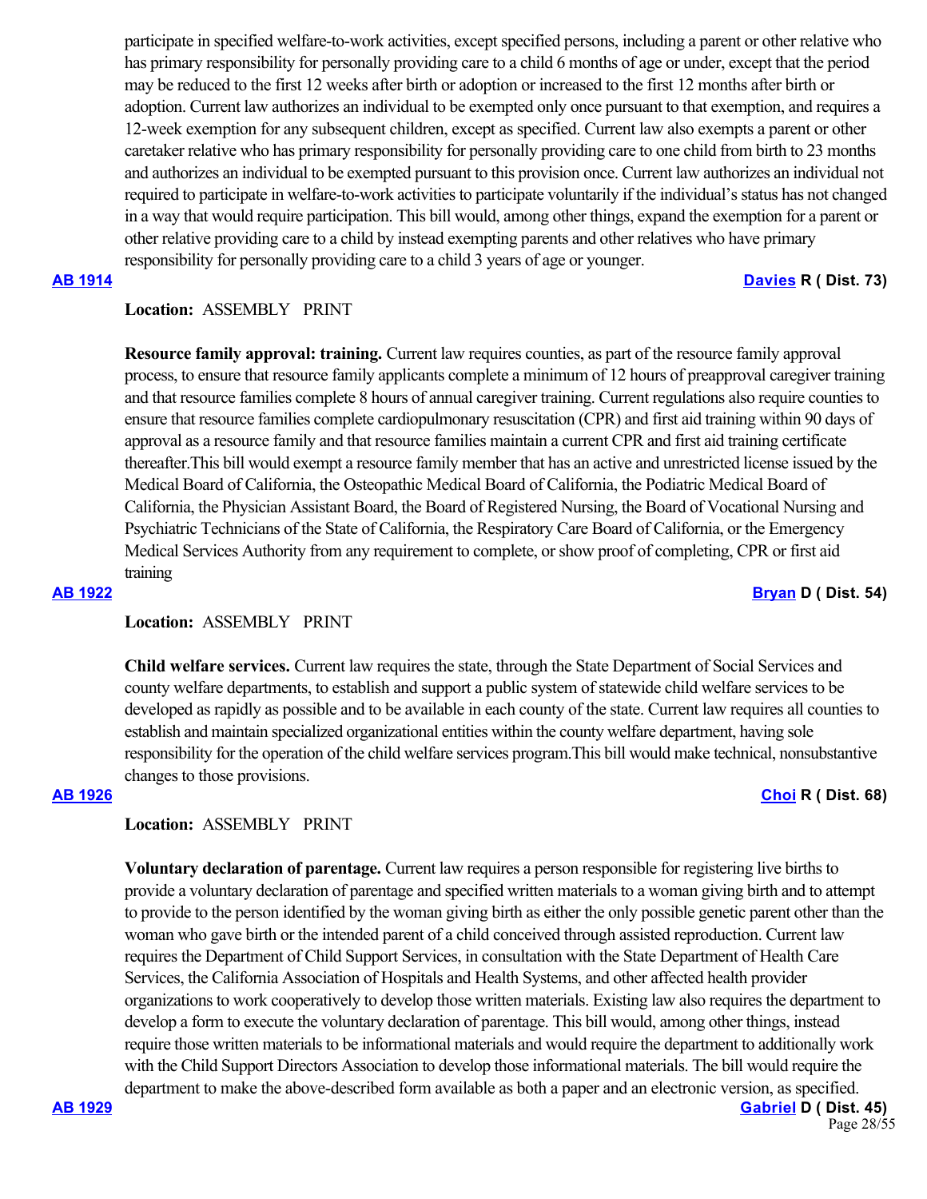participate in specified welfare-to-work activities, except specified persons, including a parent or other relative who has primary responsibility for personally providing care to a child 6 months of age or under, except that the period may be reduced to the first 12 weeks after birth or adoption or increased to the first 12 months after birth or adoption. Current law authorizes an individual to be exempted only once pursuant to that exemption, and requires a 12-week exemption for any subsequent children, except as specified. Current law also exempts a parent or other caretaker relative who has primary responsibility for personally providing care to one child from birth to 23 months and authorizes an individual to be exempted pursuant to this provision once. Current law authorizes an individual not required to participate in welfare-to-work activities to participate voluntarily if the individual's status has not changed in a way that would require participation. This bill would, among other things, expand the exemption for a parent or other relative providing care to a child by instead exempting parents and other relatives who have primary responsibility for personally providing care to a child 3 years of age or younger.

**AB 1914** **Davies R ( Dist. 73)**

**Location:** ASSEMBLY PRINT

**Resource family approval: training.** Current law requires counties, as part of the resource family approval process, to ensure that resource family applicants complete a minimum of 12 hours of preapproval caregiver training and that resource families complete 8 hours of annual caregiver training. Current regulations also require counties to ensure that resource families complete cardiopulmonary resuscitation (CPR) and first aid training within 90 days of approval as a resource family and that resource families maintain a current CPR and first aid training certificate thereafter.This bill would exempt a resource family member that has an active and unrestricted license issued by the Medical Board of California, the Osteopathic Medical Board of California, the Podiatric Medical Board of California, the Physician Assistant Board, the Board of Registered Nursing, the Board of Vocational Nursing and Psychiatric Technicians of the State of California, the Respiratory Care Board of California, or the Emergency Medical Services Authority from any requirement to complete, or show proof of completing, CPR or first aid training

**AB 1922** **Bryan D ( Dist. 54)**

**Location:** ASSEMBLY PRINT

**Child welfare services.** Current law requires the state, through the State Department of Social Services and county welfare departments, to establish and support a public system of statewide child welfare services to be developed as rapidly as possible and to be available in each county of the state. Current law requires all counties to establish and maintain specialized organizational entities within the county welfare department, having sole responsibility for the operation of the child welfare services program.This bill would make technical, nonsubstantive changes to those provisions.

**AB 1926** **Choi R ( Dist. 68)**

**Location:** ASSEMBLY PRINT

**Voluntary declaration of parentage.** Current law requires a person responsible for registering live births to provide a voluntary declaration of parentage and specified written materials to a woman giving birth and to attempt to provide to the person identified by the woman giving birth as either the only possible genetic parent other than the woman who gave birth or the intended parent of a child conceived through assisted reproduction. Current law requires the Department of Child Support Services, in consultation with the State Department of Health Care Services, the California Association of Hospitals and Health Systems, and other affected health provider organizations to work cooperatively to develop those written materials. Existing law also requires the department to develop a form to execute the voluntary declaration of parentage. This bill would, among other things, instead require those written materials to be informational materials and would require the department to additionally work with the Child Support Directors Association to develop those informational materials. The bill would require the department to make the above-described form available as both a paper and an electronic version, as specified.

**AB 1929** **Gabriel D ( Dist. 45)**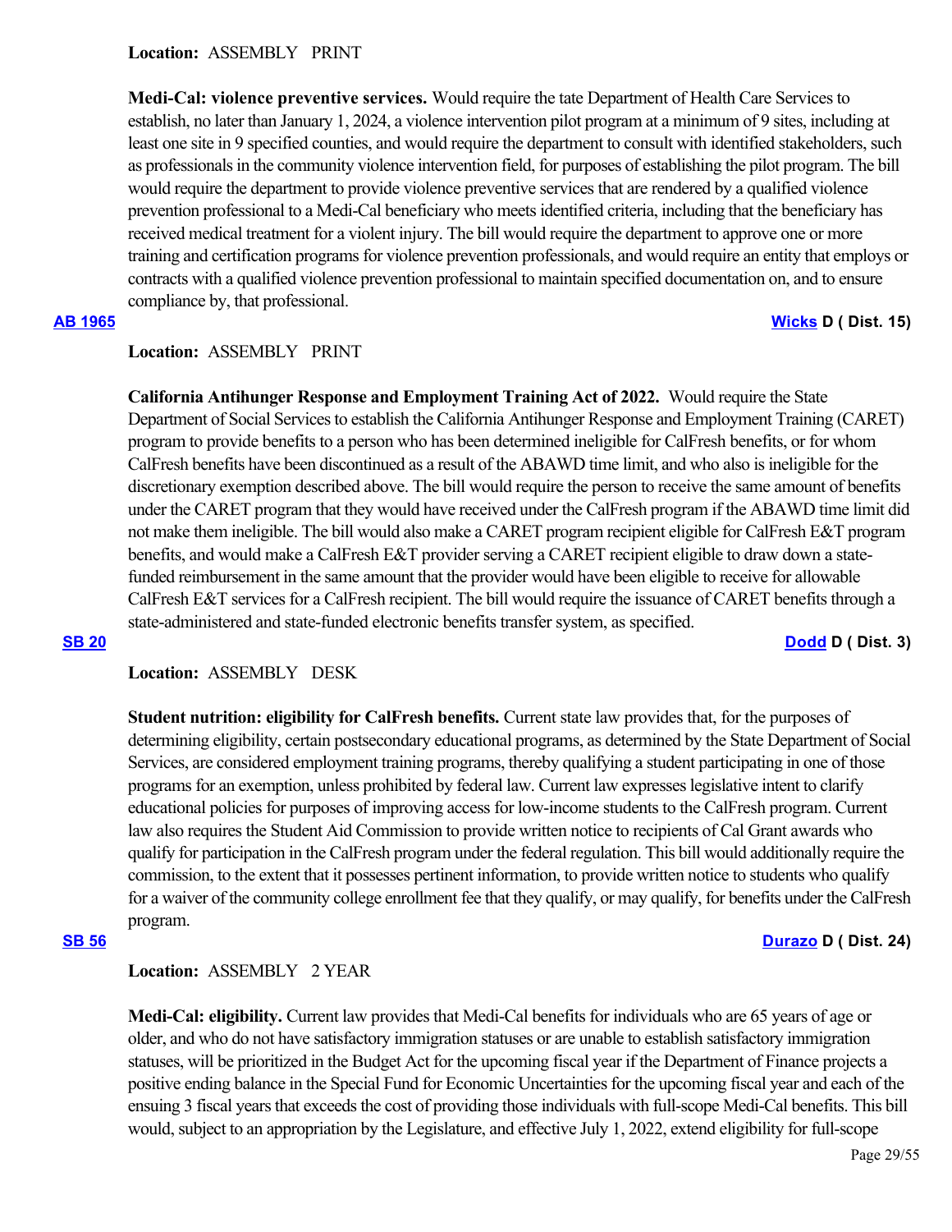**Location:** ASSEMBLY PRINT

**Medi-Cal: violence preventive services.** Would require the tate Department of Health Care Services to establish, no later than January 1, 2024, a violence intervention pilot program at a minimum of 9 sites, including at least one site in 9 specified counties, and would require the department to consult with identified stakeholders, such as professionals in the community violence intervention field, for purposes of establishing the pilot program. The bill would require the department to provide violence preventive services that are rendered by a qualified violence prevention professional to a Medi-Cal beneficiary who meets identified criteria, including that the beneficiary has received medical treatment for a violent injury. The bill would require the department to approve one or more training and certification programs for violence prevention professionals, and would require an entity that employs or contracts with a qualified violence prevention professional to maintain specified documentation on, and to ensure compliance by, that professional.

**AB 1965** **Wicks D ( Dist. 15)**

**Location:** ASSEMBLY PRINT

**California Antihunger Response and Employment Training Act of 2022.** Would require the State Department of Social Services to establish the California Antihunger Response and Employment Training (CARET) program to provide benefits to a person who has been determined ineligible for CalFresh benefits, or for whom CalFresh benefits have been discontinued as a result of the ABAWD time limit, and who also is ineligible for the discretionary exemption described above. The bill would require the person to receive the same amount of benefits under the CARET program that they would have received under the CalFresh program if the ABAWD time limit did not make them ineligible. The bill would also make a CARET program recipient eligible for CalFresh E&T program benefits, and would make a CalFresh E&T provider serving a CARET recipient eligible to draw down a state-funded reimbursement in the same amount that the provider would have been eligible to receive for allowable CalFresh E&T services for a CalFresh recipient. The bill would require the issuance of CARET benefits through a state-administered and state-funded electronic benefits transfer system, as specified.

**SB 20** **Dodd D ( Dist. 3)**

**Location:** ASSEMBLY DESK

**Student nutrition: eligibility for CalFresh benefits.** Current state law provides that, for the purposes of determining eligibility, certain postsecondary educational programs, as determined by the State Department of Social Services, are considered employment training programs, thereby qualifying a student participating in one of those programs for an exemption, unless prohibited by federal law. Current law expresses legislative intent to clarify educational policies for purposes of improving access for low-income students to the CalFresh program. Current law also requires the Student Aid Commission to provide written notice to recipients of Cal Grant awards who qualify for participation in the CalFresh program under the federal regulation. This bill would additionally require the commission, to the extent that it possesses pertinent information, to provide written notice to students who qualify for a waiver of the community college enrollment fee that they qualify, or may qualify, for benefits under the CalFresh program.

**SB 56** **Durazo D ( Dist. 24)**

**Location:** ASSEMBLY 2 YEAR

**Medi-Cal: eligibility.** Current law provides that Medi-Cal benefits for individuals who are 65 years of age or older, and who do not have satisfactory immigration statuses or are unable to establish satisfactory immigration statuses, will be prioritized in the Budget Act for the upcoming fiscal year if the Department of Finance projects a positive ending balance in the Special Fund for Economic Uncertainties for the upcoming fiscal year and each of the ensuing 3 fiscal years that exceeds the cost of providing those individuals with full-scope Medi-Cal benefits. This bill would, subject to an appropriation by the Legislature, and effective July 1, 2022, extend eligibility for full-scope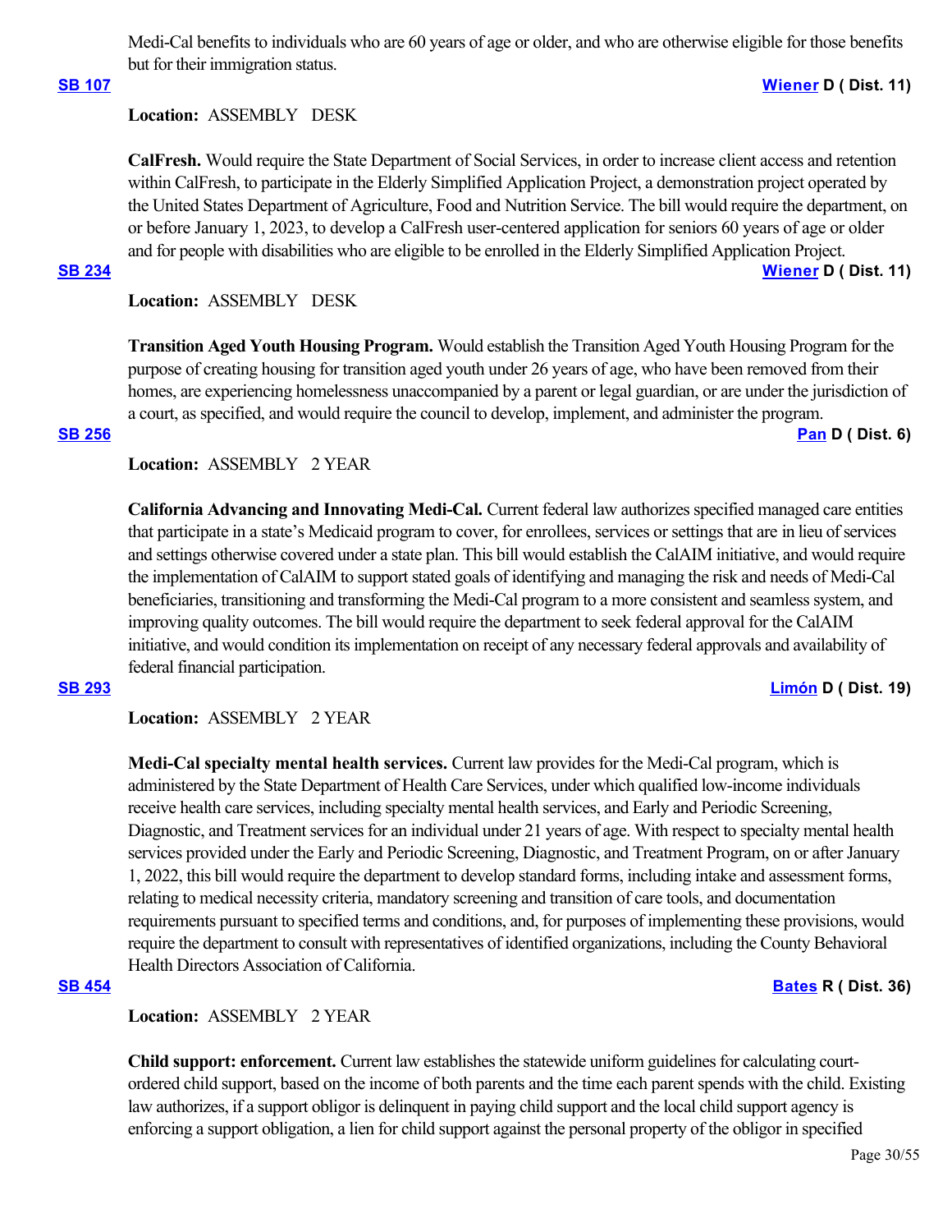Medi-Cal benefits to individuals who are 60 years of age or older, and who are otherwise eligible for those benefits but for their immigration status.

**SB 107** **Wiener D ( Dist. 11)**

**Location:** ASSEMBLY DESK

**CalFresh.** Would require the State Department of Social Services, in order to increase client access and retention within CalFresh, to participate in the Elderly Simplified Application Project, a demonstration project operated by the United States Department of Agriculture, Food and Nutrition Service. The bill would require the department, on or before January 1, 2023, to develop a CalFresh user-centered application for seniors 60 years of age or older and for people with disabilities who are eligible to be enrolled in the Elderly Simplified Application Project.

**SB 234** **Wiener D ( Dist. 11)**

**Location:** ASSEMBLY DESK

**Transition Aged Youth Housing Program.** Would establish the Transition Aged Youth Housing Program for the purpose of creating housing for transition aged youth under 26 years of age, who have been removed from their homes, are experiencing homelessness unaccompanied by a parent or legal guardian, or are under the jurisdiction of a court, as specified, and would require the council to develop, implement, and administer the program.

**SB 256** **Pan D ( Dist. 6)**

**Location:** ASSEMBLY 2 YEAR

**California Advancing and Innovating Medi-Cal.** Current federal law authorizes specified managed care entities that participate in a state's Medicaid program to cover, for enrollees, services or settings that are in lieu of services and settings otherwise covered under a state plan. This bill would establish the CalAIM initiative, and would require the implementation of CalAIM to support stated goals of identifying and managing the risk and needs of Medi-Cal beneficiaries, transitioning and transforming the Medi-Cal program to a more consistent and seamless system, and improving quality outcomes. The bill would require the department to seek federal approval for the CalAIM initiative, and would condition its implementation on receipt of any necessary federal approvals and availability of federal financial participation.

**SB 293** **Limón D ( Dist. 19)**

**Location:** ASSEMBLY 2 YEAR

**Medi-Cal specialty mental health services.** Current law provides for the Medi-Cal program, which is administered by the State Department of Health Care Services, under which qualified low-income individuals receive health care services, including specialty mental health services, and Early and Periodic Screening, Diagnostic, and Treatment services for an individual under 21 years of age. With respect to specialty mental health services provided under the Early and Periodic Screening, Diagnostic, and Treatment Program, on or after January 1, 2022, this bill would require the department to develop standard forms, including intake and assessment forms, relating to medical necessity criteria, mandatory screening and transition of care tools, and documentation requirements pursuant to specified terms and conditions, and, for purposes of implementing these provisions, would require the department to consult with representatives of identified organizations, including the County Behavioral Health Directors Association of California.

**SB 454** **Bates R ( Dist. 36)**

**Location:** ASSEMBLY 2 YEAR

**Child support: enforcement.** Current law establishes the statewide uniform guidelines for calculating court-ordered child support, based on the income of both parents and the time each parent spends with the child. Existing law authorizes, if a support obligor is delinquent in paying child support and the local child support agency is enforcing a support obligation, a lien for child support against the personal property of the obligor in specified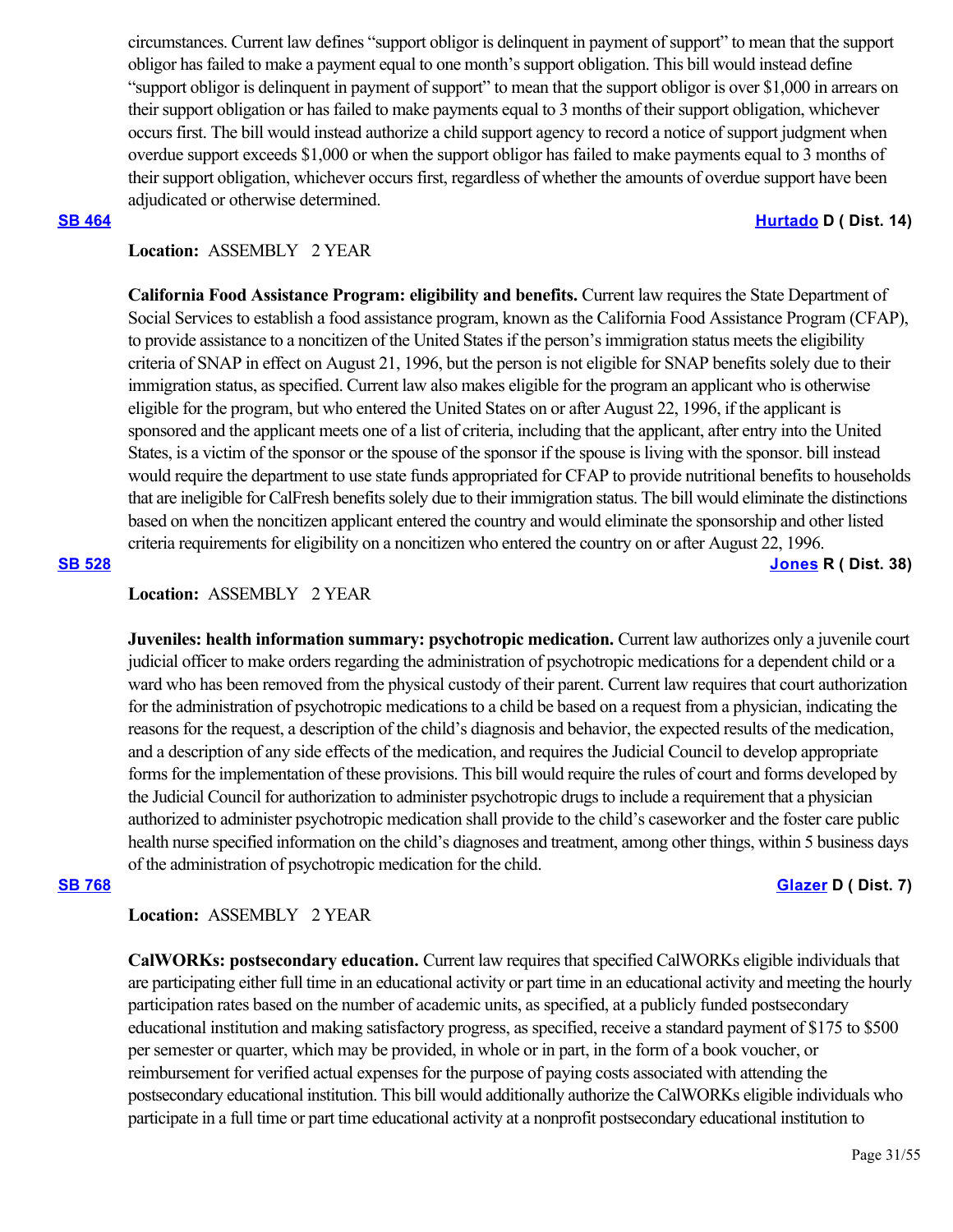circumstances. Current law defines "support obligor is delinquent in payment of support" to mean that the support obligor has failed to make a payment equal to one month's support obligation. This bill would instead define "support obligor is delinquent in payment of support" to mean that the support obligor is over $1,000 in arrears on their support obligation or has failed to make payments equal to 3 months of their support obligation, whichever occurs first. The bill would instead authorize a child support agency to record a notice of support judgment when overdue support exceeds $1,000 or when the support obligor has failed to make payments equal to 3 months of their support obligation, whichever occurs first, regardless of whether the amounts of overdue support have been adjudicated or otherwise determined.

**SB 464** **Hurtado D ( Dist. 14)**

**Location:** ASSEMBLY 2 YEAR

**California Food Assistance Program: eligibility and benefits.** Current law requires the State Department of Social Services to establish a food assistance program, known as the California Food Assistance Program (CFAP), to provide assistance to a noncitizen of the United States if the person's immigration status meets the eligibility criteria of SNAP in effect on August 21, 1996, but the person is not eligible for SNAP benefits solely due to their immigration status, as specified. Current law also makes eligible for the program an applicant who is otherwise eligible for the program, but who entered the United States on or after August 22, 1996, if the applicant is sponsored and the applicant meets one of a list of criteria, including that the applicant, after entry into the United States, is a victim of the sponsor or the spouse of the sponsor if the spouse is living with the sponsor. bill instead would require the department to use state funds appropriated for CFAP to provide nutritional benefits to households that are ineligible for CalFresh benefits solely due to their immigration status. The bill would eliminate the distinctions based on when the noncitizen applicant entered the country and would eliminate the sponsorship and other listed criteria requirements for eligibility on a noncitizen who entered the country on or after August 22, 1996.

**SB 528** **Jones R ( Dist. 38)**

**Location:** ASSEMBLY 2 YEAR

**Juveniles: health information summary: psychotropic medication.** Current law authorizes only a juvenile court judicial officer to make orders regarding the administration of psychotropic medications for a dependent child or a ward who has been removed from the physical custody of their parent. Current law requires that court authorization for the administration of psychotropic medications to a child be based on a request from a physician, indicating the reasons for the request, a description of the child's diagnosis and behavior, the expected results of the medication, and a description of any side effects of the medication, and requires the Judicial Council to develop appropriate forms for the implementation of these provisions. This bill would require the rules of court and forms developed by the Judicial Council for authorization to administer psychotropic drugs to include a requirement that a physician authorized to administer psychotropic medication shall provide to the child's caseworker and the foster care public health nurse specified information on the child's diagnoses and treatment, among other things, within 5 business days of the administration of psychotropic medication for the child.

**SB 768** **Glazer D ( Dist. 7)**

**Location:** ASSEMBLY 2 YEAR

**CalWORKs: postsecondary education.** Current law requires that specified CalWORKs eligible individuals that are participating either full time in an educational activity or part time in an educational activity and meeting the hourly participation rates based on the number of academic units, as specified, at a publicly funded postsecondary educational institution and making satisfactory progress, as specified, receive a standard payment of $175 to $500 per semester or quarter, which may be provided, in whole or in part, in the form of a book voucher, or reimbursement for verified actual expenses for the purpose of paying costs associated with attending the postsecondary educational institution. This bill would additionally authorize the CalWORKs eligible individuals who participate in a full time or part time educational activity at a nonprofit postsecondary educational institution to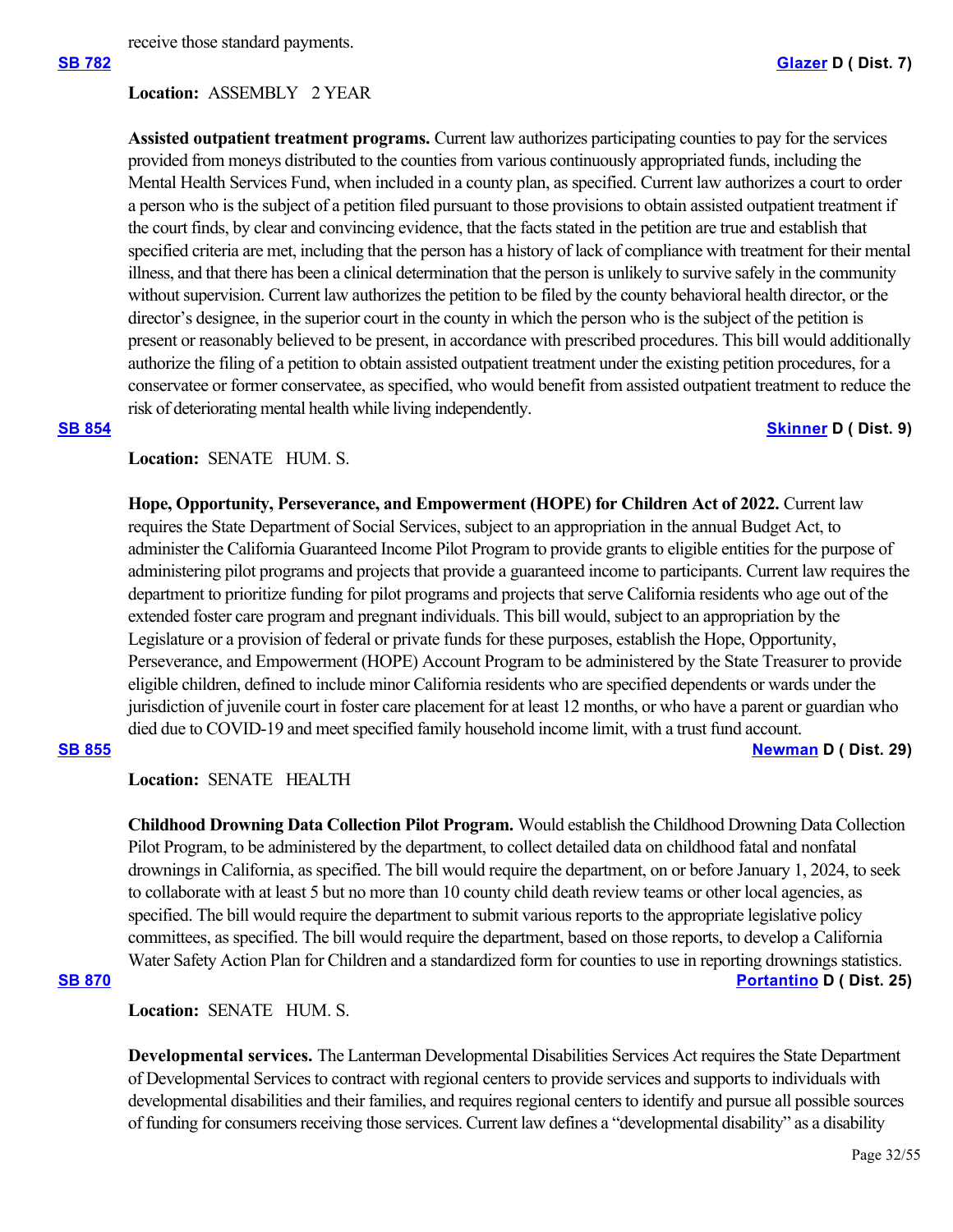receive those standard payments.

**[SB 782](#)** **[Glazer](#) D ( Dist. 7)**

**Location:** ASSEMBLY 2 YEAR

**Assisted outpatient treatment programs.** Current law authorizes participating counties to pay for the services provided from moneys distributed to the counties from various continuously appropriated funds, including the Mental Health Services Fund, when included in a county plan, as specified. Current law authorizes a court to order a person who is the subject of a petition filed pursuant to those provisions to obtain assisted outpatient treatment if the court finds, by clear and convincing evidence, that the facts stated in the petition are true and establish that specified criteria are met, including that the person has a history of lack of compliance with treatment for their mental illness, and that there has been a clinical determination that the person is unlikely to survive safely in the community without supervision. Current law authorizes the petition to be filed by the county behavioral health director, or the director's designee, in the superior court in the county in which the person who is the subject of the petition is present or reasonably believed to be present, in accordance with prescribed procedures. This bill would additionally authorize the filing of a petition to obtain assisted outpatient treatment under the existing petition procedures, for a conservatee or former conservatee, as specified, who would benefit from assisted outpatient treatment to reduce the risk of deteriorating mental health while living independently.

**[SB 854](#)** **[Skinner](#) D ( Dist. 9)**

**Location:** SENATE HUM. S.

**Hope, Opportunity, Perseverance, and Empowerment (HOPE) for Children Act of 2022.** Current law requires the State Department of Social Services, subject to an appropriation in the annual Budget Act, to administer the California Guaranteed Income Pilot Program to provide grants to eligible entities for the purpose of administering pilot programs and projects that provide a guaranteed income to participants. Current law requires the department to prioritize funding for pilot programs and projects that serve California residents who age out of the extended foster care program and pregnant individuals. This bill would, subject to an appropriation by the Legislature or a provision of federal or private funds for these purposes, establish the Hope, Opportunity, Perseverance, and Empowerment (HOPE) Account Program to be administered by the State Treasurer to provide eligible children, defined to include minor California residents who are specified dependents or wards under the jurisdiction of juvenile court in foster care placement for at least 12 months, or who have a parent or guardian who died due to COVID-19 and meet specified family household income limit, with a trust fund account.

**[SB 855](#)** **[Newman](#) D ( Dist. 29)**

**Location:** SENATE HEALTH

**Childhood Drowning Data Collection Pilot Program.** Would establish the Childhood Drowning Data Collection Pilot Program, to be administered by the department, to collect detailed data on childhood fatal and nonfatal drownings in California, as specified. The bill would require the department, on or before January 1, 2024, to seek to collaborate with at least 5 but no more than 10 county child death review teams or other local agencies, as specified. The bill would require the department to submit various reports to the appropriate legislative policy committees, as specified. The bill would require the department, based on those reports, to develop a California Water Safety Action Plan for Children and a standardized form for counties to use in reporting drownings statistics.

**[SB 870](#)** **[Portantino](#) D ( Dist. 25)**

**Location:** SENATE HUM. S.

**Developmental services.** The Lanterman Developmental Disabilities Services Act requires the State Department of Developmental Services to contract with regional centers to provide services and supports to individuals with developmental disabilities and their families, and requires regional centers to identify and pursue all possible sources of funding for consumers receiving those services. Current law defines a "developmental disability" as a disability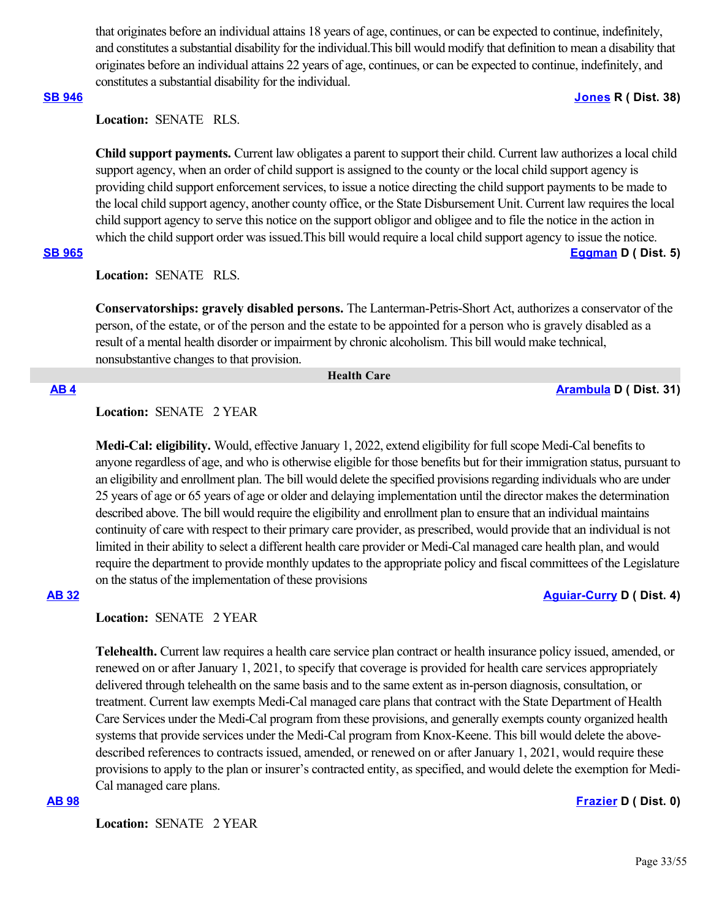that originates before an individual attains 18 years of age, continues, or can be expected to continue, indefinitely, and constitutes a substantial disability for the individual.This bill would modify that definition to mean a disability that originates before an individual attains 22 years of age, continues, or can be expected to continue, indefinitely, and constitutes a substantial disability for the individual.

**SB 946** **Jones R ( Dist. 38)**

**Location:** SENATE RLS.

**Child support payments.** Current law obligates a parent to support their child. Current law authorizes a local child support agency, when an order of child support is assigned to the county or the local child support agency is providing child support enforcement services, to issue a notice directing the child support payments to be made to the local child support agency, another county office, or the State Disbursement Unit. Current law requires the local child support agency to serve this notice on the support obligor and obligee and to file the notice in the action in which the child support order was issued.This bill would require a local child support agency to issue the notice.

**SB 965** **Eggman D ( Dist. 5)**

**Location:** SENATE RLS.

**Conservatorships: gravely disabled persons.** The Lanterman-Petris-Short Act, authorizes a conservator of the person, of the estate, or of the person and the estate to be appointed for a person who is gravely disabled as a result of a mental health disorder or impairment by chronic alcoholism. This bill would make technical, nonsubstantive changes to that provision.

## Health Care

**AB 4** **Arambula D ( Dist. 31)**

**Location:** SENATE 2 YEAR

**Medi-Cal: eligibility.** Would, effective January 1, 2022, extend eligibility for full scope Medi-Cal benefits to anyone regardless of age, and who is otherwise eligible for those benefits but for their immigration status, pursuant to an eligibility and enrollment plan. The bill would delete the specified provisions regarding individuals who are under 25 years of age or 65 years of age or older and delaying implementation until the director makes the determination described above. The bill would require the eligibility and enrollment plan to ensure that an individual maintains continuity of care with respect to their primary care provider, as prescribed, would provide that an individual is not limited in their ability to select a different health care provider or Medi-Cal managed care health plan, and would require the department to provide monthly updates to the appropriate policy and fiscal committees of the Legislature on the status of the implementation of these provisions

**AB 32** **Aguiar-Curry D ( Dist. 4)**

**Location:** SENATE 2 YEAR

**Telehealth.** Current law requires a health care service plan contract or health insurance policy issued, amended, or renewed on or after January 1, 2021, to specify that coverage is provided for health care services appropriately delivered through telehealth on the same basis and to the same extent as in-person diagnosis, consultation, or treatment. Current law exempts Medi-Cal managed care plans that contract with the State Department of Health Care Services under the Medi-Cal program from these provisions, and generally exempts county organized health systems that provide services under the Medi-Cal program from Knox-Keene. This bill would delete the above-described references to contracts issued, amended, or renewed on or after January 1, 2021, would require these provisions to apply to the plan or insurer's contracted entity, as specified, and would delete the exemption for Medi-Cal managed care plans.

**AB 98** **Frazier D ( Dist. 0)**

**Location:** SENATE 2 YEAR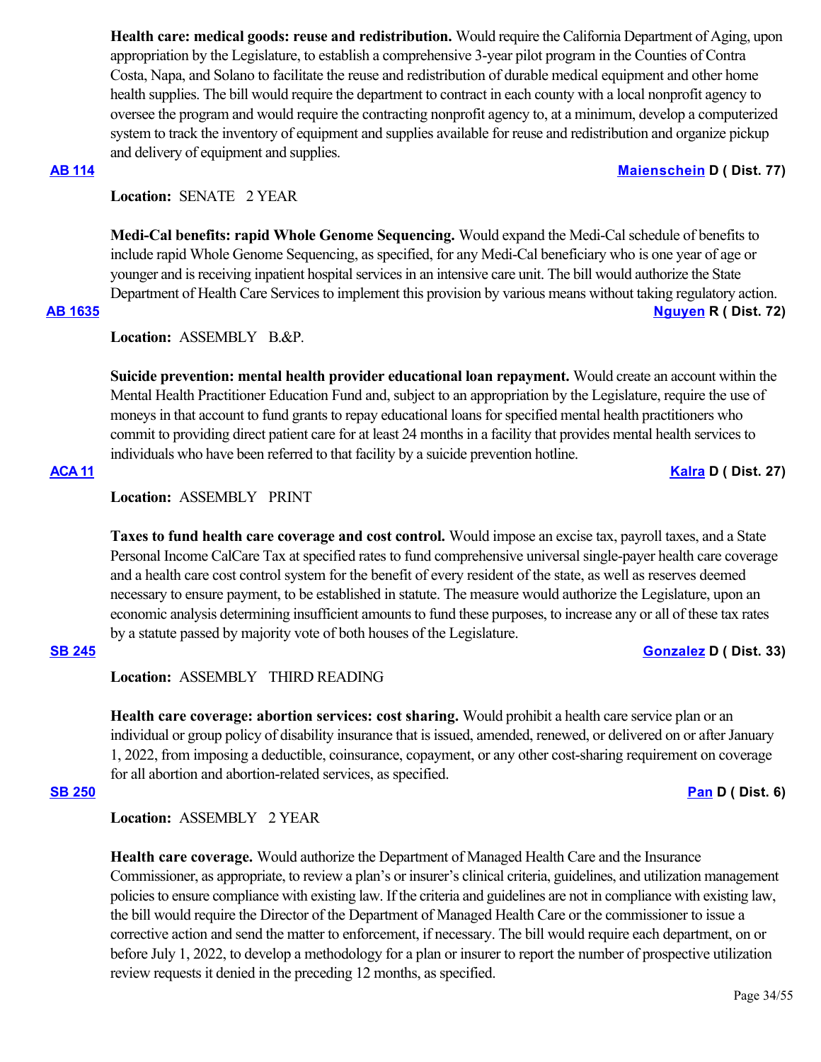**Health care: medical goods: reuse and redistribution.** Would require the California Department of Aging, upon appropriation by the Legislature, to establish a comprehensive 3-year pilot program in the Counties of Contra Costa, Napa, and Solano to facilitate the reuse and redistribution of durable medical equipment and other home health supplies. The bill would require the department to contract in each county with a local nonprofit agency to oversee the program and would require the contracting nonprofit agency to, at a minimum, develop a computerized system to track the inventory of equipment and supplies available for reuse and redistribution and organize pickup and delivery of equipment and supplies.

**AB 114** **Maienschein D ( Dist. 77)**

**Location:** SENATE 2 YEAR

**Medi-Cal benefits: rapid Whole Genome Sequencing.** Would expand the Medi-Cal schedule of benefits to include rapid Whole Genome Sequencing, as specified, for any Medi-Cal beneficiary who is one year of age or younger and is receiving inpatient hospital services in an intensive care unit. The bill would authorize the State Department of Health Care Services to implement this provision by various means without taking regulatory action.

**AB 1635** **Nguyen R ( Dist. 72)**

**Location:** ASSEMBLY B.&P.

**Suicide prevention: mental health provider educational loan repayment.** Would create an account within the Mental Health Practitioner Education Fund and, subject to an appropriation by the Legislature, require the use of moneys in that account to fund grants to repay educational loans for specified mental health practitioners who commit to providing direct patient care for at least 24 months in a facility that provides mental health services to individuals who have been referred to that facility by a suicide prevention hotline.

**ACA 11** **Kalra D ( Dist. 27)**

**Location:** ASSEMBLY PRINT

**Taxes to fund health care coverage and cost control.** Would impose an excise tax, payroll taxes, and a State Personal Income CalCare Tax at specified rates to fund comprehensive universal single-payer health care coverage and a health care cost control system for the benefit of every resident of the state, as well as reserves deemed necessary to ensure payment, to be established in statute. The measure would authorize the Legislature, upon an economic analysis determining insufficient amounts to fund these purposes, to increase any or all of these tax rates by a statute passed by majority vote of both houses of the Legislature.

**SB 245** **Gonzalez D ( Dist. 33)**

**Location:** ASSEMBLY THIRD READING

**Health care coverage: abortion services: cost sharing.** Would prohibit a health care service plan or an individual or group policy of disability insurance that is issued, amended, renewed, or delivered on or after January 1, 2022, from imposing a deductible, coinsurance, copayment, or any other cost-sharing requirement on coverage for all abortion and abortion-related services, as specified.

**SB 250** **Pan D ( Dist. 6)**

**Location:** ASSEMBLY 2 YEAR

**Health care coverage.** Would authorize the Department of Managed Health Care and the Insurance Commissioner, as appropriate, to review a plan's or insurer's clinical criteria, guidelines, and utilization management policies to ensure compliance with existing law. If the criteria and guidelines are not in compliance with existing law, the bill would require the Director of the Department of Managed Health Care or the commissioner to issue a corrective action and send the matter to enforcement, if necessary. The bill would require each department, on or before July 1, 2022, to develop a methodology for a plan or insurer to report the number of prospective utilization review requests it denied in the preceding 12 months, as specified.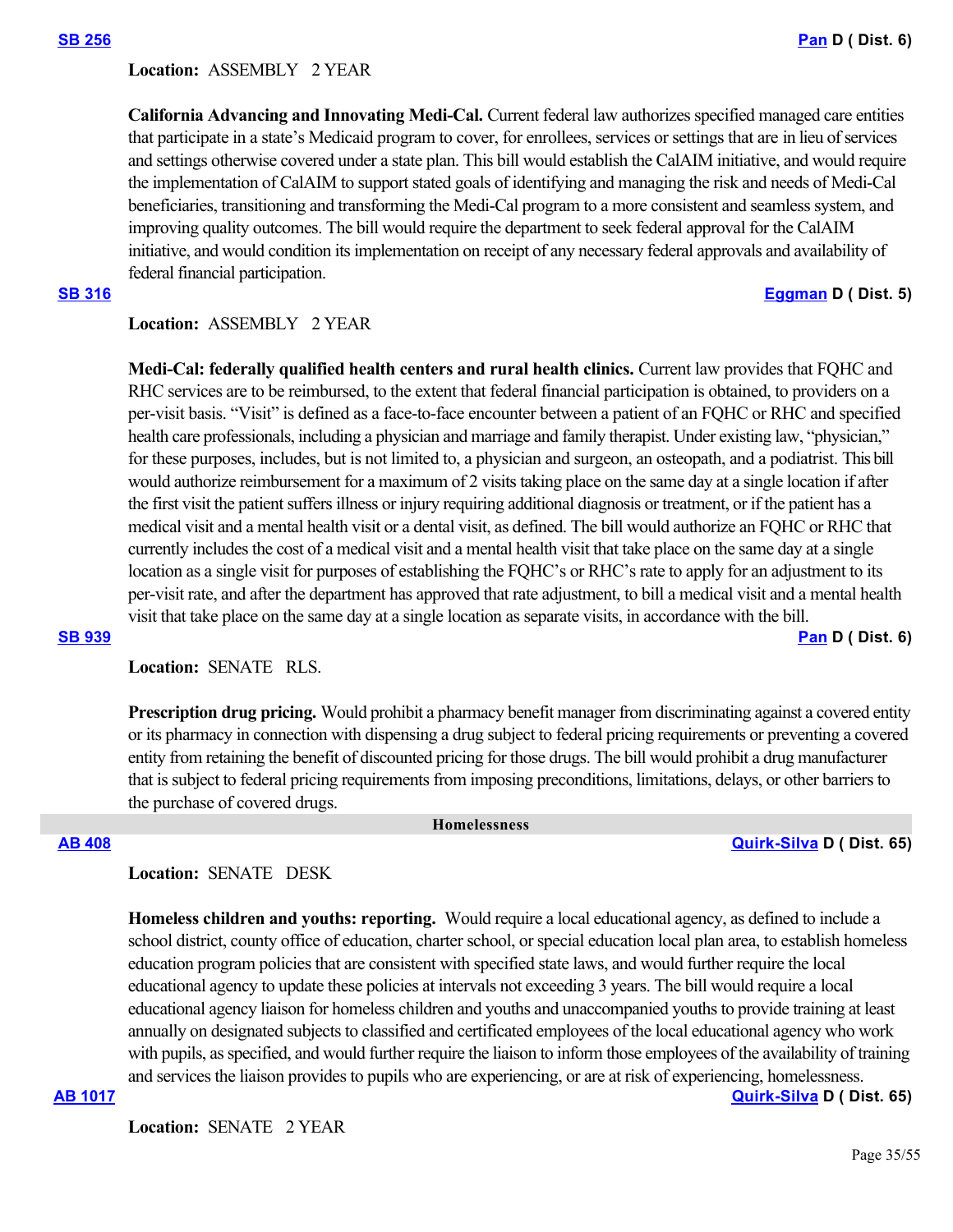**SB 256** **Pan D ( Dist. 6)**

**Location:** ASSEMBLY 2 YEAR

**California Advancing and Innovating Medi-Cal.** Current federal law authorizes specified managed care entities that participate in a state's Medicaid program to cover, for enrollees, services or settings that are in lieu of services and settings otherwise covered under a state plan. This bill would establish the CalAIM initiative, and would require the implementation of CalAIM to support stated goals of identifying and managing the risk and needs of Medi-Cal beneficiaries, transitioning and transforming the Medi-Cal program to a more consistent and seamless system, and improving quality outcomes. The bill would require the department to seek federal approval for the CalAIM initiative, and would condition its implementation on receipt of any necessary federal approvals and availability of federal financial participation.

**SB 316** **Eggman D ( Dist. 5)**

**Location:** ASSEMBLY 2 YEAR

**Medi-Cal: federally qualified health centers and rural health clinics.** Current law provides that FQHC and RHC services are to be reimbursed, to the extent that federal financial participation is obtained, to providers on a per-visit basis. "Visit" is defined as a face-to-face encounter between a patient of an FQHC or RHC and specified health care professionals, including a physician and marriage and family therapist. Under existing law, "physician," for these purposes, includes, but is not limited to, a physician and surgeon, an osteopath, and a podiatrist. This bill would authorize reimbursement for a maximum of 2 visits taking place on the same day at a single location if after the first visit the patient suffers illness or injury requiring additional diagnosis or treatment, or if the patient has a medical visit and a mental health visit or a dental visit, as defined. The bill would authorize an FQHC or RHC that currently includes the cost of a medical visit and a mental health visit that take place on the same day at a single location as a single visit for purposes of establishing the FQHC's or RHC's rate to apply for an adjustment to its per-visit rate, and after the department has approved that rate adjustment, to bill a medical visit and a mental health visit that take place on the same day at a single location as separate visits, in accordance with the bill.

**SB 939** **Pan D ( Dist. 6)**

**Location:** SENATE RLS.

**Prescription drug pricing.** Would prohibit a pharmacy benefit manager from discriminating against a covered entity or its pharmacy in connection with dispensing a drug subject to federal pricing requirements or preventing a covered entity from retaining the benefit of discounted pricing for those drugs. The bill would prohibit a drug manufacturer that is subject to federal pricing requirements from imposing preconditions, limitations, delays, or other barriers to the purchase of covered drugs.

## Homelessness

**AB 408** **Quirk-Silva D ( Dist. 65)**

**Location:** SENATE DESK

**Homeless children and youths: reporting.** Would require a local educational agency, as defined to include a school district, county office of education, charter school, or special education local plan area, to establish homeless education program policies that are consistent with specified state laws, and would further require the local educational agency to update these policies at intervals not exceeding 3 years. The bill would require a local educational agency liaison for homeless children and youths and unaccompanied youths to provide training at least annually on designated subjects to classified and certificated employees of the local educational agency who work with pupils, as specified, and would further require the liaison to inform those employees of the availability of training and services the liaison provides to pupils who are experiencing, or are at risk of experiencing, homelessness.

**AB 1017** **Quirk-Silva D ( Dist. 65)**

**Location:** SENATE 2 YEAR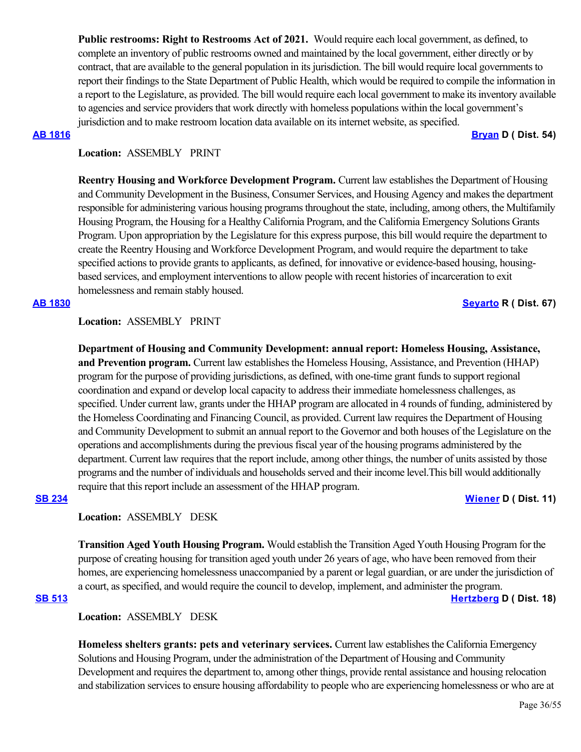**Public restrooms: Right to Restrooms Act of 2021.** Would require each local government, as defined, to complete an inventory of public restrooms owned and maintained by the local government, either directly or by contract, that are available to the general population in its jurisdiction. The bill would require local governments to report their findings to the State Department of Public Health, which would be required to compile the information in a report to the Legislature, as provided. The bill would require each local government to make its inventory available to agencies and service providers that work directly with homeless populations within the local government's jurisdiction and to make restroom location data available on its internet website, as specified.

**AB 1816** **Bryan D ( Dist. 54)**

**Location:** ASSEMBLY PRINT

**Reentry Housing and Workforce Development Program.** Current law establishes the Department of Housing and Community Development in the Business, Consumer Services, and Housing Agency and makes the department responsible for administering various housing programs throughout the state, including, among others, the Multifamily Housing Program, the Housing for a Healthy California Program, and the California Emergency Solutions Grants Program. Upon appropriation by the Legislature for this express purpose, this bill would require the department to create the Reentry Housing and Workforce Development Program, and would require the department to take specified actions to provide grants to applicants, as defined, for innovative or evidence-based housing, housing-based services, and employment interventions to allow people with recent histories of incarceration to exit homelessness and remain stably housed.

**AB 1830** **Seyarto R ( Dist. 67)**

**Location:** ASSEMBLY PRINT

**Department of Housing and Community Development: annual report: Homeless Housing, Assistance, and Prevention program.** Current law establishes the Homeless Housing, Assistance, and Prevention (HHAP) program for the purpose of providing jurisdictions, as defined, with one-time grant funds to support regional coordination and expand or develop local capacity to address their immediate homelessness challenges, as specified. Under current law, grants under the HHAP program are allocated in 4 rounds of funding, administered by the Homeless Coordinating and Financing Council, as provided. Current law requires the Department of Housing and Community Development to submit an annual report to the Governor and both houses of the Legislature on the operations and accomplishments during the previous fiscal year of the housing programs administered by the department. Current law requires that the report include, among other things, the number of units assisted by those programs and the number of individuals and households served and their income level.This bill would additionally require that this report include an assessment of the HHAP program.

**SB 234** **Wiener D ( Dist. 11)**

**Location:** ASSEMBLY DESK

**Transition Aged Youth Housing Program.** Would establish the Transition Aged Youth Housing Program for the purpose of creating housing for transition aged youth under 26 years of age, who have been removed from their homes, are experiencing homelessness unaccompanied by a parent or legal guardian, or are under the jurisdiction of a court, as specified, and would require the council to develop, implement, and administer the program.

**SB 513** **Hertzberg D ( Dist. 18)**

**Location:** ASSEMBLY DESK

**Homeless shelters grants: pets and veterinary services.** Current law establishes the California Emergency Solutions and Housing Program, under the administration of the Department of Housing and Community Development and requires the department to, among other things, provide rental assistance and housing relocation and stabilization services to ensure housing affordability to people who are experiencing homelessness or who are at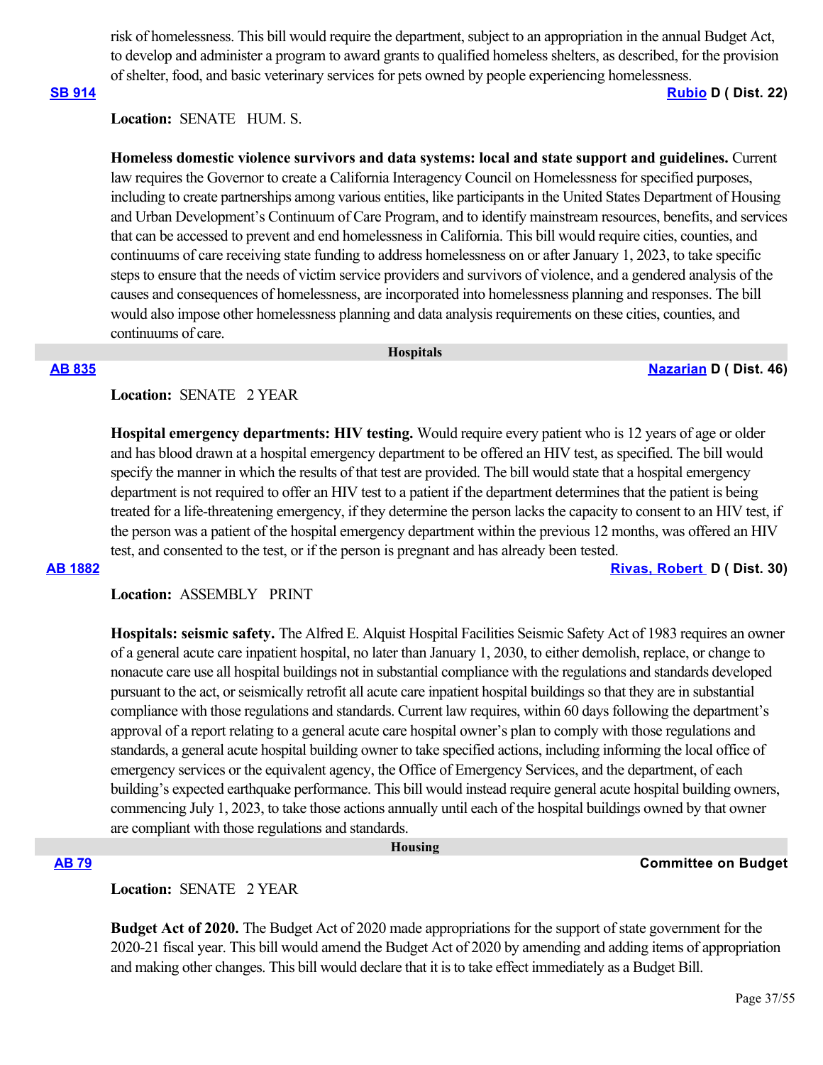risk of homelessness. This bill would require the department, subject to an appropriation in the annual Budget Act, to develop and administer a program to award grants to qualified homeless shelters, as described, for the provision of shelter, food, and basic veterinary services for pets owned by people experiencing homelessness.

**SB 914** **Rubio D ( Dist. 22)**

**Location:** SENATE HUM. S.

**Homeless domestic violence survivors and data systems: local and state support and guidelines.** Current law requires the Governor to create a California Interagency Council on Homelessness for specified purposes, including to create partnerships among various entities, like participants in the United States Department of Housing and Urban Development's Continuum of Care Program, and to identify mainstream resources, benefits, and services that can be accessed to prevent and end homelessness in California. This bill would require cities, counties, and continuums of care receiving state funding to address homelessness on or after January 1, 2023, to take specific steps to ensure that the needs of victim service providers and survivors of violence, and a gendered analysis of the causes and consequences of homelessness, are incorporated into homelessness planning and responses. The bill would also impose other homelessness planning and data analysis requirements on these cities, counties, and continuums of care.

## Hospitals

**AB 835** **Nazarian D ( Dist. 46)**

**Location:** SENATE 2 YEAR

**Hospital emergency departments: HIV testing.** Would require every patient who is 12 years of age or older and has blood drawn at a hospital emergency department to be offered an HIV test, as specified. The bill would specify the manner in which the results of that test are provided. The bill would state that a hospital emergency department is not required to offer an HIV test to a patient if the department determines that the patient is being treated for a life-threatening emergency, if they determine the person lacks the capacity to consent to an HIV test, if the person was a patient of the hospital emergency department within the previous 12 months, was offered an HIV test, and consented to the test, or if the person is pregnant and has already been tested.

**AB 1882** **Rivas, Robert D ( Dist. 30)**

**Location:** ASSEMBLY PRINT

**Hospitals: seismic safety.** The Alfred E. Alquist Hospital Facilities Seismic Safety Act of 1983 requires an owner of a general acute care inpatient hospital, no later than January 1, 2030, to either demolish, replace, or change to nonacute care use all hospital buildings not in substantial compliance with the regulations and standards developed pursuant to the act, or seismically retrofit all acute care inpatient hospital buildings so that they are in substantial compliance with those regulations and standards. Current law requires, within 60 days following the department's approval of a report relating to a general acute care hospital owner's plan to comply with those regulations and standards, a general acute hospital building owner to take specified actions, including informing the local office of emergency services or the equivalent agency, the Office of Emergency Services, and the department, of each building's expected earthquake performance. This bill would instead require general acute hospital building owners, commencing July 1, 2023, to take those actions annually until each of the hospital buildings owned by that owner are compliant with those regulations and standards.

## Housing

**AB 79** **Committee on Budget**

**Location:** SENATE 2 YEAR

**Budget Act of 2020.** The Budget Act of 2020 made appropriations for the support of state government for the 2020-21 fiscal year. This bill would amend the Budget Act of 2020 by amending and adding items of appropriation and making other changes. This bill would declare that it is to take effect immediately as a Budget Bill.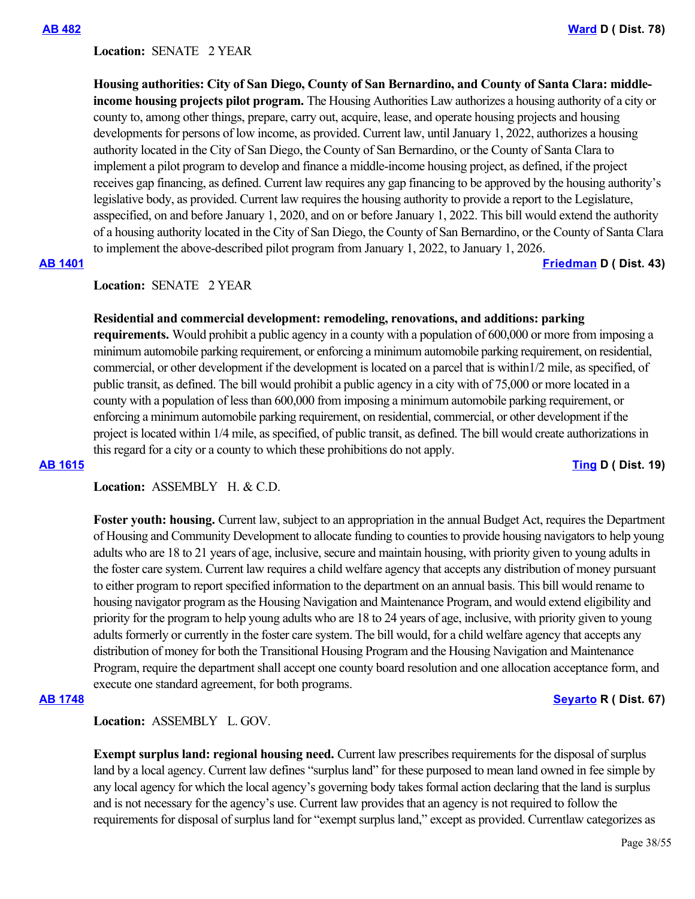**AB 482** **Ward D ( Dist. 78)**

**Location:** SENATE 2 YEAR

**Housing authorities: City of San Diego, County of San Bernardino, and County of Santa Clara: middle-income housing projects pilot program.** The Housing Authorities Law authorizes a housing authority of a city or county to, among other things, prepare, carry out, acquire, lease, and operate housing projects and housing developments for persons of low income, as provided. Current law, until January 1, 2022, authorizes a housing authority located in the City of San Diego, the County of San Bernardino, or the County of Santa Clara to implement a pilot program to develop and finance a middle-income housing project, as defined, if the project receives gap financing, as defined. Current law requires any gap financing to be approved by the housing authority's legislative body, as provided. Current law requires the housing authority to provide a report to the Legislature, asspecified, on and before January 1, 2020, and on or before January 1, 2022. This bill would extend the authority of a housing authority located in the City of San Diego, the County of San Bernardino, or the County of Santa Clara to implement the above-described pilot program from January 1, 2022, to January 1, 2026.

**AB 1401** **Friedman D ( Dist. 43)**

**Location:** SENATE 2 YEAR

**Residential and commercial development: remodeling, renovations, and additions: parking requirements.** Would prohibit a public agency in a county with a population of 600,000 or more from imposing a minimum automobile parking requirement, or enforcing a minimum automobile parking requirement, on residential, commercial, or other development if the development is located on a parcel that is within1/2 mile, as specified, of public transit, as defined. The bill would prohibit a public agency in a city with of 75,000 or more located in a county with a population of less than 600,000 from imposing a minimum automobile parking requirement, or enforcing a minimum automobile parking requirement, on residential, commercial, or other development if the project is located within 1/4 mile, as specified, of public transit, as defined. The bill would create authorizations in this regard for a city or a county to which these prohibitions do not apply.

**AB 1615** **Ting D ( Dist. 19)**

**Location:** ASSEMBLY H. & C.D.

**Foster youth: housing.** Current law, subject to an appropriation in the annual Budget Act, requires the Department of Housing and Community Development to allocate funding to counties to provide housing navigators to help young adults who are 18 to 21 years of age, inclusive, secure and maintain housing, with priority given to young adults in the foster care system. Current law requires a child welfare agency that accepts any distribution of money pursuant to either program to report specified information to the department on an annual basis. This bill would rename to housing navigator program as the Housing Navigation and Maintenance Program, and would extend eligibility and priority for the program to help young adults who are 18 to 24 years of age, inclusive, with priority given to young adults formerly or currently in the foster care system. The bill would, for a child welfare agency that accepts any distribution of money for both the Transitional Housing Program and the Housing Navigation and Maintenance Program, require the department shall accept one county board resolution and one allocation acceptance form, and execute one standard agreement, for both programs.

**AB 1748** **Seyarto R ( Dist. 67)**

**Location:** ASSEMBLY L. GOV.

**Exempt surplus land: regional housing need.** Current law prescribes requirements for the disposal of surplus land by a local agency. Current law defines "surplus land" for these purposed to mean land owned in fee simple by any local agency for which the local agency's governing body takes formal action declaring that the land is surplus and is not necessary for the agency's use. Current law provides that an agency is not required to follow the requirements for disposal of surplus land for "exempt surplus land," except as provided. Currentlaw categorizes as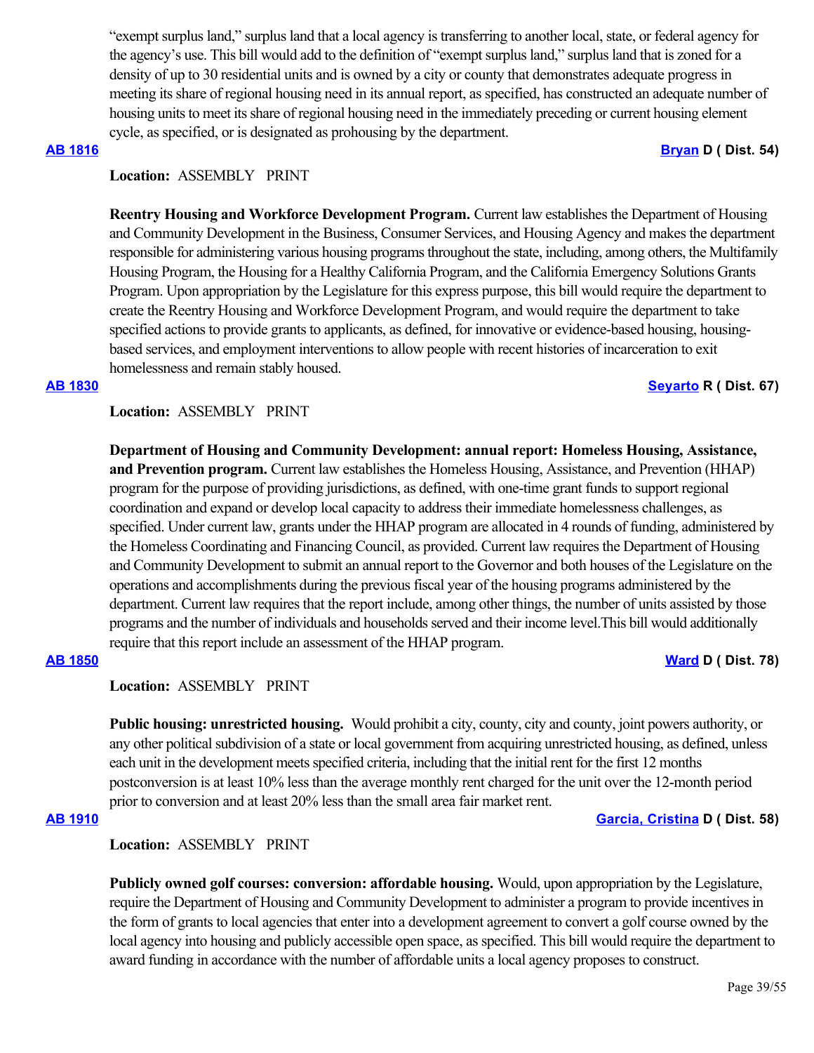"exempt surplus land," surplus land that a local agency is transferring to another local, state, or federal agency for the agency's use. This bill would add to the definition of "exempt surplus land," surplus land that is zoned for a density of up to 30 residential units and is owned by a city or county that demonstrates adequate progress in meeting its share of regional housing need in its annual report, as specified, has constructed an adequate number of housing units to meet its share of regional housing need in the immediately preceding or current housing element cycle, as specified, or is designated as prohousing by the department.

**AB 1816** **Bryan D ( Dist. 54)**

**Location:** ASSEMBLY PRINT

**Reentry Housing and Workforce Development Program.** Current law establishes the Department of Housing and Community Development in the Business, Consumer Services, and Housing Agency and makes the department responsible for administering various housing programs throughout the state, including, among others, the Multifamily Housing Program, the Housing for a Healthy California Program, and the California Emergency Solutions Grants Program. Upon appropriation by the Legislature for this express purpose, this bill would require the department to create the Reentry Housing and Workforce Development Program, and would require the department to take specified actions to provide grants to applicants, as defined, for innovative or evidence-based housing, housing-based services, and employment interventions to allow people with recent histories of incarceration to exit homelessness and remain stably housed.

**AB 1830** **Seyarto R ( Dist. 67)**

**Location:** ASSEMBLY PRINT

**Department of Housing and Community Development: annual report: Homeless Housing, Assistance, and Prevention program.** Current law establishes the Homeless Housing, Assistance, and Prevention (HHAP) program for the purpose of providing jurisdictions, as defined, with one-time grant funds to support regional coordination and expand or develop local capacity to address their immediate homelessness challenges, as specified. Under current law, grants under the HHAP program are allocated in 4 rounds of funding, administered by the Homeless Coordinating and Financing Council, as provided. Current law requires the Department of Housing and Community Development to submit an annual report to the Governor and both houses of the Legislature on the operations and accomplishments during the previous fiscal year of the housing programs administered by the department. Current law requires that the report include, among other things, the number of units assisted by those programs and the number of individuals and households served and their income level.This bill would additionally require that this report include an assessment of the HHAP program.

**AB 1850** **Ward D ( Dist. 78)**

**Location:** ASSEMBLY PRINT

**Public housing: unrestricted housing.** Would prohibit a city, county, city and county, joint powers authority, or any other political subdivision of a state or local government from acquiring unrestricted housing, as defined, unless each unit in the development meets specified criteria, including that the initial rent for the first 12 months postconversion is at least 10% less than the average monthly rent charged for the unit over the 12-month period prior to conversion and at least 20% less than the small area fair market rent.

**AB 1910** **Garcia, Cristina D ( Dist. 58)**

**Location:** ASSEMBLY PRINT

**Publicly owned golf courses: conversion: affordable housing.** Would, upon appropriation by the Legislature, require the Department of Housing and Community Development to administer a program to provide incentives in the form of grants to local agencies that enter into a development agreement to convert a golf course owned by the local agency into housing and publicly accessible open space, as specified. This bill would require the department to award funding in accordance with the number of affordable units a local agency proposes to construct.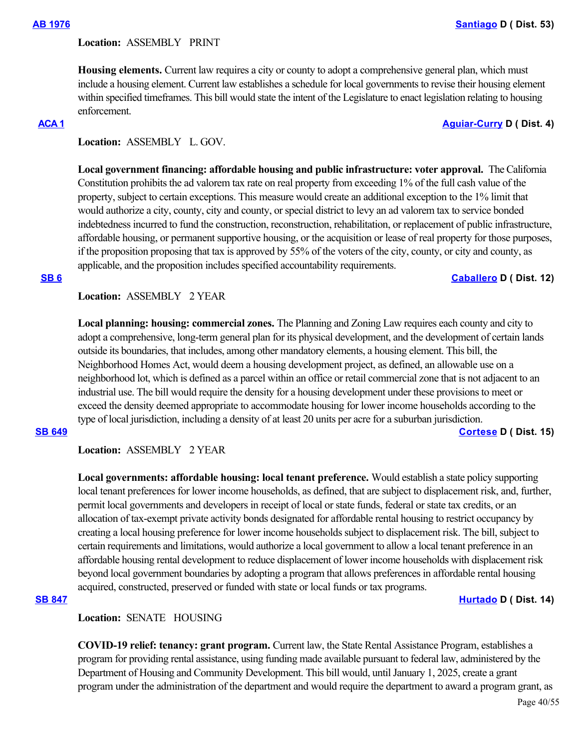**AB 1976** **Santiago D ( Dist. 53)**

**Location:** ASSEMBLY PRINT

**Housing elements.** Current law requires a city or county to adopt a comprehensive general plan, which must include a housing element. Current law establishes a schedule for local governments to revise their housing element within specified timeframes. This bill would state the intent of the Legislature to enact legislation relating to housing enforcement.

**ACA 1** **Aguiar-Curry D ( Dist. 4)**

**Location:** ASSEMBLY L. GOV.

**Local government financing: affordable housing and public infrastructure: voter approval.** The California Constitution prohibits the ad valorem tax rate on real property from exceeding 1% of the full cash value of the property, subject to certain exceptions. This measure would create an additional exception to the 1% limit that would authorize a city, county, city and county, or special district to levy an ad valorem tax to service bonded indebtedness incurred to fund the construction, reconstruction, rehabilitation, or replacement of public infrastructure, affordable housing, or permanent supportive housing, or the acquisition or lease of real property for those purposes, if the proposition proposing that tax is approved by 55% of the voters of the city, county, or city and county, as applicable, and the proposition includes specified accountability requirements.

**SB 6** **Caballero D ( Dist. 12)**

**Location:** ASSEMBLY 2 YEAR

**Local planning: housing: commercial zones.** The Planning and Zoning Law requires each county and city to adopt a comprehensive, long-term general plan for its physical development, and the development of certain lands outside its boundaries, that includes, among other mandatory elements, a housing element. This bill, the Neighborhood Homes Act, would deem a housing development project, as defined, an allowable use on a neighborhood lot, which is defined as a parcel within an office or retail commercial zone that is not adjacent to an industrial use. The bill would require the density for a housing development under these provisions to meet or exceed the density deemed appropriate to accommodate housing for lower income households according to the type of local jurisdiction, including a density of at least 20 units per acre for a suburban jurisdiction.

**SB 649** **Cortese D ( Dist. 15)**

**Location:** ASSEMBLY 2 YEAR

**Local governments: affordable housing: local tenant preference.** Would establish a state policy supporting local tenant preferences for lower income households, as defined, that are subject to displacement risk, and, further, permit local governments and developers in receipt of local or state funds, federal or state tax credits, or an allocation of tax-exempt private activity bonds designated for affordable rental housing to restrict occupancy by creating a local housing preference for lower income households subject to displacement risk. The bill, subject to certain requirements and limitations, would authorize a local government to allow a local tenant preference in an affordable housing rental development to reduce displacement of lower income households with displacement risk beyond local government boundaries by adopting a program that allows preferences in affordable rental housing acquired, constructed, preserved or funded with state or local funds or tax programs.

**SB 847** **Hurtado D ( Dist. 14)**

**Location:** SENATE HOUSING

**COVID-19 relief: tenancy: grant program.** Current law, the State Rental Assistance Program, establishes a program for providing rental assistance, using funding made available pursuant to federal law, administered by the Department of Housing and Community Development. This bill would, until January 1, 2025, create a grant program under the administration of the department and would require the department to award a program grant, as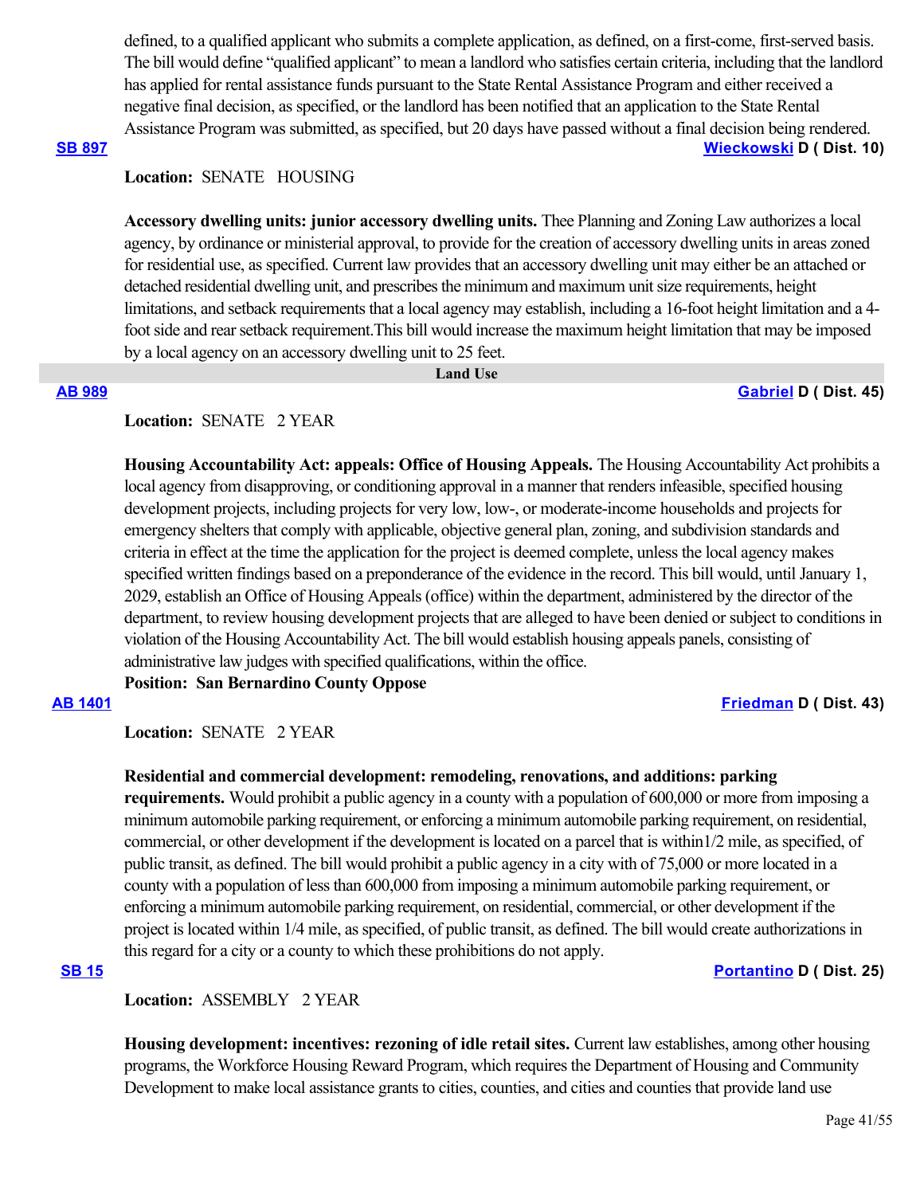defined, to a qualified applicant who submits a complete application, as defined, on a first-come, first-served basis. The bill would define "qualified applicant" to mean a landlord who satisfies certain criteria, including that the landlord has applied for rental assistance funds pursuant to the State Rental Assistance Program and either received a negative final decision, as specified, or the landlord has been notified that an application to the State Rental Assistance Program was submitted, as specified, but 20 days have passed without a final decision being rendered.

**SB 897** **Wieckowski D ( Dist. 10)**

**Location:** SENATE HOUSING

**Accessory dwelling units: junior accessory dwelling units.** Thee Planning and Zoning Law authorizes a local agency, by ordinance or ministerial approval, to provide for the creation of accessory dwelling units in areas zoned for residential use, as specified. Current law provides that an accessory dwelling unit may either be an attached or detached residential dwelling unit, and prescribes the minimum and maximum unit size requirements, height limitations, and setback requirements that a local agency may establish, including a 16-foot height limitation and a 4-foot side and rear setback requirement.This bill would increase the maximum height limitation that may be imposed by a local agency on an accessory dwelling unit to 25 feet.

## Land Use

**AB 989** **Gabriel D ( Dist. 45)**

**Location:** SENATE 2 YEAR

**Housing Accountability Act: appeals: Office of Housing Appeals.** The Housing Accountability Act prohibits a local agency from disapproving, or conditioning approval in a manner that renders infeasible, specified housing development projects, including projects for very low, low-, or moderate-income households and projects for emergency shelters that comply with applicable, objective general plan, zoning, and subdivision standards and criteria in effect at the time the application for the project is deemed complete, unless the local agency makes specified written findings based on a preponderance of the evidence in the record. This bill would, until January 1, 2029, establish an Office of Housing Appeals (office) within the department, administered by the director of the department, to review housing development projects that are alleged to have been denied or subject to conditions in violation of the Housing Accountability Act. The bill would establish housing appeals panels, consisting of administrative law judges with specified qualifications, within the office.

**Position: San Bernardino County Oppose**

**AB 1401** **Friedman D ( Dist. 43)**

**Location:** SENATE 2 YEAR

**Residential and commercial development: remodeling, renovations, and additions: parking requirements.** Would prohibit a public agency in a county with a population of 600,000 or more from imposing a minimum automobile parking requirement, or enforcing a minimum automobile parking requirement, on residential, commercial, or other development if the development is located on a parcel that is within1/2 mile, as specified, of public transit, as defined. The bill would prohibit a public agency in a city with of 75,000 or more located in a county with a population of less than 600,000 from imposing a minimum automobile parking requirement, or enforcing a minimum automobile parking requirement, on residential, commercial, or other development if the project is located within 1/4 mile, as specified, of public transit, as defined. The bill would create authorizations in this regard for a city or a county to which these prohibitions do not apply.

**SB 15** **Portantino D ( Dist. 25)**

**Location:** ASSEMBLY 2 YEAR

**Housing development: incentives: rezoning of idle retail sites.** Current law establishes, among other housing programs, the Workforce Housing Reward Program, which requires the Department of Housing and Community Development to make local assistance grants to cities, counties, and cities and counties that provide land use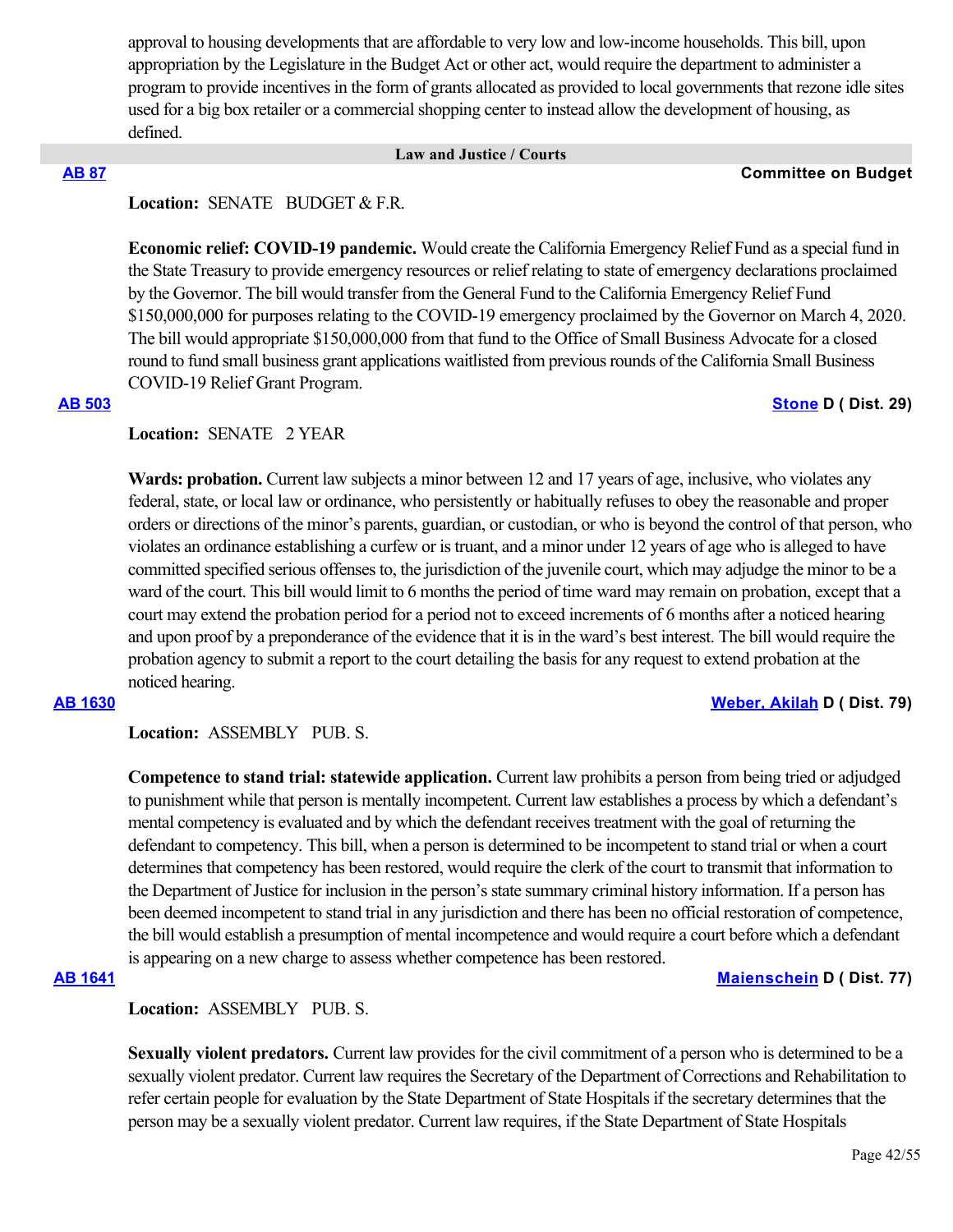approval to housing developments that are affordable to very low and low-income households. This bill, upon appropriation by the Legislature in the Budget Act or other act, would require the department to administer a program to provide incentives in the form of grants allocated as provided to local governments that rezone idle sites used for a big box retailer or a commercial shopping center to instead allow the development of housing, as defined.

## Law and Justice / Courts

**AB 87** **Committee on Budget**

**Location:** SENATE BUDGET & F.R.

**Economic relief: COVID-19 pandemic.** Would create the California Emergency Relief Fund as a special fund in the State Treasury to provide emergency resources or relief relating to state of emergency declarations proclaimed by the Governor. The bill would transfer from the General Fund to the California Emergency Relief Fund $150,000,000 for purposes relating to the COVID-19 emergency proclaimed by the Governor on March 4, 2020. The bill would appropriate $150,000,000 from that fund to the Office of Small Business Advocate for a closed round to fund small business grant applications waitlisted from previous rounds of the California Small Business COVID-19 Relief Grant Program.

**AB 503** **Stone D ( Dist. 29)**

**Location:** SENATE 2 YEAR

**Wards: probation.** Current law subjects a minor between 12 and 17 years of age, inclusive, who violates any federal, state, or local law or ordinance, who persistently or habitually refuses to obey the reasonable and proper orders or directions of the minor's parents, guardian, or custodian, or who is beyond the control of that person, who violates an ordinance establishing a curfew or is truant, and a minor under 12 years of age who is alleged to have committed specified serious offenses to, the jurisdiction of the juvenile court, which may adjudge the minor to be a ward of the court. This bill would limit to 6 months the period of time ward may remain on probation, except that a court may extend the probation period for a period not to exceed increments of 6 months after a noticed hearing and upon proof by a preponderance of the evidence that it is in the ward's best interest. The bill would require the probation agency to submit a report to the court detailing the basis for any request to extend probation at the noticed hearing.

**AB 1630** **Weber, Akilah D ( Dist. 79)**

**Location:** ASSEMBLY PUB. S.

**Competence to stand trial: statewide application.** Current law prohibits a person from being tried or adjudged to punishment while that person is mentally incompetent. Current law establishes a process by which a defendant's mental competency is evaluated and by which the defendant receives treatment with the goal of returning the defendant to competency. This bill, when a person is determined to be incompetent to stand trial or when a court determines that competency has been restored, would require the clerk of the court to transmit that information to the Department of Justice for inclusion in the person's state summary criminal history information. If a person has been deemed incompetent to stand trial in any jurisdiction and there has been no official restoration of competence, the bill would establish a presumption of mental incompetence and would require a court before which a defendant is appearing on a new charge to assess whether competence has been restored.

**AB 1641** **Maienschein D ( Dist. 77)**

**Location:** ASSEMBLY PUB. S.

**Sexually violent predators.** Current law provides for the civil commitment of a person who is determined to be a sexually violent predator. Current law requires the Secretary of the Department of Corrections and Rehabilitation to refer certain people for evaluation by the State Department of State Hospitals if the secretary determines that the person may be a sexually violent predator. Current law requires, if the State Department of State Hospitals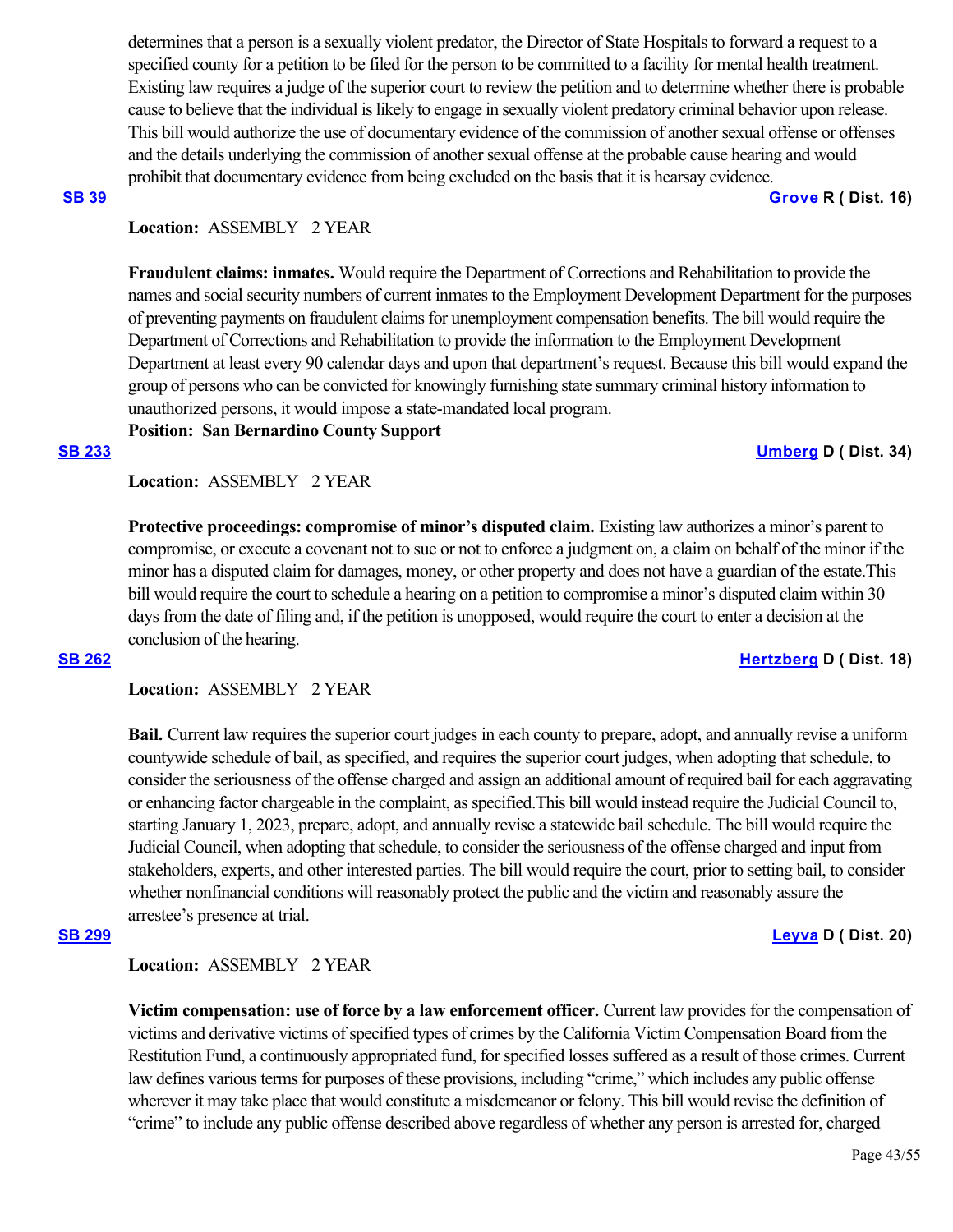determines that a person is a sexually violent predator, the Director of State Hospitals to forward a request to a specified county for a petition to be filed for the person to be committed to a facility for mental health treatment. Existing law requires a judge of the superior court to review the petition and to determine whether there is probable cause to believe that the individual is likely to engage in sexually violent predatory criminal behavior upon release. This bill would authorize the use of documentary evidence of the commission of another sexual offense or offenses and the details underlying the commission of another sexual offense at the probable cause hearing and would prohibit that documentary evidence from being excluded on the basis that it is hearsay evidence.

**SB 39** **Grove R ( Dist. 16)**

**Location:** ASSEMBLY 2 YEAR

**Fraudulent claims: inmates.** Would require the Department of Corrections and Rehabilitation to provide the names and social security numbers of current inmates to the Employment Development Department for the purposes of preventing payments on fraudulent claims for unemployment compensation benefits. The bill would require the Department of Corrections and Rehabilitation to provide the information to the Employment Development Department at least every 90 calendar days and upon that department's request. Because this bill would expand the group of persons who can be convicted for knowingly furnishing state summary criminal history information to unauthorized persons, it would impose a state-mandated local program.

**Position: San Bernardino County Support**

**SB 233** **Umberg D ( Dist. 34)**

**Location:** ASSEMBLY 2 YEAR

**Protective proceedings: compromise of minor's disputed claim.** Existing law authorizes a minor's parent to compromise, or execute a covenant not to sue or not to enforce a judgment on, a claim on behalf of the minor if the minor has a disputed claim for damages, money, or other property and does not have a guardian of the estate.This bill would require the court to schedule a hearing on a petition to compromise a minor's disputed claim within 30 days from the date of filing and, if the petition is unopposed, would require the court to enter a decision at the conclusion of the hearing.

**SB 262** **Hertzberg D ( Dist. 18)**

**Location:** ASSEMBLY 2 YEAR

**Bail.** Current law requires the superior court judges in each county to prepare, adopt, and annually revise a uniform countywide schedule of bail, as specified, and requires the superior court judges, when adopting that schedule, to consider the seriousness of the offense charged and assign an additional amount of required bail for each aggravating or enhancing factor chargeable in the complaint, as specified.This bill would instead require the Judicial Council to, starting January 1, 2023, prepare, adopt, and annually revise a statewide bail schedule. The bill would require the Judicial Council, when adopting that schedule, to consider the seriousness of the offense charged and input from stakeholders, experts, and other interested parties. The bill would require the court, prior to setting bail, to consider whether nonfinancial conditions will reasonably protect the public and the victim and reasonably assure the arrestee's presence at trial.

**SB 299** **Leyva D ( Dist. 20)**

**Location:** ASSEMBLY 2 YEAR

**Victim compensation: use of force by a law enforcement officer.** Current law provides for the compensation of victims and derivative victims of specified types of crimes by the California Victim Compensation Board from the Restitution Fund, a continuously appropriated fund, for specified losses suffered as a result of those crimes. Current law defines various terms for purposes of these provisions, including "crime," which includes any public offense wherever it may take place that would constitute a misdemeanor or felony. This bill would revise the definition of "crime" to include any public offense described above regardless of whether any person is arrested for, charged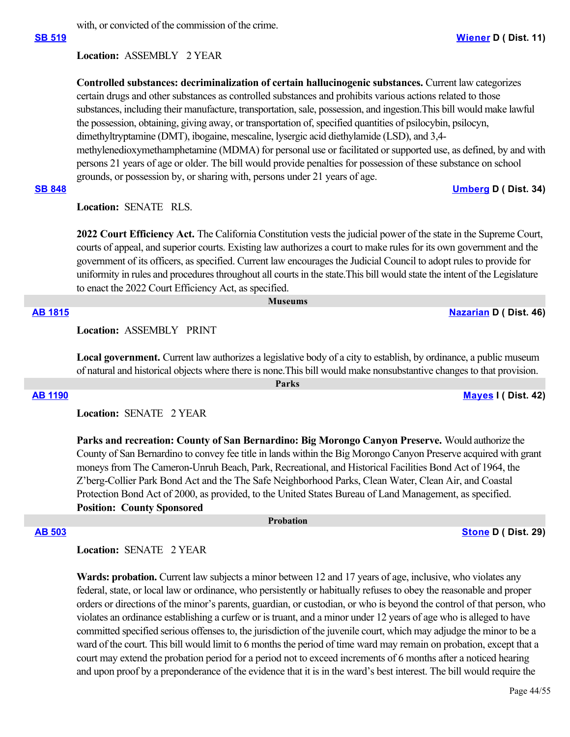with, or convicted of the commission of the crime.

**SB 519** **Wiener D ( Dist. 11)**

**Location:** ASSEMBLY 2 YEAR

**Controlled substances: decriminalization of certain hallucinogenic substances.** Current law categorizes certain drugs and other substances as controlled substances and prohibits various actions related to those substances, including their manufacture, transportation, sale, possession, and ingestion.This bill would make lawful the possession, obtaining, giving away, or transportation of, specified quantities of psilocybin, psilocyn, dimethyltryptamine (DMT), ibogaine, mescaline, lysergic acid diethylamide (LSD), and 3,4-methylenedioxymethamphetamine (MDMA) for personal use or facilitated or supported use, as defined, by and with persons 21 years of age or older. The bill would provide penalties for possession of these substance on school grounds, or possession by, or sharing with, persons under 21 years of age.

**SB 848** **Umberg D ( Dist. 34)**

**Location:** SENATE RLS.

**2022 Court Efficiency Act.** The California Constitution vests the judicial power of the state in the Supreme Court, courts of appeal, and superior courts. Existing law authorizes a court to make rules for its own government and the government of its officers, as specified. Current law encourages the Judicial Council to adopt rules to provide for uniformity in rules and procedures throughout all courts in the state.This bill would state the intent of the Legislature to enact the 2022 Court Efficiency Act, as specified.

## Museums

**AB 1815** **Nazarian D ( Dist. 46)**

**Location:** ASSEMBLY PRINT

**Local government.** Current law authorizes a legislative body of a city to establish, by ordinance, a public museum of natural and historical objects where there is none.This bill would make nonsubstantive changes to that provision.

## Parks

**AB 1190** **Mayes I ( Dist. 42)**

**Location:** SENATE 2 YEAR

**Parks and recreation: County of San Bernardino: Big Morongo Canyon Preserve.** Would authorize the County of San Bernardino to convey fee title in lands within the Big Morongo Canyon Preserve acquired with grant moneys from The Cameron-Unruh Beach, Park, Recreational, and Historical Facilities Bond Act of 1964, the Z'berg-Collier Park Bond Act and the The Safe Neighborhood Parks, Clean Water, Clean Air, and Coastal Protection Bond Act of 2000, as provided, to the United States Bureau of Land Management, as specified.

**Position: County Sponsored**

## Probation

**AB 503** **Stone D ( Dist. 29)**

**Location:** SENATE 2 YEAR

**Wards: probation.** Current law subjects a minor between 12 and 17 years of age, inclusive, who violates any federal, state, or local law or ordinance, who persistently or habitually refuses to obey the reasonable and proper orders or directions of the minor's parents, guardian, or custodian, or who is beyond the control of that person, who violates an ordinance establishing a curfew or is truant, and a minor under 12 years of age who is alleged to have committed specified serious offenses to, the jurisdiction of the juvenile court, which may adjudge the minor to be a ward of the court. This bill would limit to 6 months the period of time ward may remain on probation, except that a court may extend the probation period for a period not to exceed increments of 6 months after a noticed hearing and upon proof by a preponderance of the evidence that it is in the ward's best interest. The bill would require the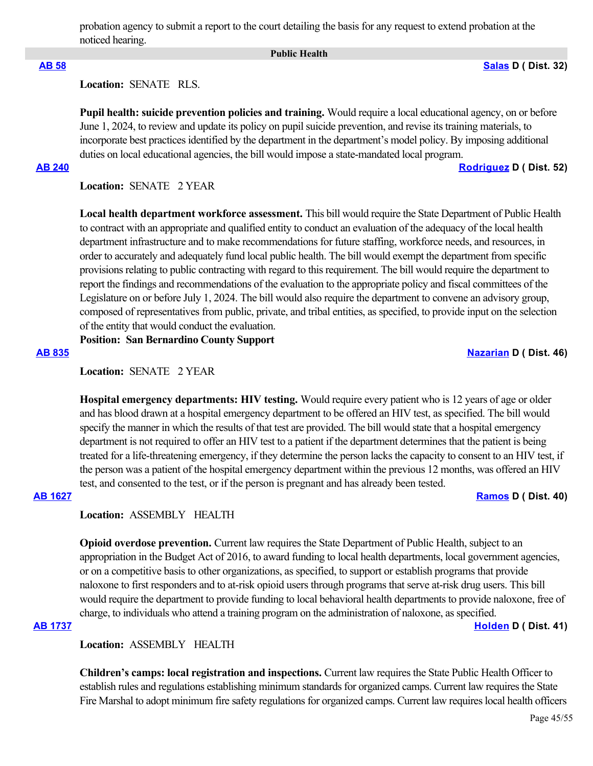probation agency to submit a report to the court detailing the basis for any request to extend probation at the noticed hearing.

## Public Health

**AB 58** — **Salas D ( Dist. 32)**

**Location:** SENATE RLS.

**Pupil health: suicide prevention policies and training.** Would require a local educational agency, on or before June 1, 2024, to review and update its policy on pupil suicide prevention, and revise its training materials, to incorporate best practices identified by the department in the department's model policy. By imposing additional duties on local educational agencies, the bill would impose a state-mandated local program.

**AB 240** — **Rodriguez D ( Dist. 52)**

**Location:** SENATE 2 YEAR

**Local health department workforce assessment.** This bill would require the State Department of Public Health to contract with an appropriate and qualified entity to conduct an evaluation of the adequacy of the local health department infrastructure and to make recommendations for future staffing, workforce needs, and resources, in order to accurately and adequately fund local public health. The bill would exempt the department from specific provisions relating to public contracting with regard to this requirement. The bill would require the department to report the findings and recommendations of the evaluation to the appropriate policy and fiscal committees of the Legislature on or before July 1, 2024. The bill would also require the department to convene an advisory group, composed of representatives from public, private, and tribal entities, as specified, to provide input on the selection of the entity that would conduct the evaluation.

**Position: San Bernardino County Support**

**AB 835** — **Nazarian D ( Dist. 46)**

**Location:** SENATE 2 YEAR

**Hospital emergency departments: HIV testing.** Would require every patient who is 12 years of age or older and has blood drawn at a hospital emergency department to be offered an HIV test, as specified. The bill would specify the manner in which the results of that test are provided. The bill would state that a hospital emergency department is not required to offer an HIV test to a patient if the department determines that the patient is being treated for a life-threatening emergency, if they determine the person lacks the capacity to consent to an HIV test, if the person was a patient of the hospital emergency department within the previous 12 months, was offered an HIV test, and consented to the test, or if the person is pregnant and has already been tested.

**AB 1627** — **Ramos D ( Dist. 40)**

**Location:** ASSEMBLY HEALTH

**Opioid overdose prevention.** Current law requires the State Department of Public Health, subject to an appropriation in the Budget Act of 2016, to award funding to local health departments, local government agencies, or on a competitive basis to other organizations, as specified, to support or establish programs that provide naloxone to first responders and to at-risk opioid users through programs that serve at-risk drug users. This bill would require the department to provide funding to local behavioral health departments to provide naloxone, free of charge, to individuals who attend a training program on the administration of naloxone, as specified.

**AB 1737** — **Holden D ( Dist. 41)**

**Location:** ASSEMBLY HEALTH

**Children's camps: local registration and inspections.** Current law requires the State Public Health Officer to establish rules and regulations establishing minimum standards for organized camps. Current law requires the State Fire Marshal to adopt minimum fire safety regulations for organized camps. Current law requires local health officers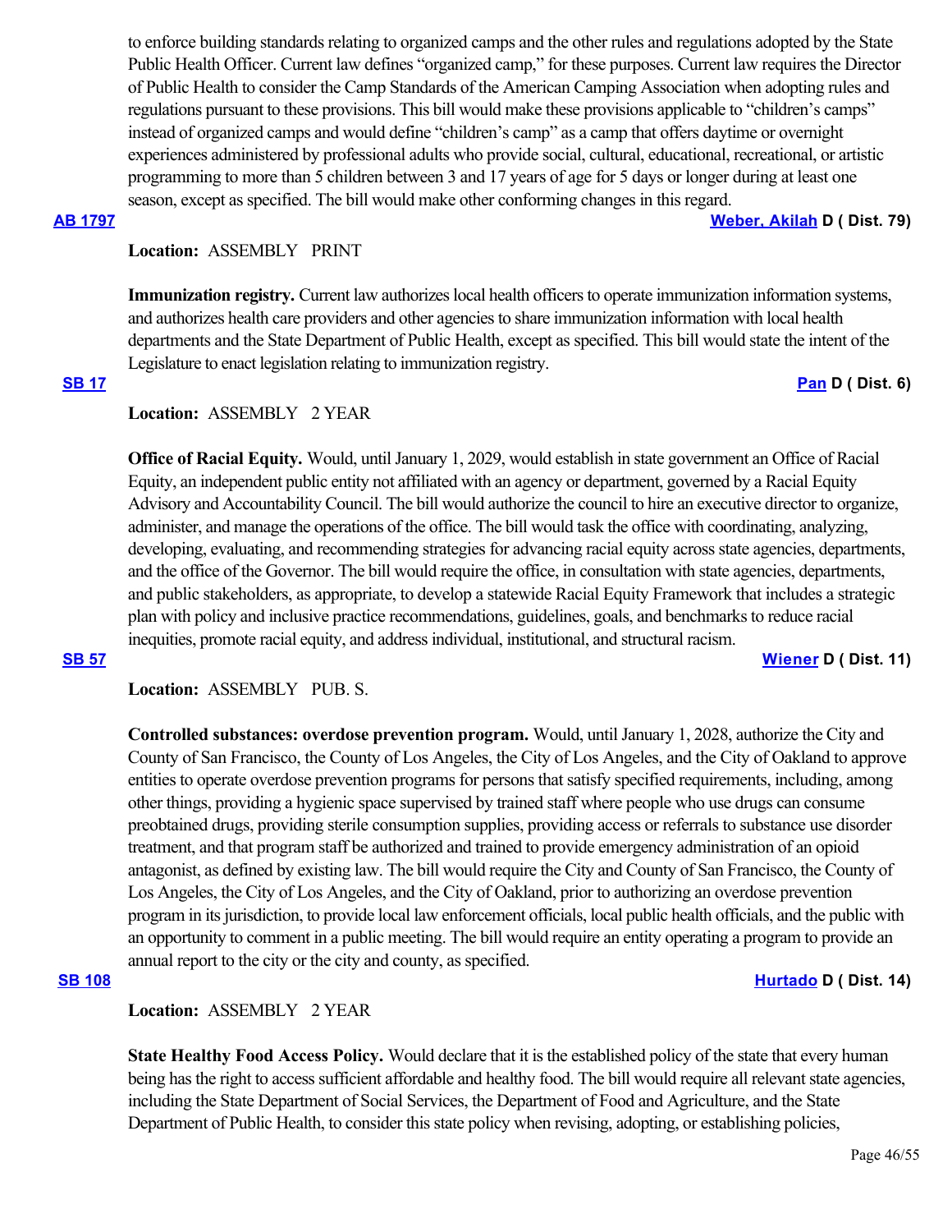to enforce building standards relating to organized camps and the other rules and regulations adopted by the State Public Health Officer. Current law defines "organized camp," for these purposes. Current law requires the Director of Public Health to consider the Camp Standards of the American Camping Association when adopting rules and regulations pursuant to these provisions. This bill would make these provisions applicable to "children's camps" instead of organized camps and would define "children's camp" as a camp that offers daytime or overnight experiences administered by professional adults who provide social, cultural, educational, recreational, or artistic programming to more than 5 children between 3 and 17 years of age for 5 days or longer during at least one season, except as specified. The bill would make other conforming changes in this regard.

**AB 1797** **Weber, Akilah D ( Dist. 79)**

**Location:** ASSEMBLY PRINT

**Immunization registry.** Current law authorizes local health officers to operate immunization information systems, and authorizes health care providers and other agencies to share immunization information with local health departments and the State Department of Public Health, except as specified. This bill would state the intent of the Legislature to enact legislation relating to immunization registry.

**SB 17** **Pan D ( Dist. 6)**

**Location:** ASSEMBLY 2 YEAR

**Office of Racial Equity.** Would, until January 1, 2029, would establish in state government an Office of Racial Equity, an independent public entity not affiliated with an agency or department, governed by a Racial Equity Advisory and Accountability Council. The bill would authorize the council to hire an executive director to organize, administer, and manage the operations of the office. The bill would task the office with coordinating, analyzing, developing, evaluating, and recommending strategies for advancing racial equity across state agencies, departments, and the office of the Governor. The bill would require the office, in consultation with state agencies, departments, and public stakeholders, as appropriate, to develop a statewide Racial Equity Framework that includes a strategic plan with policy and inclusive practice recommendations, guidelines, goals, and benchmarks to reduce racial inequities, promote racial equity, and address individual, institutional, and structural racism.

**SB 57** **Wiener D ( Dist. 11)**

**Location:** ASSEMBLY PUB. S.

**Controlled substances: overdose prevention program.** Would, until January 1, 2028, authorize the City and County of San Francisco, the County of Los Angeles, the City of Los Angeles, and the City of Oakland to approve entities to operate overdose prevention programs for persons that satisfy specified requirements, including, among other things, providing a hygienic space supervised by trained staff where people who use drugs can consume preobtained drugs, providing sterile consumption supplies, providing access or referrals to substance use disorder treatment, and that program staff be authorized and trained to provide emergency administration of an opioid antagonist, as defined by existing law. The bill would require the City and County of San Francisco, the County of Los Angeles, the City of Los Angeles, and the City of Oakland, prior to authorizing an overdose prevention program in its jurisdiction, to provide local law enforcement officials, local public health officials, and the public with an opportunity to comment in a public meeting. The bill would require an entity operating a program to provide an annual report to the city or the city and county, as specified.

**SB 108** **Hurtado D ( Dist. 14)**

**Location:** ASSEMBLY 2 YEAR

**State Healthy Food Access Policy.** Would declare that it is the established policy of the state that every human being has the right to access sufficient affordable and healthy food. The bill would require all relevant state agencies, including the State Department of Social Services, the Department of Food and Agriculture, and the State Department of Public Health, to consider this state policy when revising, adopting, or establishing policies,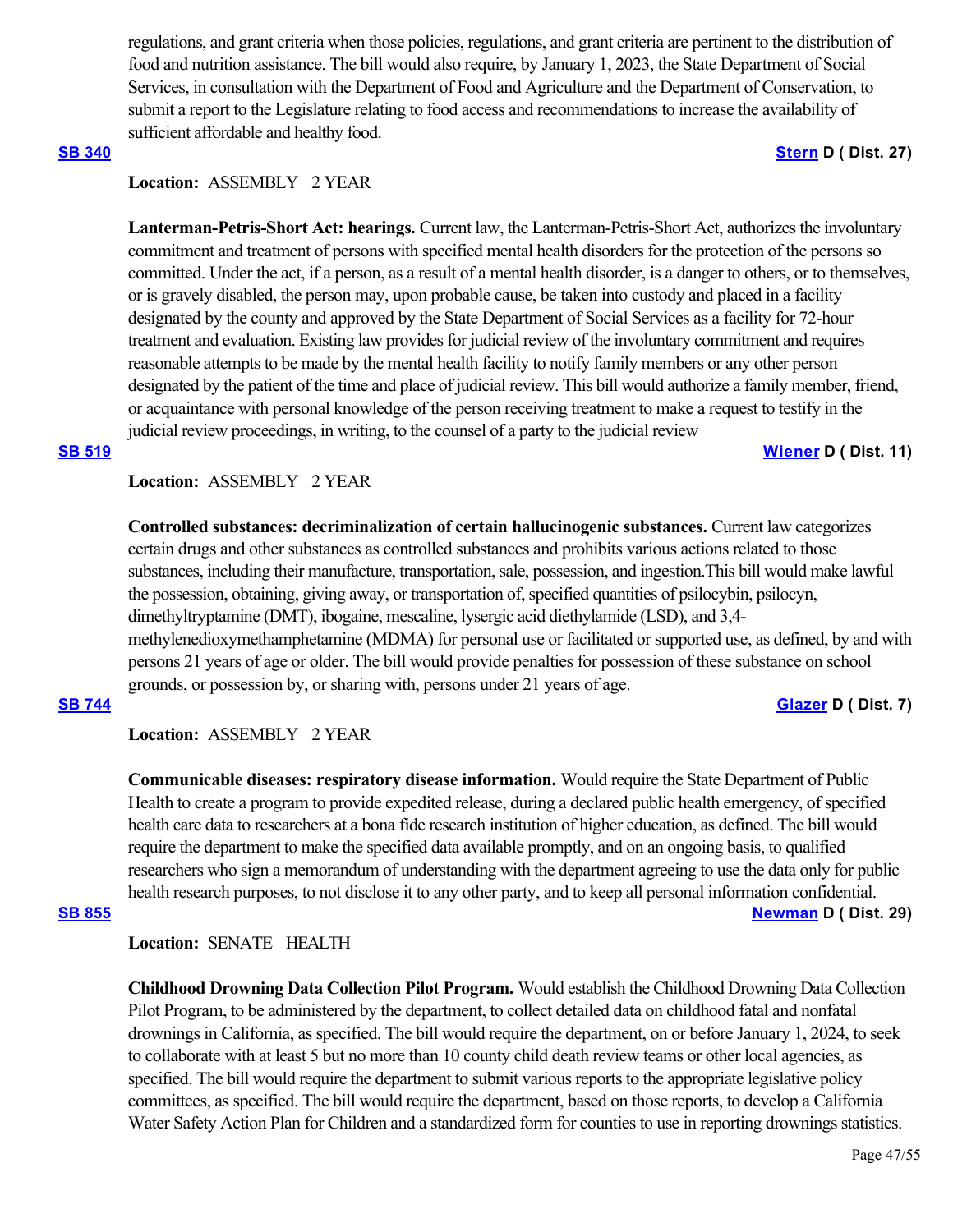regulations, and grant criteria when those policies, regulations, and grant criteria are pertinent to the distribution of food and nutrition assistance. The bill would also require, by January 1, 2023, the State Department of Social Services, in consultation with the Department of Food and Agriculture and the Department of Conservation, to submit a report to the Legislature relating to food access and recommendations to increase the availability of sufficient affordable and healthy food.

**SB 340** **Stern D ( Dist. 27)**

**Location:** ASSEMBLY 2 YEAR

**Lanterman-Petris-Short Act: hearings.** Current law, the Lanterman-Petris-Short Act, authorizes the involuntary commitment and treatment of persons with specified mental health disorders for the protection of the persons so committed. Under the act, if a person, as a result of a mental health disorder, is a danger to others, or to themselves, or is gravely disabled, the person may, upon probable cause, be taken into custody and placed in a facility designated by the county and approved by the State Department of Social Services as a facility for 72-hour treatment and evaluation. Existing law provides for judicial review of the involuntary commitment and requires reasonable attempts to be made by the mental health facility to notify family members or any other person designated by the patient of the time and place of judicial review. This bill would authorize a family member, friend, or acquaintance with personal knowledge of the person receiving treatment to make a request to testify in the judicial review proceedings, in writing, to the counsel of a party to the judicial review

**SB 519** **Wiener D ( Dist. 11)**

**Location:** ASSEMBLY 2 YEAR

**Controlled substances: decriminalization of certain hallucinogenic substances.** Current law categorizes certain drugs and other substances as controlled substances and prohibits various actions related to those substances, including their manufacture, transportation, sale, possession, and ingestion.This bill would make lawful the possession, obtaining, giving away, or transportation of, specified quantities of psilocybin, psilocyn, dimethyltryptamine (DMT), ibogaine, mescaline, lysergic acid diethylamide (LSD), and 3,4-methylenedioxymethamphetamine (MDMA) for personal use or facilitated or supported use, as defined, by and with persons 21 years of age or older. The bill would provide penalties for possession of these substance on school grounds, or possession by, or sharing with, persons under 21 years of age.

**SB 744** **Glazer D ( Dist. 7)**

**Location:** ASSEMBLY 2 YEAR

**Communicable diseases: respiratory disease information.** Would require the State Department of Public Health to create a program to provide expedited release, during a declared public health emergency, of specified health care data to researchers at a bona fide research institution of higher education, as defined. The bill would require the department to make the specified data available promptly, and on an ongoing basis, to qualified researchers who sign a memorandum of understanding with the department agreeing to use the data only for public health research purposes, to not disclose it to any other party, and to keep all personal information confidential.

**SB 855** **Newman D ( Dist. 29)**

**Location:** SENATE HEALTH

**Childhood Drowning Data Collection Pilot Program.** Would establish the Childhood Drowning Data Collection Pilot Program, to be administered by the department, to collect detailed data on childhood fatal and nonfatal drownings in California, as specified. The bill would require the department, on or before January 1, 2024, to seek to collaborate with at least 5 but no more than 10 county child death review teams or other local agencies, as specified. The bill would require the department to submit various reports to the appropriate legislative policy committees, as specified. The bill would require the department, based on those reports, to develop a California Water Safety Action Plan for Children and a standardized form for counties to use in reporting drownings statistics.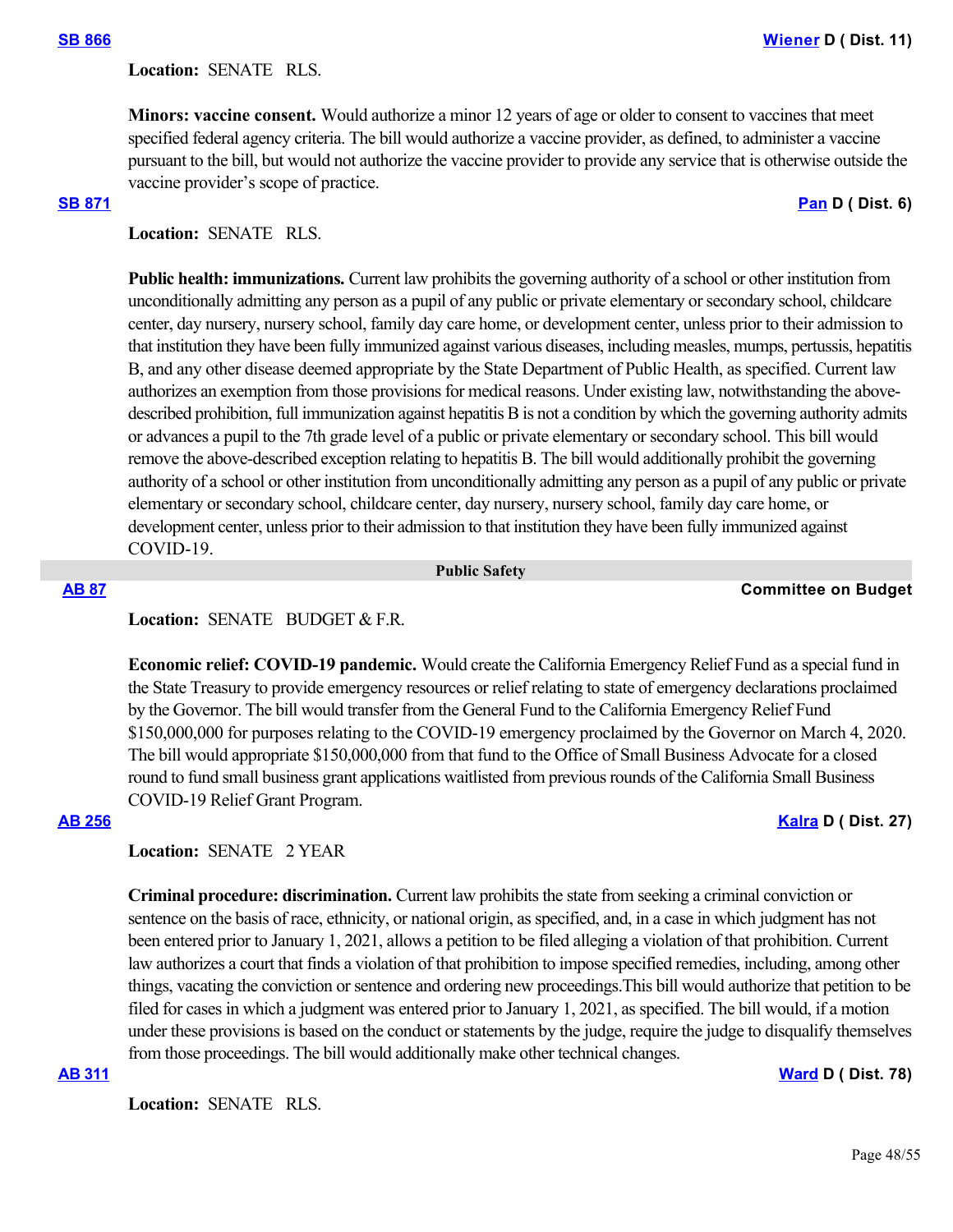**SB 866** **Wiener D ( Dist. 11)**

**Location:** SENATE RLS.

**Minors: vaccine consent.** Would authorize a minor 12 years of age or older to consent to vaccines that meet specified federal agency criteria. The bill would authorize a vaccine provider, as defined, to administer a vaccine pursuant to the bill, but would not authorize the vaccine provider to provide any service that is otherwise outside the vaccine provider's scope of practice.

**SB 871** **Pan D ( Dist. 6)**

**Location:** SENATE RLS.

**Public health: immunizations.** Current law prohibits the governing authority of a school or other institution from unconditionally admitting any person as a pupil of any public or private elementary or secondary school, childcare center, day nursery, nursery school, family day care home, or development center, unless prior to their admission to that institution they have been fully immunized against various diseases, including measles, mumps, pertussis, hepatitis B, and any other disease deemed appropriate by the State Department of Public Health, as specified. Current law authorizes an exemption from those provisions for medical reasons. Under existing law, notwithstanding the above-described prohibition, full immunization against hepatitis B is not a condition by which the governing authority admits or advances a pupil to the 7th grade level of a public or private elementary or secondary school. This bill would remove the above-described exception relating to hepatitis B. The bill would additionally prohibit the governing authority of a school or other institution from unconditionally admitting any person as a pupil of any public or private elementary or secondary school, childcare center, day nursery, nursery school, family day care home, or development center, unless prior to their admission to that institution they have been fully immunized against COVID-19.

## Public Safety

**AB 87** **Committee on Budget**

**Location:** SENATE BUDGET & F.R.

**Economic relief: COVID-19 pandemic.** Would create the California Emergency Relief Fund as a special fund in the State Treasury to provide emergency resources or relief relating to state of emergency declarations proclaimed by the Governor. The bill would transfer from the General Fund to the California Emergency Relief Fund $150,000,000 for purposes relating to the COVID-19 emergency proclaimed by the Governor on March 4, 2020. The bill would appropriate $150,000,000 from that fund to the Office of Small Business Advocate for a closed round to fund small business grant applications waitlisted from previous rounds of the California Small Business COVID-19 Relief Grant Program.

**AB 256** **Kalra D ( Dist. 27)**

**Location:** SENATE 2 YEAR

**Criminal procedure: discrimination.** Current law prohibits the state from seeking a criminal conviction or sentence on the basis of race, ethnicity, or national origin, as specified, and, in a case in which judgment has not been entered prior to January 1, 2021, allows a petition to be filed alleging a violation of that prohibition. Current law authorizes a court that finds a violation of that prohibition to impose specified remedies, including, among other things, vacating the conviction or sentence and ordering new proceedings.This bill would authorize that petition to be filed for cases in which a judgment was entered prior to January 1, 2021, as specified. The bill would, if a motion under these provisions is based on the conduct or statements by the judge, require the judge to disqualify themselves from those proceedings. The bill would additionally make other technical changes.

**AB 311** **Ward D ( Dist. 78)**

**Location:** SENATE RLS.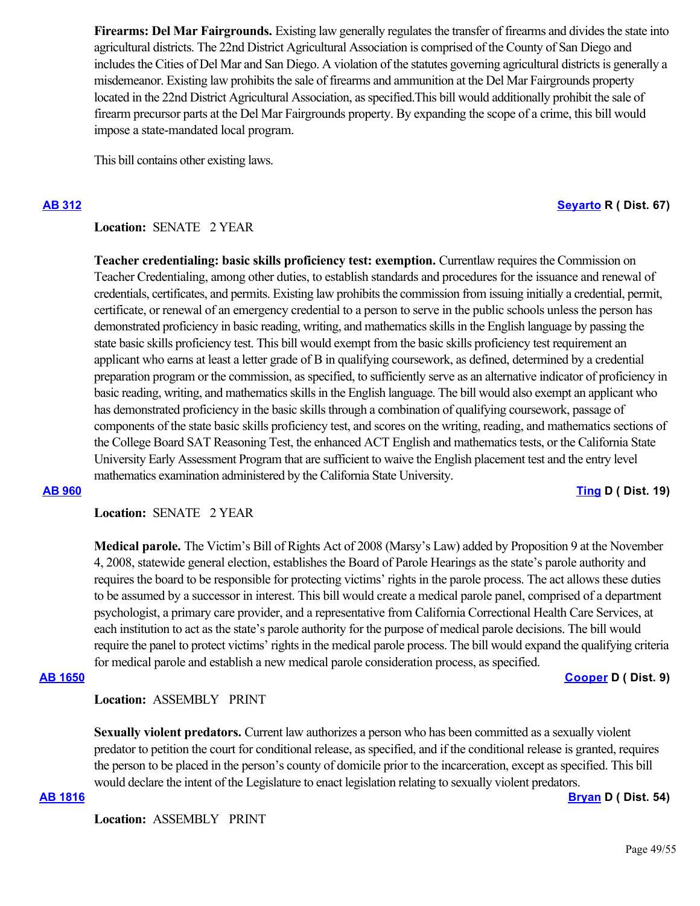**Firearms: Del Mar Fairgrounds.** Existing law generally regulates the transfer of firearms and divides the state into agricultural districts. The 22nd District Agricultural Association is comprised of the County of San Diego and includes the Cities of Del Mar and San Diego. A violation of the statutes governing agricultural districts is generally a misdemeanor. Existing law prohibits the sale of firearms and ammunition at the Del Mar Fairgrounds property located in the 22nd District Agricultural Association, as specified.This bill would additionally prohibit the sale of firearm precursor parts at the Del Mar Fairgrounds property. By expanding the scope of a crime, this bill would impose a state-mandated local program.

This bill contains other existing laws.

**AB 312** **Seyarto R ( Dist. 67)**

**Location:** SENATE 2 YEAR

**Teacher credentialing: basic skills proficiency test: exemption.** Currentlaw requires the Commission on Teacher Credentialing, among other duties, to establish standards and procedures for the issuance and renewal of credentials, certificates, and permits. Existing law prohibits the commission from issuing initially a credential, permit, certificate, or renewal of an emergency credential to a person to serve in the public schools unless the person has demonstrated proficiency in basic reading, writing, and mathematics skills in the English language by passing the state basic skills proficiency test. This bill would exempt from the basic skills proficiency test requirement an applicant who earns at least a letter grade of B in qualifying coursework, as defined, determined by a credential preparation program or the commission, as specified, to sufficiently serve as an alternative indicator of proficiency in basic reading, writing, and mathematics skills in the English language. The bill would also exempt an applicant who has demonstrated proficiency in the basic skills through a combination of qualifying coursework, passage of components of the state basic skills proficiency test, and scores on the writing, reading, and mathematics sections of the College Board SAT Reasoning Test, the enhanced ACT English and mathematics tests, or the California State University Early Assessment Program that are sufficient to waive the English placement test and the entry level mathematics examination administered by the California State University.

**AB 960** **Ting D ( Dist. 19)**

**Location:** SENATE 2 YEAR

**Medical parole.** The Victim's Bill of Rights Act of 2008 (Marsy's Law) added by Proposition 9 at the November 4, 2008, statewide general election, establishes the Board of Parole Hearings as the state's parole authority and requires the board to be responsible for protecting victims' rights in the parole process. The act allows these duties to be assumed by a successor in interest. This bill would create a medical parole panel, comprised of a department psychologist, a primary care provider, and a representative from California Correctional Health Care Services, at each institution to act as the state's parole authority for the purpose of medical parole decisions. The bill would require the panel to protect victims' rights in the medical parole process. The bill would expand the qualifying criteria for medical parole and establish a new medical parole consideration process, as specified.

**AB 1650** **Cooper D ( Dist. 9)**

**Location:** ASSEMBLY PRINT

**Sexually violent predators.** Current law authorizes a person who has been committed as a sexually violent predator to petition the court for conditional release, as specified, and if the conditional release is granted, requires the person to be placed in the person's county of domicile prior to the incarceration, except as specified. This bill would declare the intent of the Legislature to enact legislation relating to sexually violent predators.

**AB 1816** **Bryan D ( Dist. 54)**

**Location:** ASSEMBLY PRINT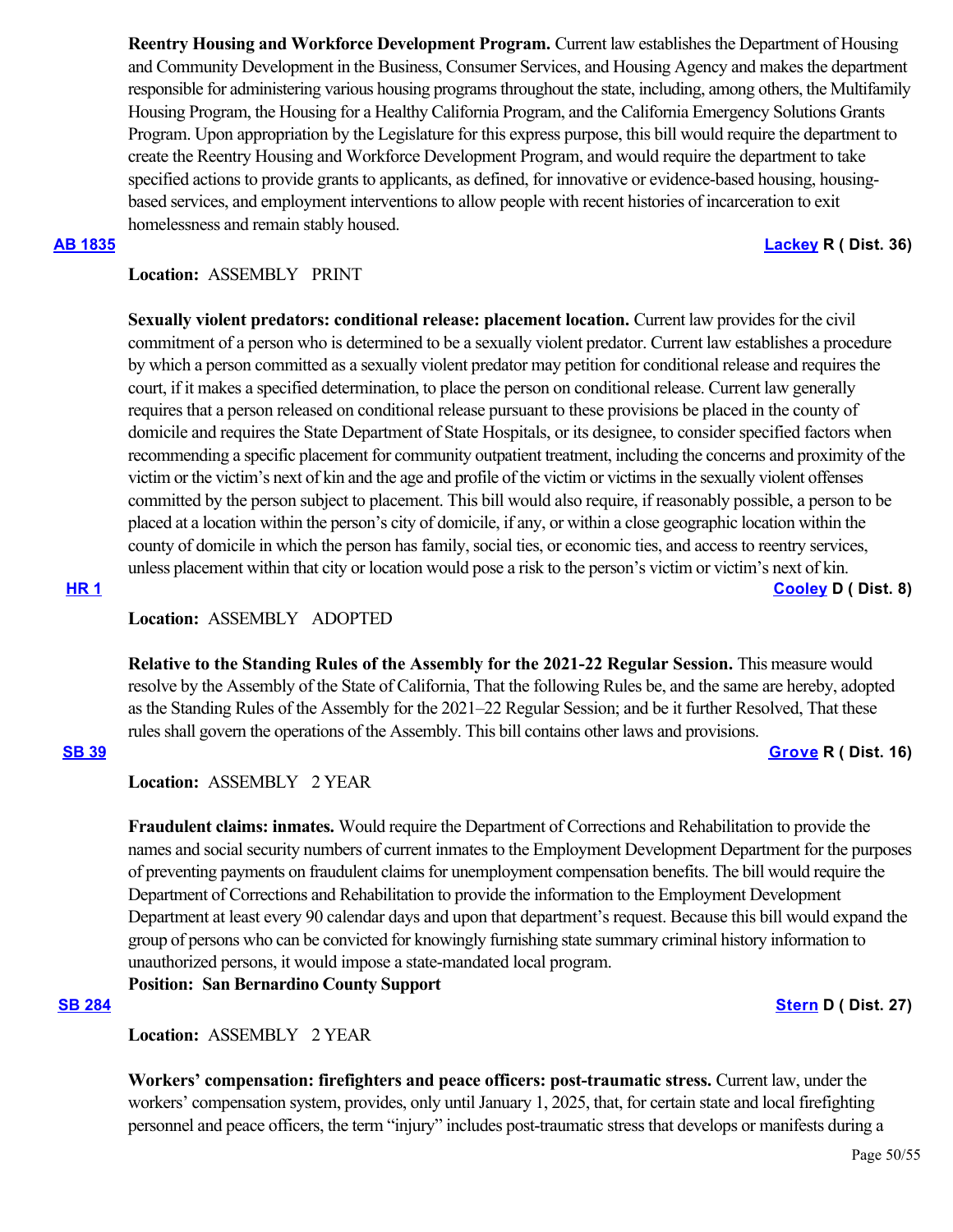**Reentry Housing and Workforce Development Program.** Current law establishes the Department of Housing and Community Development in the Business, Consumer Services, and Housing Agency and makes the department responsible for administering various housing programs throughout the state, including, among others, the Multifamily Housing Program, the Housing for a Healthy California Program, and the California Emergency Solutions Grants Program. Upon appropriation by the Legislature for this express purpose, this bill would require the department to create the Reentry Housing and Workforce Development Program, and would require the department to take specified actions to provide grants to applicants, as defined, for innovative or evidence-based housing, housing-based services, and employment interventions to allow people with recent histories of incarceration to exit homelessness and remain stably housed.

**AB 1835** **Lackey R ( Dist. 36)**

**Location:** ASSEMBLY PRINT

**Sexually violent predators: conditional release: placement location.** Current law provides for the civil commitment of a person who is determined to be a sexually violent predator. Current law establishes a procedure by which a person committed as a sexually violent predator may petition for conditional release and requires the court, if it makes a specified determination, to place the person on conditional release. Current law generally requires that a person released on conditional release pursuant to these provisions be placed in the county of domicile and requires the State Department of State Hospitals, or its designee, to consider specified factors when recommending a specific placement for community outpatient treatment, including the concerns and proximity of the victim or the victim's next of kin and the age and profile of the victim or victims in the sexually violent offenses committed by the person subject to placement. This bill would also require, if reasonably possible, a person to be placed at a location within the person's city of domicile, if any, or within a close geographic location within the county of domicile in which the person has family, social ties, or economic ties, and access to reentry services, unless placement within that city or location would pose a risk to the person's victim or victim's next of kin.

**HR 1** **Cooley D ( Dist. 8)**

**Location:** ASSEMBLY ADOPTED

**Relative to the Standing Rules of the Assembly for the 2021-22 Regular Session.** This measure would resolve by the Assembly of the State of California, That the following Rules be, and the same are hereby, adopted as the Standing Rules of the Assembly for the 2021–22 Regular Session; and be it further Resolved, That these rules shall govern the operations of the Assembly. This bill contains other laws and provisions.

**SB 39** **Grove R ( Dist. 16)**

**Location:** ASSEMBLY 2 YEAR

**Fraudulent claims: inmates.** Would require the Department of Corrections and Rehabilitation to provide the names and social security numbers of current inmates to the Employment Development Department for the purposes of preventing payments on fraudulent claims for unemployment compensation benefits. The bill would require the Department of Corrections and Rehabilitation to provide the information to the Employment Development Department at least every 90 calendar days and upon that department's request. Because this bill would expand the group of persons who can be convicted for knowingly furnishing state summary criminal history information to unauthorized persons, it would impose a state-mandated local program.

**Position: San Bernardino County Support**

**SB 284** **Stern D ( Dist. 27)**

**Location:** ASSEMBLY 2 YEAR

**Workers' compensation: firefighters and peace officers: post-traumatic stress.** Current law, under the workers' compensation system, provides, only until January 1, 2025, that, for certain state and local firefighting personnel and peace officers, the term "injury" includes post-traumatic stress that develops or manifests during a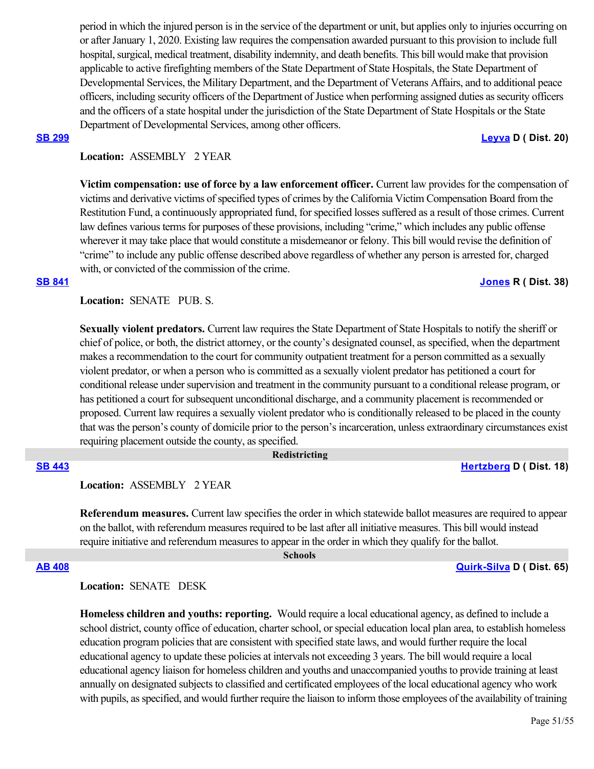period in which the injured person is in the service of the department or unit, but applies only to injuries occurring on or after January 1, 2020. Existing law requires the compensation awarded pursuant to this provision to include full hospital, surgical, medical treatment, disability indemnity, and death benefits. This bill would make that provision applicable to active firefighting members of the State Department of State Hospitals, the State Department of Developmental Services, the Military Department, and the Department of Veterans Affairs, and to additional peace officers, including security officers of the Department of Justice when performing assigned duties as security officers and the officers of a state hospital under the jurisdiction of the State Department of State Hospitals or the State Department of Developmental Services, among other officers.

**SB 299** **Leyva D ( Dist. 20)**

**Location:** ASSEMBLY 2 YEAR

**Victim compensation: use of force by a law enforcement officer.** Current law provides for the compensation of victims and derivative victims of specified types of crimes by the California Victim Compensation Board from the Restitution Fund, a continuously appropriated fund, for specified losses suffered as a result of those crimes. Current law defines various terms for purposes of these provisions, including "crime," which includes any public offense wherever it may take place that would constitute a misdemeanor or felony. This bill would revise the definition of "crime" to include any public offense described above regardless of whether any person is arrested for, charged with, or convicted of the commission of the crime.

**SB 841** **Jones R ( Dist. 38)**

**Location:** SENATE PUB. S.

**Sexually violent predators.** Current law requires the State Department of State Hospitals to notify the sheriff or chief of police, or both, the district attorney, or the county's designated counsel, as specified, when the department makes a recommendation to the court for community outpatient treatment for a person committed as a sexually violent predator, or when a person who is committed as a sexually violent predator has petitioned a court for conditional release under supervision and treatment in the community pursuant to a conditional release program, or has petitioned a court for subsequent unconditional discharge, and a community placement is recommended or proposed. Current law requires a sexually violent predator who is conditionally released to be placed in the county that was the person's county of domicile prior to the person's incarceration, unless extraordinary circumstances exist requiring placement outside the county, as specified.

## Redistricting

**SB 443** **Hertzberg D ( Dist. 18)**

**Location:** ASSEMBLY 2 YEAR

**Referendum measures.** Current law specifies the order in which statewide ballot measures are required to appear on the ballot, with referendum measures required to be last after all initiative measures. This bill would instead require initiative and referendum measures to appear in the order in which they qualify for the ballot.

## Schools

**AB 408** **Quirk-Silva D ( Dist. 65)**

**Location:** SENATE DESK

**Homeless children and youths: reporting.** Would require a local educational agency, as defined to include a school district, county office of education, charter school, or special education local plan area, to establish homeless education program policies that are consistent with specified state laws, and would further require the local educational agency to update these policies at intervals not exceeding 3 years. The bill would require a local educational agency liaison for homeless children and youths and unaccompanied youths to provide training at least annually on designated subjects to classified and certificated employees of the local educational agency who work with pupils, as specified, and would further require the liaison to inform those employees of the availability of training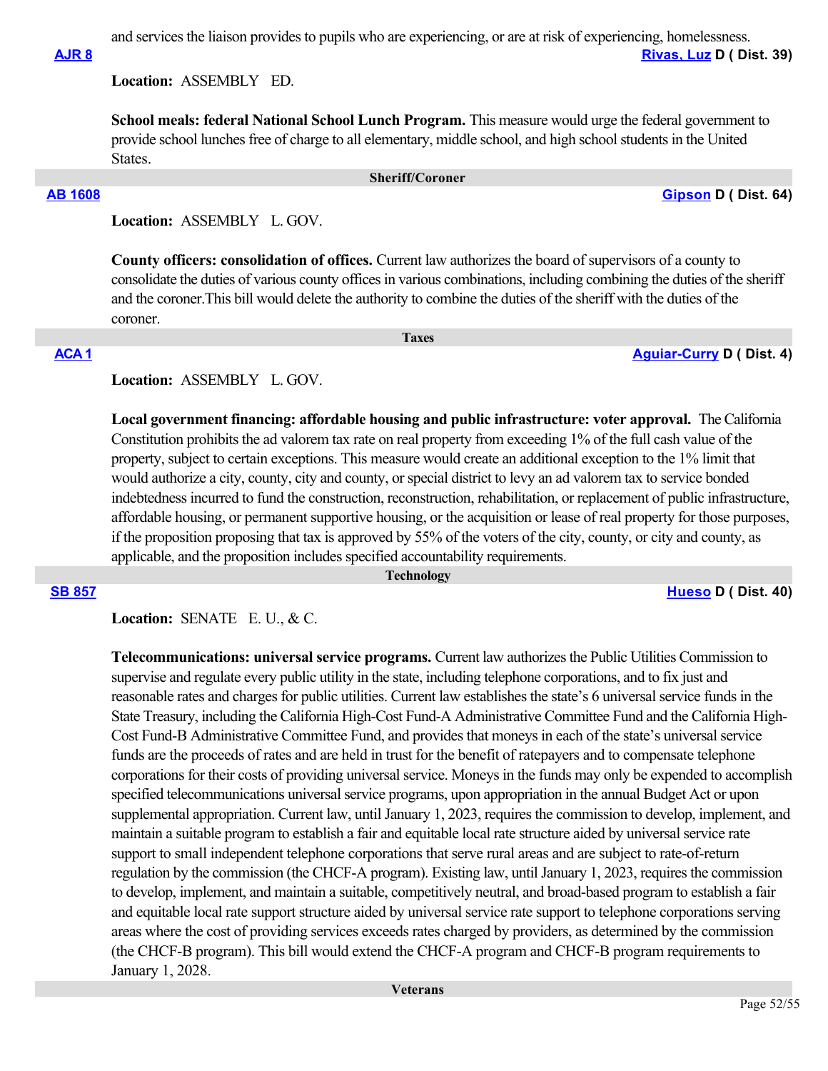and services the liaison provides to pupils who are experiencing, or are at risk of experiencing, homelessness.

**AJR 8** **Rivas, Luz D ( Dist. 39)**

**Location:** ASSEMBLY ED.

**School meals: federal National School Lunch Program.** This measure would urge the federal government to provide school lunches free of charge to all elementary, middle school, and high school students in the United States.

## Sheriff/Coroner

**AB 1608** **Gipson D ( Dist. 64)**

**Location:** ASSEMBLY L. GOV.

**County officers: consolidation of offices.** Current law authorizes the board of supervisors of a county to consolidate the duties of various county offices in various combinations, including combining the duties of the sheriff and the coroner.This bill would delete the authority to combine the duties of the sheriff with the duties of the coroner.

## Taxes

**ACA 1** **Aguiar-Curry D ( Dist. 4)**

**Location:** ASSEMBLY L. GOV.

**Local government financing: affordable housing and public infrastructure: voter approval.** The California Constitution prohibits the ad valorem tax rate on real property from exceeding 1% of the full cash value of the property, subject to certain exceptions. This measure would create an additional exception to the 1% limit that would authorize a city, county, city and county, or special district to levy an ad valorem tax to service bonded indebtedness incurred to fund the construction, reconstruction, rehabilitation, or replacement of public infrastructure, affordable housing, or permanent supportive housing, or the acquisition or lease of real property for those purposes, if the proposition proposing that tax is approved by 55% of the voters of the city, county, or city and county, as applicable, and the proposition includes specified accountability requirements.

## Technology

**SB 857** **Hueso D ( Dist. 40)**

**Location:** SENATE E. U., & C.

**Telecommunications: universal service programs.** Current law authorizes the Public Utilities Commission to supervise and regulate every public utility in the state, including telephone corporations, and to fix just and reasonable rates and charges for public utilities. Current law establishes the state's 6 universal service funds in the State Treasury, including the California High-Cost Fund-A Administrative Committee Fund and the California High-Cost Fund-B Administrative Committee Fund, and provides that moneys in each of the state's universal service funds are the proceeds of rates and are held in trust for the benefit of ratepayers and to compensate telephone corporations for their costs of providing universal service. Moneys in the funds may only be expended to accomplish specified telecommunications universal service programs, upon appropriation in the annual Budget Act or upon supplemental appropriation. Current law, until January 1, 2023, requires the commission to develop, implement, and maintain a suitable program to establish a fair and equitable local rate structure aided by universal service rate support to small independent telephone corporations that serve rural areas and are subject to rate-of-return regulation by the commission (the CHCF-A program). Existing law, until January 1, 2023, requires the commission to develop, implement, and maintain a suitable, competitively neutral, and broad-based program to establish a fair and equitable local rate support structure aided by universal service rate support to telephone corporations serving areas where the cost of providing services exceeds rates charged by providers, as determined by the commission (the CHCF-B program). This bill would extend the CHCF-A program and CHCF-B program requirements to January 1, 2028.

## Veterans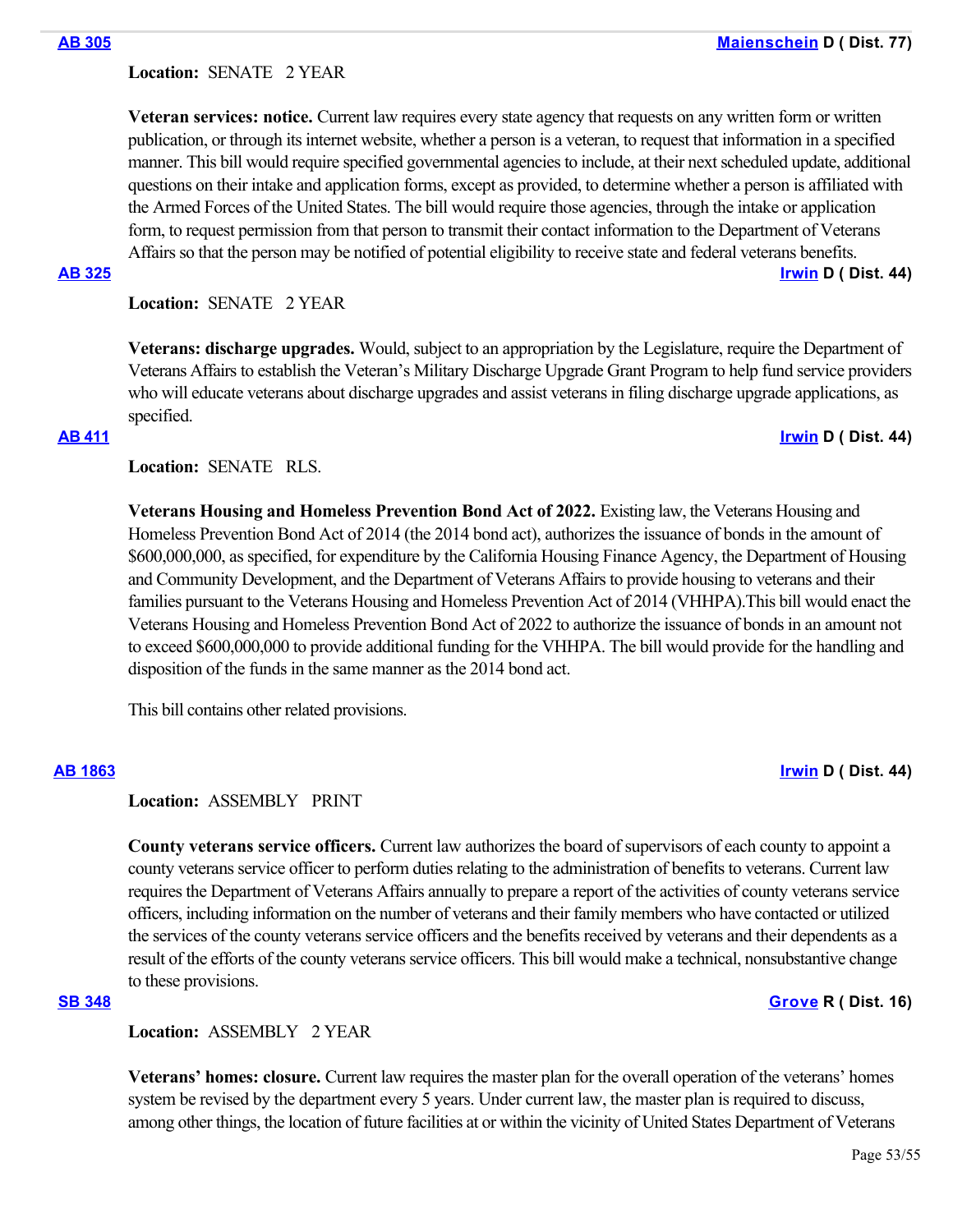**AB 305** **Maienschein D ( Dist. 77)**

**Location:** SENATE 2 YEAR

**Veteran services: notice.** Current law requires every state agency that requests on any written form or written publication, or through its internet website, whether a person is a veteran, to request that information in a specified manner. This bill would require specified governmental agencies to include, at their next scheduled update, additional questions on their intake and application forms, except as provided, to determine whether a person is affiliated with the Armed Forces of the United States. The bill would require those agencies, through the intake or application form, to request permission from that person to transmit their contact information to the Department of Veterans Affairs so that the person may be notified of potential eligibility to receive state and federal veterans benefits.

**AB 325** **Irwin D ( Dist. 44)**

**Location:** SENATE 2 YEAR

**Veterans: discharge upgrades.** Would, subject to an appropriation by the Legislature, require the Department of Veterans Affairs to establish the Veteran's Military Discharge Upgrade Grant Program to help fund service providers who will educate veterans about discharge upgrades and assist veterans in filing discharge upgrade applications, as specified.

**AB 411** **Irwin D ( Dist. 44)**

**Location:** SENATE RLS.

**Veterans Housing and Homeless Prevention Bond Act of 2022.** Existing law, the Veterans Housing and Homeless Prevention Bond Act of 2014 (the 2014 bond act), authorizes the issuance of bonds in the amount of $600,000,000, as specified, for expenditure by the California Housing Finance Agency, the Department of Housing and Community Development, and the Department of Veterans Affairs to provide housing to veterans and their families pursuant to the Veterans Housing and Homeless Prevention Act of 2014 (VHHPA).This bill would enact the Veterans Housing and Homeless Prevention Bond Act of 2022 to authorize the issuance of bonds in an amount not to exceed $600,000,000 to provide additional funding for the VHHPA. The bill would provide for the handling and disposition of the funds in the same manner as the 2014 bond act.

This bill contains other related provisions.

**AB 1863** **Irwin D ( Dist. 44)**

**Location:** ASSEMBLY PRINT

**County veterans service officers.** Current law authorizes the board of supervisors of each county to appoint a county veterans service officer to perform duties relating to the administration of benefits to veterans. Current law requires the Department of Veterans Affairs annually to prepare a report of the activities of county veterans service officers, including information on the number of veterans and their family members who have contacted or utilized the services of the county veterans service officers and the benefits received by veterans and their dependents as a result of the efforts of the county veterans service officers. This bill would make a technical, nonsubstantive change to these provisions.

**SB 348** **Grove R ( Dist. 16)**

**Location:** ASSEMBLY 2 YEAR

**Veterans' homes: closure.** Current law requires the master plan for the overall operation of the veterans' homes system be revised by the department every 5 years. Under current law, the master plan is required to discuss, among other things, the location of future facilities at or within the vicinity of United States Department of Veterans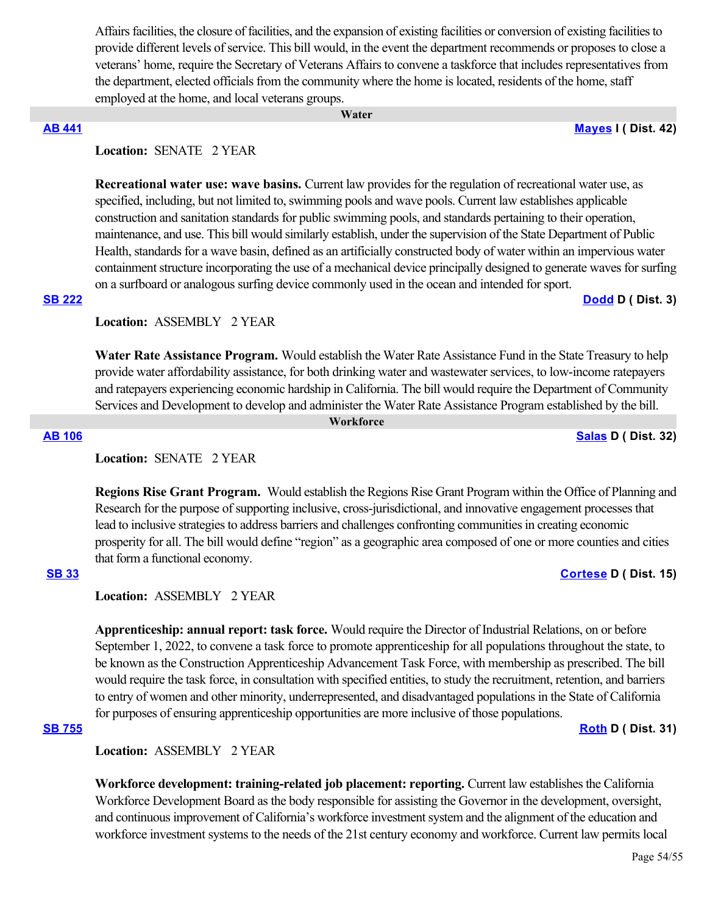Affairs facilities, the closure of facilities, and the expansion of existing facilities or conversion of existing facilities to provide different levels of service. This bill would, in the event the department recommends or proposes to close a veterans' home, require the Secretary of Veterans Affairs to convene a taskforce that includes representatives from the department, elected officials from the community where the home is located, residents of the home, staff employed at the home, and local veterans groups.

## Water

**AB 441** **Mayes I ( Dist. 42)**

**Location:** SENATE 2 YEAR

**Recreational water use: wave basins.** Current law provides for the regulation of recreational water use, as specified, including, but not limited to, swimming pools and wave pools. Current law establishes applicable construction and sanitation standards for public swimming pools, and standards pertaining to their operation, maintenance, and use. This bill would similarly establish, under the supervision of the State Department of Public Health, standards for a wave basin, defined as an artificially constructed body of water within an impervious water containment structure incorporating the use of a mechanical device principally designed to generate waves for surfing on a surfboard or analogous surfing device commonly used in the ocean and intended for sport.

**SB 222** **Dodd D ( Dist. 3)**

**Location:** ASSEMBLY 2 YEAR

**Water Rate Assistance Program.** Would establish the Water Rate Assistance Fund in the State Treasury to help provide water affordability assistance, for both drinking water and wastewater services, to low-income ratepayers and ratepayers experiencing economic hardship in California. The bill would require the Department of Community Services and Development to develop and administer the Water Rate Assistance Program established by the bill.

## Workforce

**AB 106** **Salas D ( Dist. 32)**

**Location:** SENATE 2 YEAR

**Regions Rise Grant Program.** Would establish the Regions Rise Grant Program within the Office of Planning and Research for the purpose of supporting inclusive, cross-jurisdictional, and innovative engagement processes that lead to inclusive strategies to address barriers and challenges confronting communities in creating economic prosperity for all. The bill would define "region" as a geographic area composed of one or more counties and cities that form a functional economy.

**SB 33** **Cortese D ( Dist. 15)**

**Location:** ASSEMBLY 2 YEAR

**Apprenticeship: annual report: task force.** Would require the Director of Industrial Relations, on or before September 1, 2022, to convene a task force to promote apprenticeship for all populations throughout the state, to be known as the Construction Apprenticeship Advancement Task Force, with membership as prescribed. The bill would require the task force, in consultation with specified entities, to study the recruitment, retention, and barriers to entry of women and other minority, underrepresented, and disadvantaged populations in the State of California for purposes of ensuring apprenticeship opportunities are more inclusive of those populations.

**SB 755** **Roth D ( Dist. 31)**

**Location:** ASSEMBLY 2 YEAR

**Workforce development: training-related job placement: reporting.** Current law establishes the California Workforce Development Board as the body responsible for assisting the Governor in the development, oversight, and continuous improvement of California's workforce investment system and the alignment of the education and workforce investment systems to the needs of the 21st century economy and workforce. Current law permits local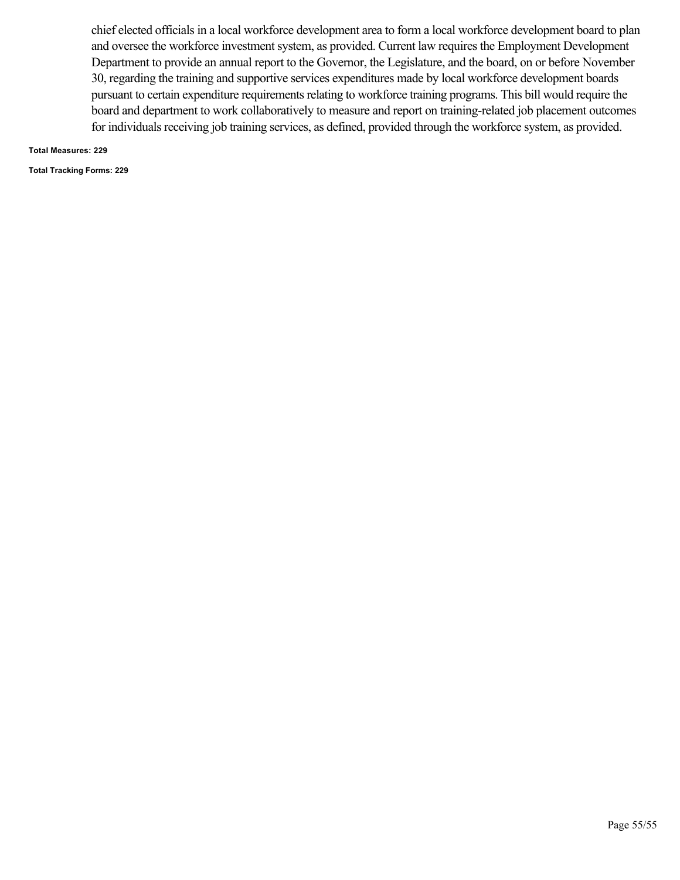chief elected officials in a local workforce development area to form a local workforce development board to plan and oversee the workforce investment system, as provided. Current law requires the Employment Development Department to provide an annual report to the Governor, the Legislature, and the board, on or before November 30, regarding the training and supportive services expenditures made by local workforce development boards pursuant to certain expenditure requirements relating to workforce training programs. This bill would require the board and department to work collaboratively to measure and report on training-related job placement outcomes for individuals receiving job training services, as defined, provided through the workforce system, as provided.

**Total Measures: 229**

**Total Tracking Forms: 229**